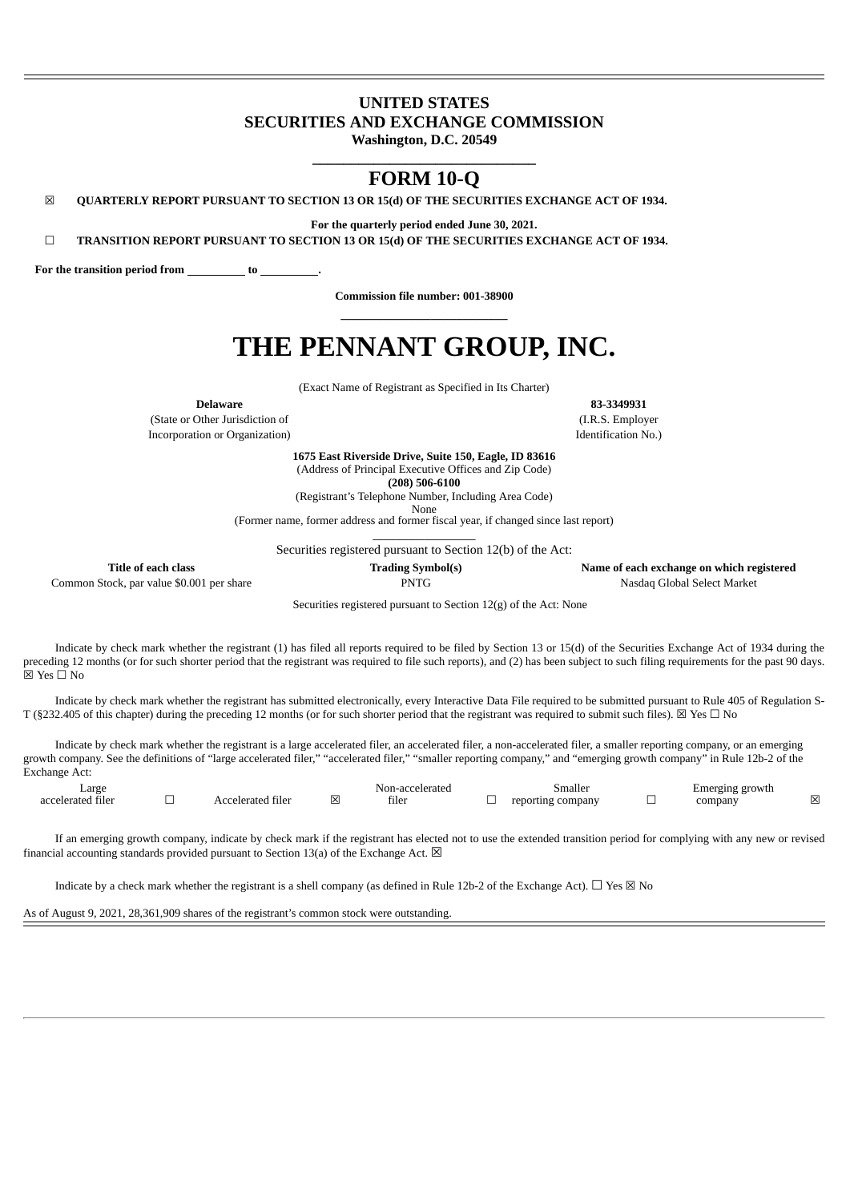**UNITED STATES**
**SECURITIES AND EXCHANGE COMMISSION**
**Washington, D.C. 20549**

---

# FORM 10-Q

☒ **QUARTERLY REPORT PURSUANT TO SECTION 13 OR 15(d) OF THE SECURITIES EXCHANGE ACT OF 1934.**

**For the quarterly period ended June 30, 2021.**

☐ **TRANSITION REPORT PURSUANT TO SECTION 13 OR 15(d) OF THE SECURITIES EXCHANGE ACT OF 1934.**

**For the transition period from \_\_\_\_\_\_\_\_\_\_ to \_\_\_\_\_\_\_\_\_\_.**

**Commission file number: 001-38900**

---

# THE PENNANT GROUP, INC.

(Exact Name of Registrant as Specified in Its Charter)

| **Delaware** | **83-3349931** |
|---|---|
| (State or Other Jurisdiction of Incorporation or Organization) | (I.R.S. Employer Identification No.) |

**1675 East Riverside Drive, Suite 150, Eagle, ID 83616**
(Address of Principal Executive Offices and Zip Code)
**(208) 506-6100**
(Registrant's Telephone Number, Including Area Code)
None
(Former name, former address and former fiscal year, if changed since last report)

Securities registered pursuant to Section 12(b) of the Act:

| **Title of each class** | **Trading Symbol(s)** | **Name of each exchange on which registered** |
|---|---|---|
| Common Stock, par value $0.001 per share | PNTG | Nasdaq Global Select Market |

Securities registered pursuant to Section 12(g) of the Act: None

Indicate by check mark whether the registrant (1) has filed all reports required to be filed by Section 13 or 15(d) of the Securities Exchange Act of 1934 during the preceding 12 months (or for such shorter period that the registrant was required to file such reports), and (2) has been subject to such filing requirements for the past 90 days. ☒ Yes ☐ No

Indicate by check mark whether the registrant has submitted electronically, every Interactive Data File required to be submitted pursuant to Rule 405 of Regulation S-T (§232.405 of this chapter) during the preceding 12 months (or for such shorter period that the registrant was required to submit such files). ☒ Yes ☐ No

Indicate by check mark whether the registrant is a large accelerated filer, an accelerated filer, a non-accelerated filer, a smaller reporting company, or an emerging growth company. See the definitions of "large accelerated filer," "accelerated filer," "smaller reporting company," and "emerging growth company" in Rule 12b-2 of the Exchange Act:

| Large accelerated filer | ☐ | Accelerated filer | ☒ | Non-accelerated filer | ☐ | Smaller reporting company | ☐ | Emerging growth company | ☒ |
|---|---|---|---|---|---|---|---|---|---|

If an emerging growth company, indicate by check mark if the registrant has elected not to use the extended transition period for complying with any new or revised financial accounting standards provided pursuant to Section 13(a) of the Exchange Act. ☒

Indicate by a check mark whether the registrant is a shell company (as defined in Rule 12b-2 of the Exchange Act). ☐ Yes ☒ No

As of August 9, 2021, 28,361,909 shares of the registrant's common stock were outstanding.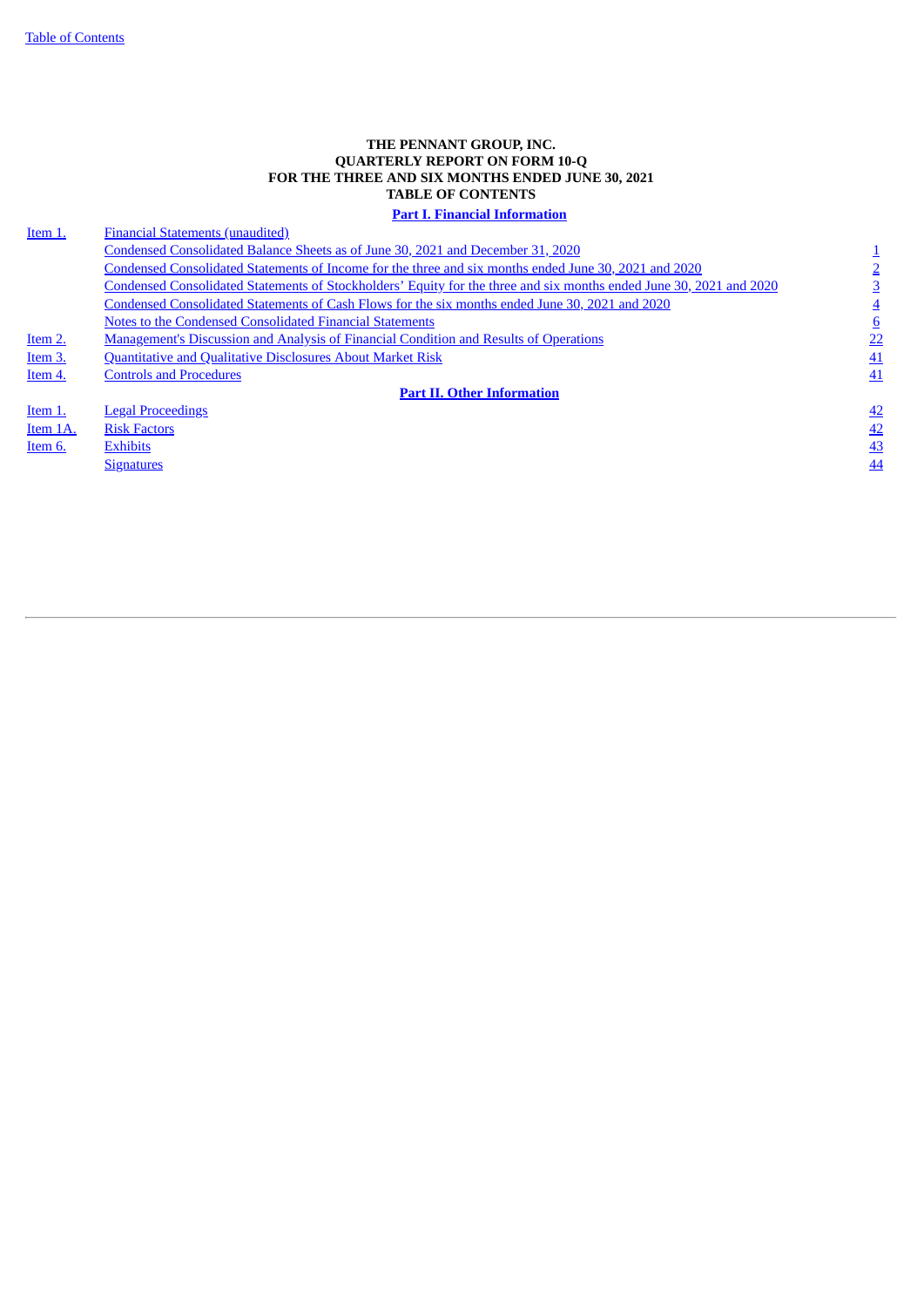**THE PENNANT GROUP, INC.**
**QUARTERLY REPORT ON FORM 10-Q**
**FOR THE THREE AND SIX MONTHS ENDED JUNE 30, 2021**
**TABLE OF CONTENTS**

**Part I. Financial Information**

| | | |
|---|---|---|
| Item 1. | Financial Statements (unaudited) | |
| | Condensed Consolidated Balance Sheets as of June 30, 2021 and December 31, 2020 | 1 |
| | Condensed Consolidated Statements of Income for the three and six months ended June 30, 2021 and 2020 | 2 |
| | Condensed Consolidated Statements of Stockholders' Equity for the three and six months ended June 30, 2021 and 2020 | 3 |
| | Condensed Consolidated Statements of Cash Flows for the six months ended June 30, 2021 and 2020 | 4 |
| | Notes to the Condensed Consolidated Financial Statements | 6 |
| Item 2. | Management's Discussion and Analysis of Financial Condition and Results of Operations | 22 |
| Item 3. | Quantitative and Qualitative Disclosures About Market Risk | 41 |
| Item 4. | Controls and Procedures | 41 |

**Part II. Other Information**

| | | |
|---|---|---|
| Item 1. | Legal Proceedings | 42 |
| Item 1A. | Risk Factors | 42 |
| Item 6. | Exhibits | 43 |
| | Signatures | 44 |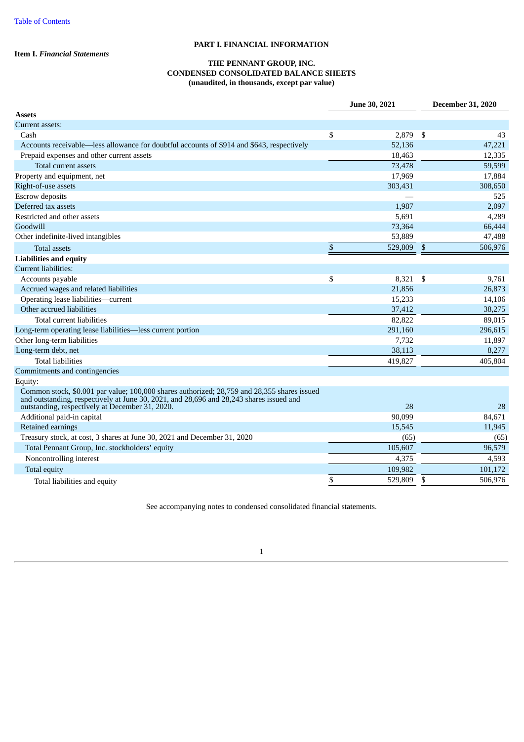Table of Contents

# PART I. FINANCIAL INFORMATION

**Item I.** ***Financial Statements***

## THE PENNANT GROUP, INC.
## CONDENSED CONSOLIDATED BALANCE SHEETS
### (unaudited, in thousands, except par value)

| | June 30, 2021 | December 31, 2020 |
|---|---|---|
| **Assets** | | |
| Current assets: | | |
| Cash | $ 2,879 | $ 43 |
| Accounts receivable—less allowance for doubtful accounts of $914 and $643, respectively | 52,136 | 47,221 |
| Prepaid expenses and other current assets | 18,463 | 12,335 |
| Total current assets | 73,478 | 59,599 |
| Property and equipment, net | 17,969 | 17,884 |
| Right-of-use assets | 303,431 | 308,650 |
| Escrow deposits | — | 525 |
| Deferred tax assets | 1,987 | 2,097 |
| Restricted and other assets | 5,691 | 4,289 |
| Goodwill | 73,364 | 66,444 |
| Other indefinite-lived intangibles | 53,889 | 47,488 |
| Total assets | $ 529,809 | $ 506,976 |
| **Liabilities and equity** | | |
| Current liabilities: | | |
| Accounts payable | $ 8,321 | $ 9,761 |
| Accrued wages and related liabilities | 21,856 | 26,873 |
| Operating lease liabilities—current | 15,233 | 14,106 |
| Other accrued liabilities | 37,412 | 38,275 |
| Total current liabilities | 82,822 | 89,015 |
| Long-term operating lease liabilities—less current portion | 291,160 | 296,615 |
| Other long-term liabilities | 7,732 | 11,897 |
| Long-term debt, net | 38,113 | 8,277 |
| Total liabilities | 419,827 | 405,804 |
| Commitments and contingencies | | |
| Equity: | | |
| Common stock, $0.001 par value; 100,000 shares authorized; 28,759 and 28,355 shares issued and outstanding, respectively at June 30, 2021, and 28,696 and 28,243 shares issued and outstanding, respectively at December 31, 2020. | 28 | 28 |
| Additional paid-in capital | 90,099 | 84,671 |
| Retained earnings | 15,545 | 11,945 |
| Treasury stock, at cost, 3 shares at June 30, 2021 and December 31, 2020 | (65) | (65) |
| Total Pennant Group, Inc. stockholders' equity | 105,607 | 96,579 |
| Noncontrolling interest | 4,375 | 4,593 |
| Total equity | 109,982 | 101,172 |
| Total liabilities and equity | $ 529,809 | $ 506,976 |

See accompanying notes to condensed consolidated financial statements.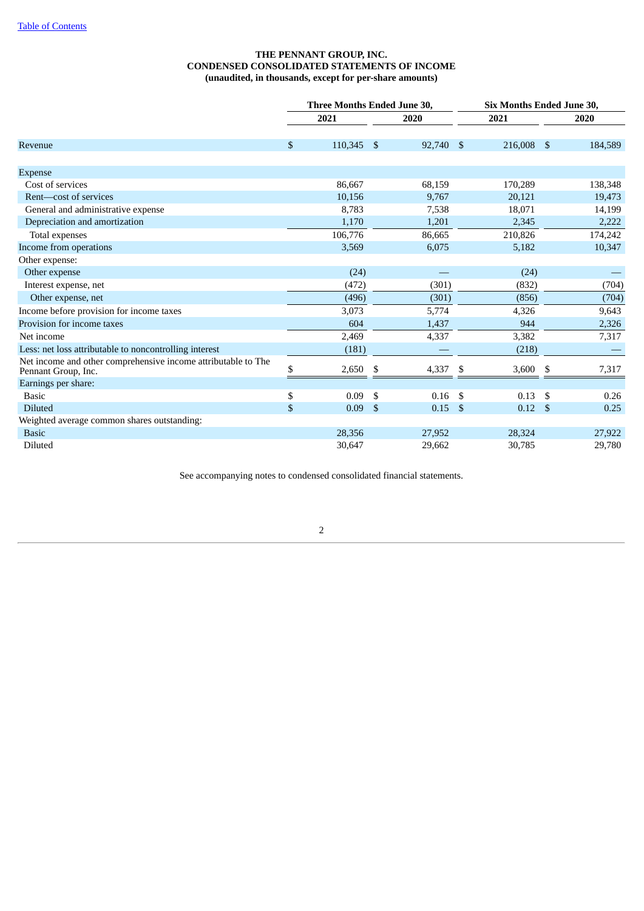[Table of Contents]

**THE PENNANT GROUP, INC.**
**CONDENSED CONSOLIDATED STATEMENTS OF INCOME**
**(unaudited, in thousands, except for per-share amounts)**

| | Three Months Ended June 30, | | Six Months Ended June 30, | |
|---|---|---|---|---|
| | 2021 | 2020 | 2021 | 2020 |
| Revenue | $ 110,345 | $ 92,740 | $ 216,008 | $ 184,589 |
| Expense | | | | |
| Cost of services | 86,667 | 68,159 | 170,289 | 138,348 |
| Rent—cost of services | 10,156 | 9,767 | 20,121 | 19,473 |
| General and administrative expense | 8,783 | 7,538 | 18,071 | 14,199 |
| Depreciation and amortization | 1,170 | 1,201 | 2,345 | 2,222 |
| Total expenses | 106,776 | 86,665 | 210,826 | 174,242 |
| Income from operations | 3,569 | 6,075 | 5,182 | 10,347 |
| Other expense: | | | | |
| Other expense | (24) | — | (24) | — |
| Interest expense, net | (472) | (301) | (832) | (704) |
| Other expense, net | (496) | (301) | (856) | (704) |
| Income before provision for income taxes | 3,073 | 5,774 | 4,326 | 9,643 |
| Provision for income taxes | 604 | 1,437 | 944 | 2,326 |
| Net income | 2,469 | 4,337 | 3,382 | 7,317 |
| Less: net loss attributable to noncontrolling interest | (181) | — | (218) | — |
| Net income and other comprehensive income attributable to The Pennant Group, Inc. | $ 2,650 | $ 4,337 | $ 3,600 | $ 7,317 |
| Earnings per share: | | | | |
| Basic | $ 0.09 | $ 0.16 | $ 0.13 | $ 0.26 |
| Diluted | $ 0.09 | $ 0.15 | $ 0.12 | $ 0.25 |
| Weighted average common shares outstanding: | | | | |
| Basic | 28,356 | 27,952 | 28,324 | 27,922 |
| Diluted | 30,647 | 29,662 | 30,785 | 29,780 |

See accompanying notes to condensed consolidated financial statements.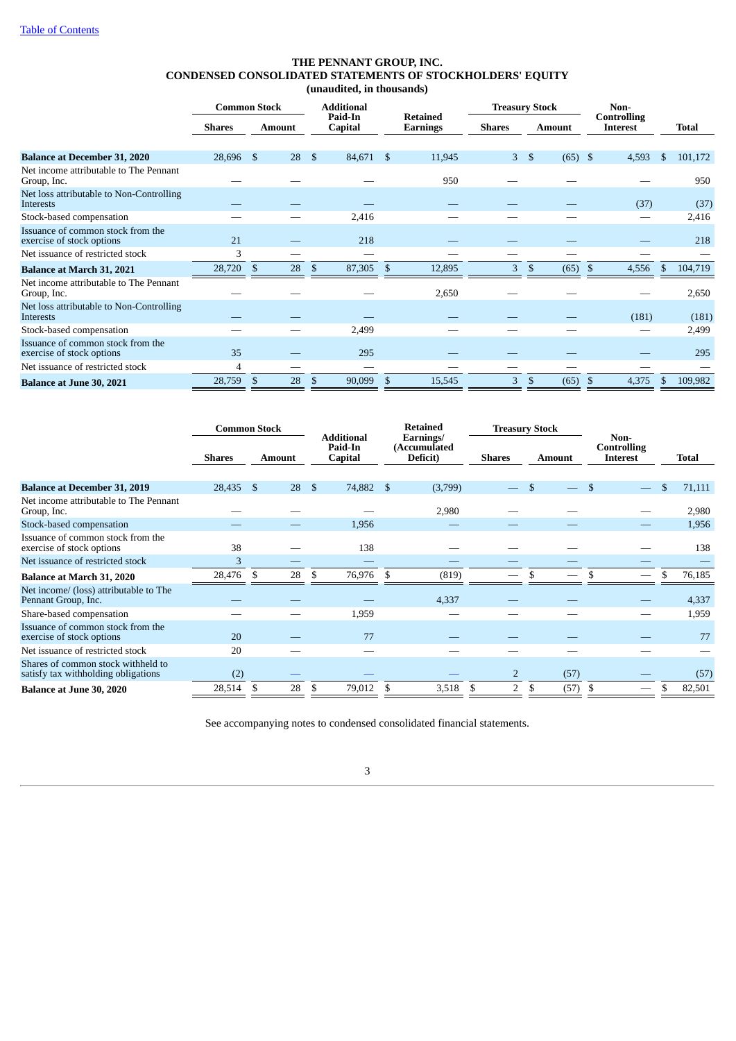[Table of Contents](#)

**THE PENNANT GROUP, INC.**
**CONDENSED CONSOLIDATED STATEMENTS OF STOCKHOLDERS' EQUITY**
**(unaudited, in thousands)**

| | Common Stock | | Additional Paid-In Capital | Retained Earnings | Treasury Stock | | Non-Controlling Interest | Total |
|---|---|---|---|---|---|---|---|---|
| | Shares | Amount | | | Shares | Amount | | |
| **Balance at December 31, 2020** | 28,696 | $ 28 | $ 84,671 | $ 11,945 | 3 | $ (65) | $ 4,593 | $ 101,172 |
| Net income attributable to The Pennant Group, Inc. | — | — | — | 950 | — | — | — | 950 |
| Net loss attributable to Non-Controlling Interests | — | — | — | — | — | — | (37) | (37) |
| Stock-based compensation | — | — | 2,416 | — | — | — | — | 2,416 |
| Issuance of common stock from the exercise of stock options | 21 | — | 218 | — | — | — | — | 218 |
| Net issuance of restricted stock | 3 | — | — | — | — | — | — | — |
| **Balance at March 31, 2021** | 28,720 | $ 28 | $ 87,305 | $ 12,895 | 3 | $ (65) | $ 4,556 | $ 104,719 |
| Net income attributable to The Pennant Group, Inc. | — | — | — | 2,650 | — | — | — | 2,650 |
| Net loss attributable to Non-Controlling Interests | — | — | — | — | — | — | (181) | (181) |
| Stock-based compensation | — | — | 2,499 | — | — | — | — | 2,499 |
| Issuance of common stock from the exercise of stock options | 35 | — | 295 | — | — | — | — | 295 |
| Net issuance of restricted stock | 4 | — | — | — | — | — | — | — |
| **Balance at June 30, 2021** | 28,759 | $ 28 | $ 90,099 | $ 15,545 | 3 | $ (65) | $ 4,375 | $ 109,982 |

| | Common Stock | | Additional Paid-In Capital | Retained Earnings/ (Accumulated Deficit) | Treasury Stock | | Non-Controlling Interest | Total |
|---|---|---|---|---|---|---|---|---|
| | Shares | Amount | | | Shares | Amount | | |
| **Balance at December 31, 2019** | 28,435 | $ 28 | $ 74,882 | $ (3,799) | — | $ — | $ — | $ 71,111 |
| Net income attributable to The Pennant Group, Inc. | — | — | — | 2,980 | — | — | — | 2,980 |
| Stock-based compensation | — | — | 1,956 | — | — | — | — | 1,956 |
| Issuance of common stock from the exercise of stock options | 38 | — | 138 | — | — | — | — | 138 |
| Net issuance of restricted stock | 3 | — | — | — | — | — | — | — |
| **Balance at March 31, 2020** | 28,476 | $ 28 | $ 76,976 | $ (819) | — | $ — | $ — | $ 76,185 |
| Net income/ (loss) attributable to The Pennant Group, Inc. | — | — | — | 4,337 | — | — | — | 4,337 |
| Share-based compensation | — | — | 1,959 | — | — | — | — | 1,959 |
| Issuance of common stock from the exercise of stock options | 20 | — | 77 | — | — | — | — | 77 |
| Net issuance of restricted stock | 20 | — | — | — | — | — | — | — |
| Shares of common stock withheld to satisfy tax withholding obligations | (2) | — | — | — | 2 | (57) | — | (57) |
| **Balance at June 30, 2020** | 28,514 | $ 28 | $ 79,012 | $ 3,518 | $ 2 | $ (57) | $ — | $ 82,501 |

See accompanying notes to condensed consolidated financial statements.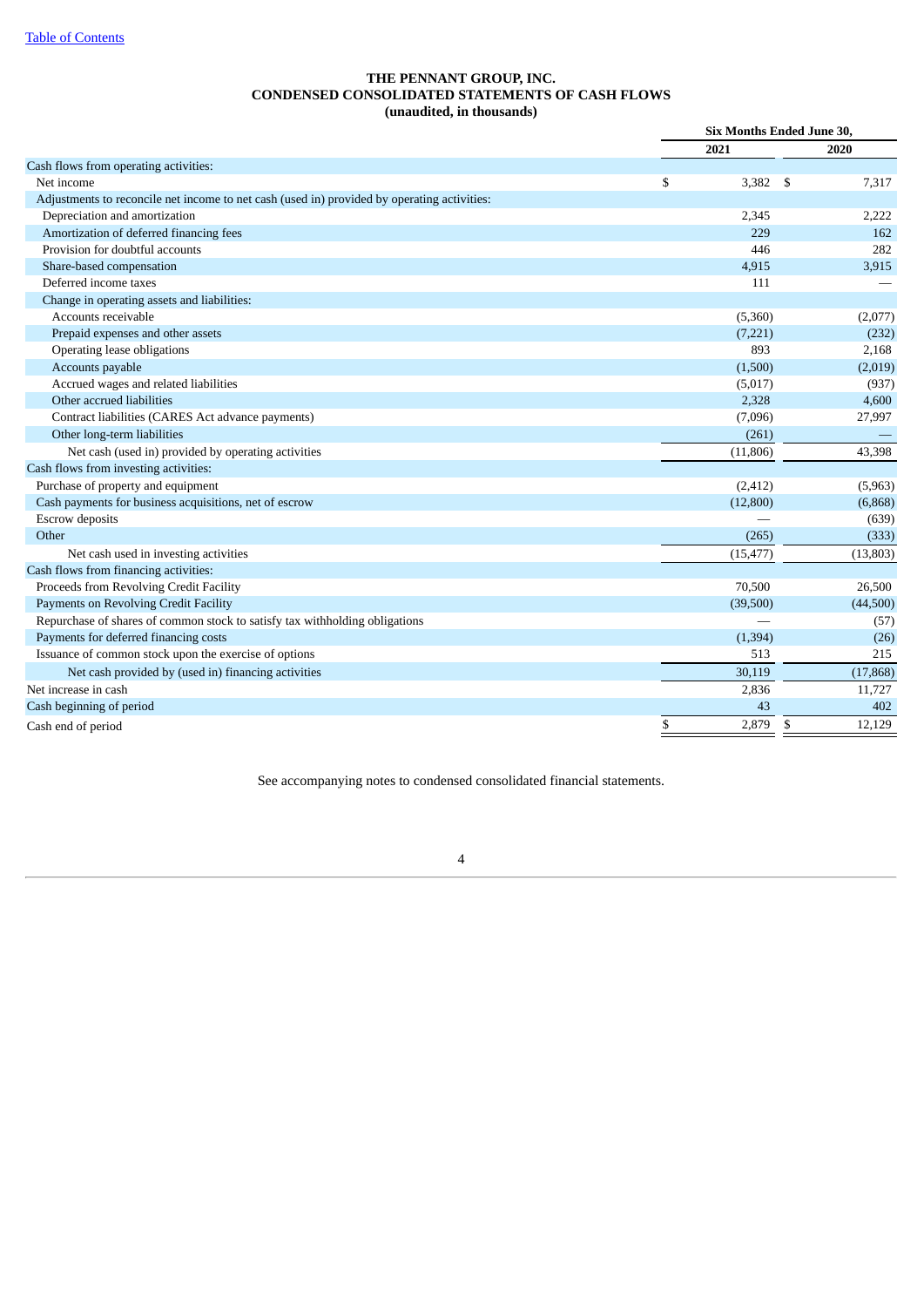[Table of Contents](#)

**THE PENNANT GROUP, INC.**
**CONDENSED CONSOLIDATED STATEMENTS OF CASH FLOWS**
**(unaudited, in thousands)**

| | Six Months Ended June 30, | |
|---|---|---|
| | 2021 | 2020 |
| Cash flows from operating activities: | | |
| Net income | $ 3,382 | $ 7,317 |
| Adjustments to reconcile net income to net cash (used in) provided by operating activities: | | |
| Depreciation and amortization | 2,345 | 2,222 |
| Amortization of deferred financing fees | 229 | 162 |
| Provision for doubtful accounts | 446 | 282 |
| Share-based compensation | 4,915 | 3,915 |
| Deferred income taxes | 111 | — |
| Change in operating assets and liabilities: | | |
| Accounts receivable | (5,360) | (2,077) |
| Prepaid expenses and other assets | (7,221) | (232) |
| Operating lease obligations | 893 | 2,168 |
| Accounts payable | (1,500) | (2,019) |
| Accrued wages and related liabilities | (5,017) | (937) |
| Other accrued liabilities | 2,328 | 4,600 |
| Contract liabilities (CARES Act advance payments) | (7,096) | 27,997 |
| Other long-term liabilities | (261) | — |
| Net cash (used in) provided by operating activities | (11,806) | 43,398 |
| Cash flows from investing activities: | | |
| Purchase of property and equipment | (2,412) | (5,963) |
| Cash payments for business acquisitions, net of escrow | (12,800) | (6,868) |
| Escrow deposits | — | (639) |
| Other | (265) | (333) |
| Net cash used in investing activities | (15,477) | (13,803) |
| Cash flows from financing activities: | | |
| Proceeds from Revolving Credit Facility | 70,500 | 26,500 |
| Payments on Revolving Credit Facility | (39,500) | (44,500) |
| Repurchase of shares of common stock to satisfy tax withholding obligations | — | (57) |
| Payments for deferred financing costs | (1,394) | (26) |
| Issuance of common stock upon the exercise of options | 513 | 215 |
| Net cash provided by (used in) financing activities | 30,119 | (17,868) |
| Net increase in cash | 2,836 | 11,727 |
| Cash beginning of period | 43 | 402 |
| Cash end of period | $ 2,879 | $ 12,129 |

See accompanying notes to condensed consolidated financial statements.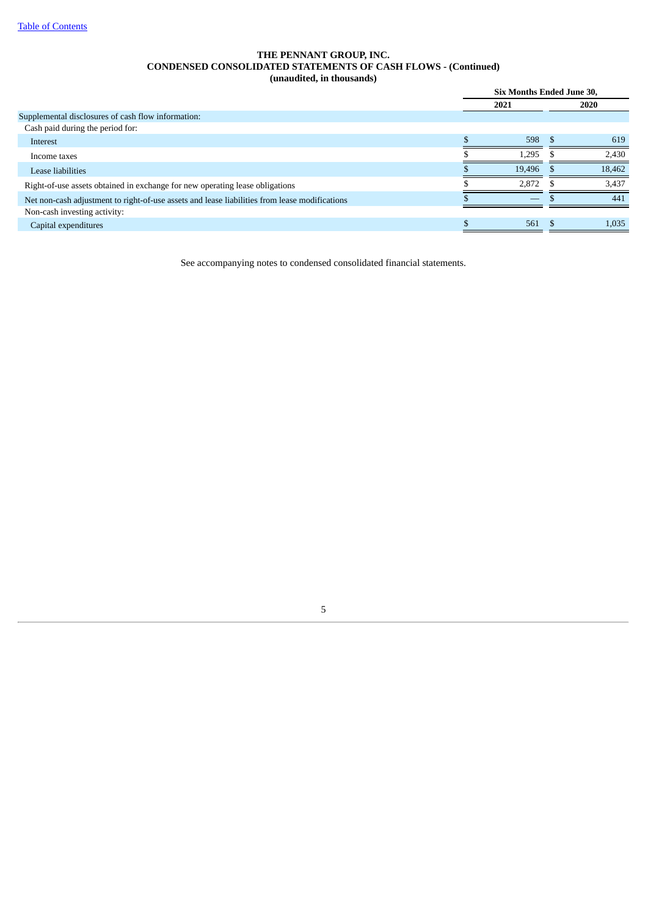# THE PENNANT GROUP, INC.
## CONDENSED CONSOLIDATED STATEMENTS OF CASH FLOWS - (Continued)
### (unaudited, in thousands)

| | Six Months Ended June 30, | |
|---|---|---|
| | 2021 | 2020 |
| Supplemental disclosures of cash flow information: | | |
| Cash paid during the period for: | | |
| Interest | $ 598 | $ 619 |
| Income taxes | $ 1,295 | $ 2,430 |
| Lease liabilities | $ 19,496 | $ 18,462 |
| Right-of-use assets obtained in exchange for new operating lease obligations | $ 2,872 | $ 3,437 |
| Net non-cash adjustment to right-of-use assets and lease liabilities from lease modifications | $ — | $ 441 |
| Non-cash investing activity: | | |
| Capital expenditures | $ 561 | $ 1,035 |

See accompanying notes to condensed consolidated financial statements.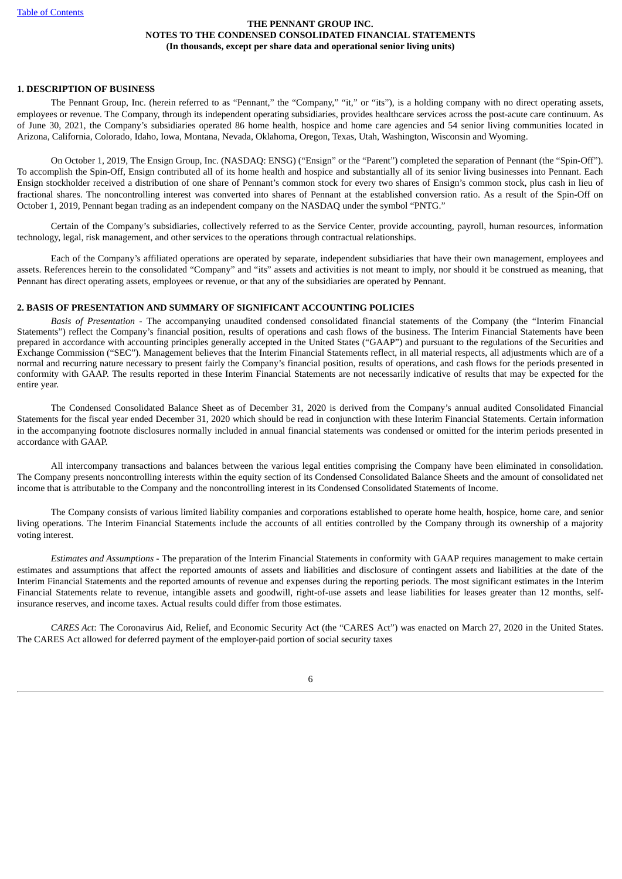**THE PENNANT GROUP INC.**
**NOTES TO THE CONDENSED CONSOLIDATED FINANCIAL STATEMENTS**
**(In thousands, except per share data and operational senior living units)**

### 1. DESCRIPTION OF BUSINESS

The Pennant Group, Inc. (herein referred to as "Pennant," the "Company," "it," or "its"), is a holding company with no direct operating assets, employees or revenue. The Company, through its independent operating subsidiaries, provides healthcare services across the post-acute care continuum. As of June 30, 2021, the Company's subsidiaries operated 86 home health, hospice and home care agencies and 54 senior living communities located in Arizona, California, Colorado, Idaho, Iowa, Montana, Nevada, Oklahoma, Oregon, Texas, Utah, Washington, Wisconsin and Wyoming.

On October 1, 2019, The Ensign Group, Inc. (NASDAQ: ENSG) ("Ensign" or the "Parent") completed the separation of Pennant (the "Spin-Off"). To accomplish the Spin-Off, Ensign contributed all of its home health and hospice and substantially all of its senior living businesses into Pennant. Each Ensign stockholder received a distribution of one share of Pennant's common stock for every two shares of Ensign's common stock, plus cash in lieu of fractional shares. The noncontrolling interest was converted into shares of Pennant at the established conversion ratio. As a result of the Spin-Off on October 1, 2019, Pennant began trading as an independent company on the NASDAQ under the symbol "PNTG."

Certain of the Company's subsidiaries, collectively referred to as the Service Center, provide accounting, payroll, human resources, information technology, legal, risk management, and other services to the operations through contractual relationships.

Each of the Company's affiliated operations are operated by separate, independent subsidiaries that have their own management, employees and assets. References herein to the consolidated "Company" and "its" assets and activities is not meant to imply, nor should it be construed as meaning, that Pennant has direct operating assets, employees or revenue, or that any of the subsidiaries are operated by Pennant.

### 2. BASIS OF PRESENTATION AND SUMMARY OF SIGNIFICANT ACCOUNTING POLICIES

*Basis of Presentation* - The accompanying unaudited condensed consolidated financial statements of the Company (the "Interim Financial Statements") reflect the Company's financial position, results of operations and cash flows of the business. The Interim Financial Statements have been prepared in accordance with accounting principles generally accepted in the United States ("GAAP") and pursuant to the regulations of the Securities and Exchange Commission ("SEC"). Management believes that the Interim Financial Statements reflect, in all material respects, all adjustments which are of a normal and recurring nature necessary to present fairly the Company's financial position, results of operations, and cash flows for the periods presented in conformity with GAAP. The results reported in these Interim Financial Statements are not necessarily indicative of results that may be expected for the entire year.

The Condensed Consolidated Balance Sheet as of December 31, 2020 is derived from the Company's annual audited Consolidated Financial Statements for the fiscal year ended December 31, 2020 which should be read in conjunction with these Interim Financial Statements. Certain information in the accompanying footnote disclosures normally included in annual financial statements was condensed or omitted for the interim periods presented in accordance with GAAP.

All intercompany transactions and balances between the various legal entities comprising the Company have been eliminated in consolidation. The Company presents noncontrolling interests within the equity section of its Condensed Consolidated Balance Sheets and the amount of consolidated net income that is attributable to the Company and the noncontrolling interest in its Condensed Consolidated Statements of Income.

The Company consists of various limited liability companies and corporations established to operate home health, hospice, home care, and senior living operations. The Interim Financial Statements include the accounts of all entities controlled by the Company through its ownership of a majority voting interest.

*Estimates and Assumptions* - The preparation of the Interim Financial Statements in conformity with GAAP requires management to make certain estimates and assumptions that affect the reported amounts of assets and liabilities and disclosure of contingent assets and liabilities at the date of the Interim Financial Statements and the reported amounts of revenue and expenses during the reporting periods. The most significant estimates in the Interim Financial Statements relate to revenue, intangible assets and goodwill, right-of-use assets and lease liabilities for leases greater than 12 months, self-insurance reserves, and income taxes. Actual results could differ from those estimates.

*CARES Act*: The Coronavirus Aid, Relief, and Economic Security Act (the "CARES Act") was enacted on March 27, 2020 in the United States. The CARES Act allowed for deferred payment of the employer-paid portion of social security taxes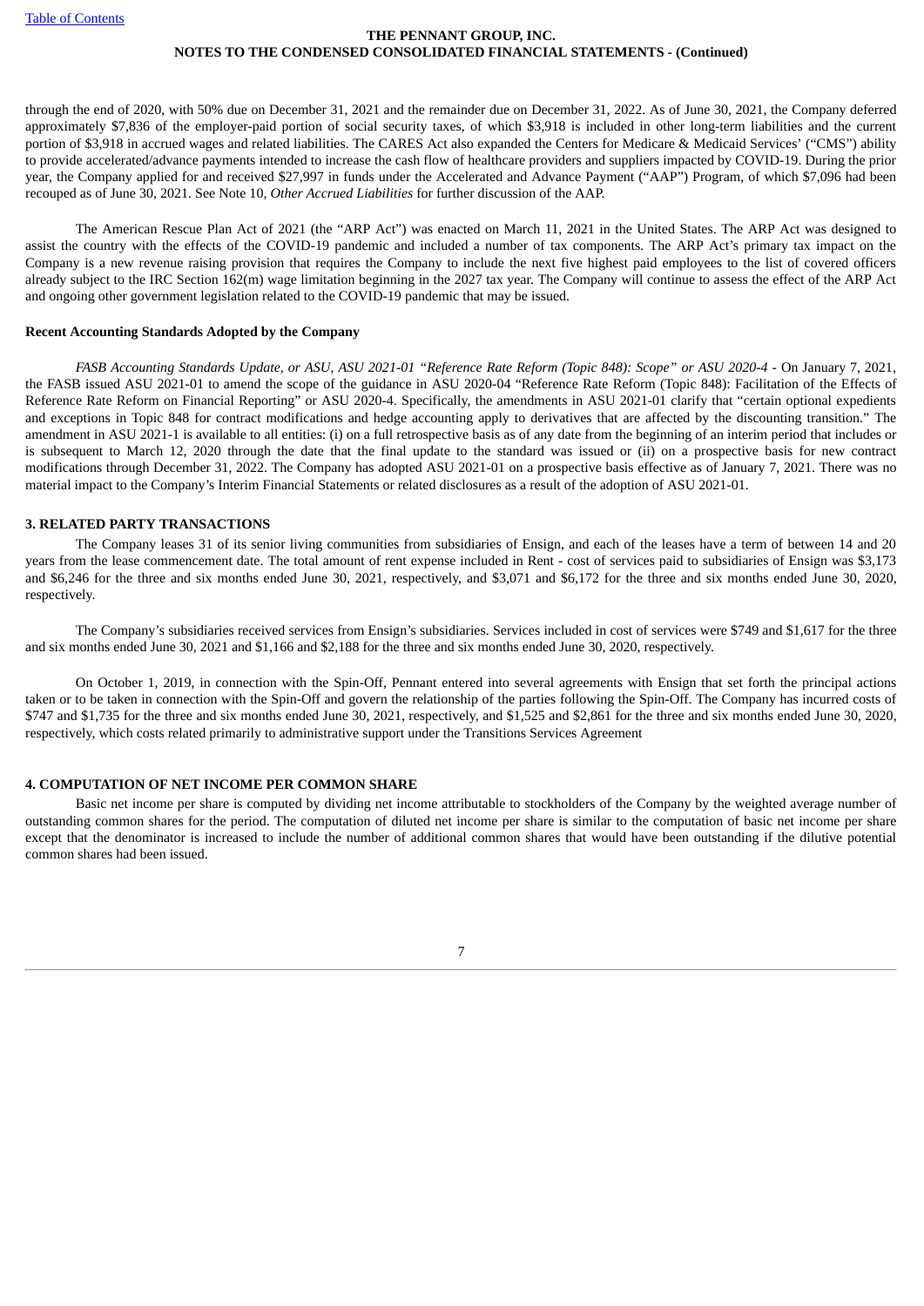through the end of 2020, with 50% due on December 31, 2021 and the remainder due on December 31, 2022. As of June 30, 2021, the Company deferred approximately $7,836 of the employer-paid portion of social security taxes, of which $3,918 is included in other long-term liabilities and the current portion of $3,918 in accrued wages and related liabilities. The CARES Act also expanded the Centers for Medicare & Medicaid Services' ("CMS") ability to provide accelerated/advance payments intended to increase the cash flow of healthcare providers and suppliers impacted by COVID-19. During the prior year, the Company applied for and received $27,997 in funds under the Accelerated and Advance Payment ("AAP") Program, of which $7,096 had been recouped as of June 30, 2021. See Note 10, *Other Accrued Liabilities* for further discussion of the AAP.

The American Rescue Plan Act of 2021 (the "ARP Act") was enacted on March 11, 2021 in the United States. The ARP Act was designed to assist the country with the effects of the COVID-19 pandemic and included a number of tax components. The ARP Act's primary tax impact on the Company is a new revenue raising provision that requires the Company to include the next five highest paid employees to the list of covered officers already subject to the IRC Section 162(m) wage limitation beginning in the 2027 tax year. The Company will continue to assess the effect of the ARP Act and ongoing other government legislation related to the COVID-19 pandemic that may be issued.

**Recent Accounting Standards Adopted by the Company**

*FASB Accounting Standards Update, or ASU, ASU 2021-01 "Reference Rate Reform (Topic 848): Scope" or ASU 2020-4* - On January 7, 2021, the FASB issued ASU 2021-01 to amend the scope of the guidance in ASU 2020-04 "Reference Rate Reform (Topic 848): Facilitation of the Effects of Reference Rate Reform on Financial Reporting" or ASU 2020-4. Specifically, the amendments in ASU 2021-01 clarify that "certain optional expedients and exceptions in Topic 848 for contract modifications and hedge accounting apply to derivatives that are affected by the discounting transition." The amendment in ASU 2021-1 is available to all entities: (i) on a full retrospective basis as of any date from the beginning of an interim period that includes or is subsequent to March 12, 2020 through the date that the final update to the standard was issued or (ii) on a prospective basis for new contract modifications through December 31, 2022. The Company has adopted ASU 2021-01 on a prospective basis effective as of January 7, 2021. There was no material impact to the Company's Interim Financial Statements or related disclosures as a result of the adoption of ASU 2021-01.

## 3. RELATED PARTY TRANSACTIONS

The Company leases 31 of its senior living communities from subsidiaries of Ensign, and each of the leases have a term of between 14 and 20 years from the lease commencement date. The total amount of rent expense included in Rent - cost of services paid to subsidiaries of Ensign was $3,173 and $6,246 for the three and six months ended June 30, 2021, respectively, and $3,071 and $6,172 for the three and six months ended June 30, 2020, respectively.

The Company's subsidiaries received services from Ensign's subsidiaries. Services included in cost of services were $749 and $1,617 for the three and six months ended June 30, 2021 and $1,166 and $2,188 for the three and six months ended June 30, 2020, respectively.

On October 1, 2019, in connection with the Spin-Off, Pennant entered into several agreements with Ensign that set forth the principal actions taken or to be taken in connection with the Spin-Off and govern the relationship of the parties following the Spin-Off. The Company has incurred costs of $747 and $1,735 for the three and six months ended June 30, 2021, respectively, and $1,525 and $2,861 for the three and six months ended June 30, 2020, respectively, which costs related primarily to administrative support under the Transitions Services Agreement

## 4. COMPUTATION OF NET INCOME PER COMMON SHARE

Basic net income per share is computed by dividing net income attributable to stockholders of the Company by the weighted average number of outstanding common shares for the period. The computation of diluted net income per share is similar to the computation of basic net income per share except that the denominator is increased to include the number of additional common shares that would have been outstanding if the dilutive potential common shares had been issued.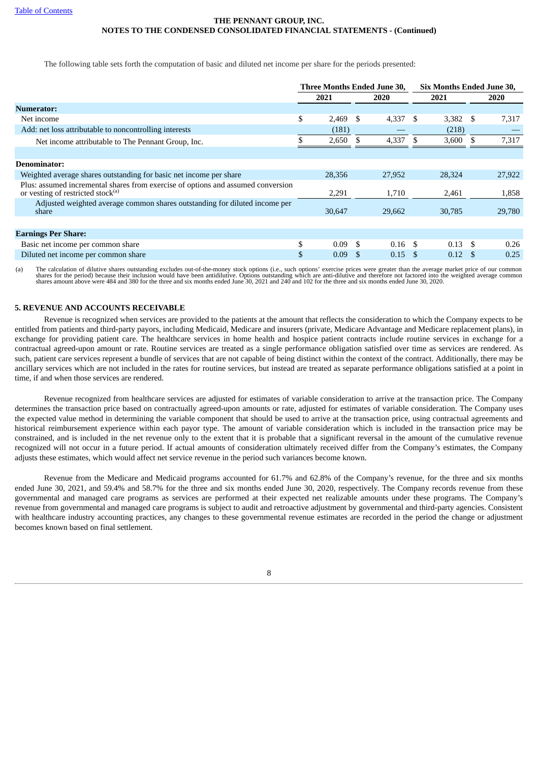The following table sets forth the computation of basic and diluted net income per share for the periods presented:

| | Three Months Ended June 30, | | Six Months Ended June 30, | |
|---|---|---|---|---|
| | 2021 | 2020 | 2021 | 2020 |
| **Numerator:** | | | | |
| Net income | $ 2,469 | $ 4,337 | $ 3,382 | $ 7,317 |
| Add: net loss attributable to noncontrolling interests | (181) | — | (218) | — |
| Net income attributable to The Pennant Group, Inc. | $ 2,650 | $ 4,337 | $ 3,600 | $ 7,317 |
| **Denominator:** | | | | |
| Weighted average shares outstanding for basic net income per share | 28,356 | 27,952 | 28,324 | 27,922 |
| Plus: assumed incremental shares from exercise of options and assumed conversion or vesting of restricted stock[(a)] | 2,291 | 1,710 | 2,461 | 1,858 |
| Adjusted weighted average common shares outstanding for diluted income per share | 30,647 | 29,662 | 30,785 | 29,780 |
| **Earnings Per Share:** | | | | |
| Basic net income per common share | $ 0.09 | $ 0.16 | $ 0.13 | $ 0.26 |
| Diluted net income per common share | $ 0.09 | $ 0.15 | $ 0.12 | $ 0.25 |

(a) The calculation of dilutive shares outstanding excludes out-of-the-money stock options (i.e., such options' exercise prices were greater than the average market price of our common shares for the period) because their inclusion would have been antidilutive. Options outstanding which are anti-dilutive and therefore not factored into the weighted average common shares amount above were 484 and 380 for the three and six months ended June 30, 2021 and 240 and 102 for the three and six months ended June 30, 2020.

## 5. REVENUE AND ACCOUNTS RECEIVABLE

Revenue is recognized when services are provided to the patients at the amount that reflects the consideration to which the Company expects to be entitled from patients and third-party payors, including Medicaid, Medicare and insurers (private, Medicare Advantage and Medicare replacement plans), in exchange for providing patient care. The healthcare services in home health and hospice patient contracts include routine services in exchange for a contractual agreed-upon amount or rate. Routine services are treated as a single performance obligation satisfied over time as services are rendered. As such, patient care services represent a bundle of services that are not capable of being distinct within the context of the contract. Additionally, there may be ancillary services which are not included in the rates for routine services, but instead are treated as separate performance obligations satisfied at a point in time, if and when those services are rendered.

Revenue recognized from healthcare services are adjusted for estimates of variable consideration to arrive at the transaction price. The Company determines the transaction price based on contractually agreed-upon amounts or rate, adjusted for estimates of variable consideration. The Company uses the expected value method in determining the variable component that should be used to arrive at the transaction price, using contractual agreements and historical reimbursement experience within each payor type. The amount of variable consideration which is included in the transaction price may be constrained, and is included in the net revenue only to the extent that it is probable that a significant reversal in the amount of the cumulative revenue recognized will not occur in a future period. If actual amounts of consideration ultimately received differ from the Company's estimates, the Company adjusts these estimates, which would affect net service revenue in the period such variances become known.

Revenue from the Medicare and Medicaid programs accounted for 61.7% and 62.8% of the Company's revenue, for the three and six months ended June 30, 2021, and 59.4% and 58.7% for the three and six months ended June 30, 2020, respectively. The Company records revenue from these governmental and managed care programs as services are performed at their expected net realizable amounts under these programs. The Company's revenue from governmental and managed care programs is subject to audit and retroactive adjustment by governmental and third-party agencies. Consistent with healthcare industry accounting practices, any changes to these governmental revenue estimates are recorded in the period the change or adjustment becomes known based on final settlement.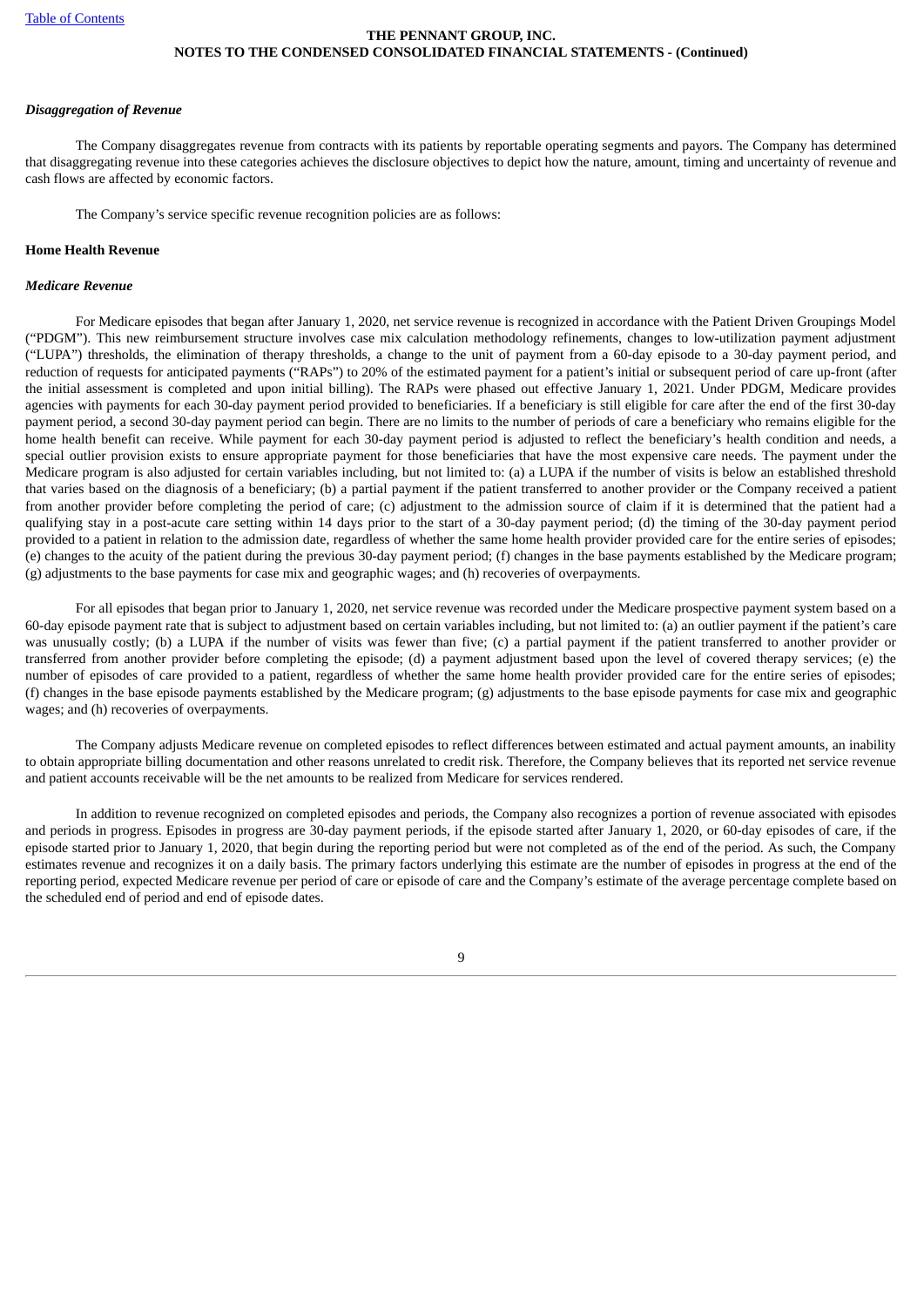*Disaggregation of Revenue*

The Company disaggregates revenue from contracts with its patients by reportable operating segments and payors. The Company has determined that disaggregating revenue into these categories achieves the disclosure objectives to depict how the nature, amount, timing and uncertainty of revenue and cash flows are affected by economic factors.

The Company's service specific revenue recognition policies are as follows:

**Home Health Revenue**

*Medicare Revenue*

For Medicare episodes that began after January 1, 2020, net service revenue is recognized in accordance with the Patient Driven Groupings Model ("PDGM"). This new reimbursement structure involves case mix calculation methodology refinements, changes to low-utilization payment adjustment ("LUPA") thresholds, the elimination of therapy thresholds, a change to the unit of payment from a 60-day episode to a 30-day payment period, and reduction of requests for anticipated payments ("RAPs") to 20% of the estimated payment for a patient's initial or subsequent period of care up-front (after the initial assessment is completed and upon initial billing). The RAPs were phased out effective January 1, 2021. Under PDGM, Medicare provides agencies with payments for each 30-day payment period provided to beneficiaries. If a beneficiary is still eligible for care after the end of the first 30-day payment period, a second 30-day payment period can begin. There are no limits to the number of periods of care a beneficiary who remains eligible for the home health benefit can receive. While payment for each 30-day payment period is adjusted to reflect the beneficiary's health condition and needs, a special outlier provision exists to ensure appropriate payment for those beneficiaries that have the most expensive care needs. The payment under the Medicare program is also adjusted for certain variables including, but not limited to: (a) a LUPA if the number of visits is below an established threshold that varies based on the diagnosis of a beneficiary; (b) a partial payment if the patient transferred to another provider or the Company received a patient from another provider before completing the period of care; (c) adjustment to the admission source of claim if it is determined that the patient had a qualifying stay in a post-acute care setting within 14 days prior to the start of a 30-day payment period; (d) the timing of the 30-day payment period provided to a patient in relation to the admission date, regardless of whether the same home health provider provided care for the entire series of episodes; (e) changes to the acuity of the patient during the previous 30-day payment period; (f) changes in the base payments established by the Medicare program; (g) adjustments to the base payments for case mix and geographic wages; and (h) recoveries of overpayments.

For all episodes that began prior to January 1, 2020, net service revenue was recorded under the Medicare prospective payment system based on a 60-day episode payment rate that is subject to adjustment based on certain variables including, but not limited to: (a) an outlier payment if the patient's care was unusually costly; (b) a LUPA if the number of visits was fewer than five; (c) a partial payment if the patient transferred to another provider or transferred from another provider before completing the episode; (d) a payment adjustment based upon the level of covered therapy services; (e) the number of episodes of care provided to a patient, regardless of whether the same home health provider provided care for the entire series of episodes; (f) changes in the base episode payments established by the Medicare program; (g) adjustments to the base episode payments for case mix and geographic wages; and (h) recoveries of overpayments.

The Company adjusts Medicare revenue on completed episodes to reflect differences between estimated and actual payment amounts, an inability to obtain appropriate billing documentation and other reasons unrelated to credit risk. Therefore, the Company believes that its reported net service revenue and patient accounts receivable will be the net amounts to be realized from Medicare for services rendered.

In addition to revenue recognized on completed episodes and periods, the Company also recognizes a portion of revenue associated with episodes and periods in progress. Episodes in progress are 30-day payment periods, if the episode started after January 1, 2020, or 60-day episodes of care, if the episode started prior to January 1, 2020, that begin during the reporting period but were not completed as of the end of the period. As such, the Company estimates revenue and recognizes it on a daily basis. The primary factors underlying this estimate are the number of episodes in progress at the end of the reporting period, expected Medicare revenue per period of care or episode of care and the Company's estimate of the average percentage complete based on the scheduled end of period and end of episode dates.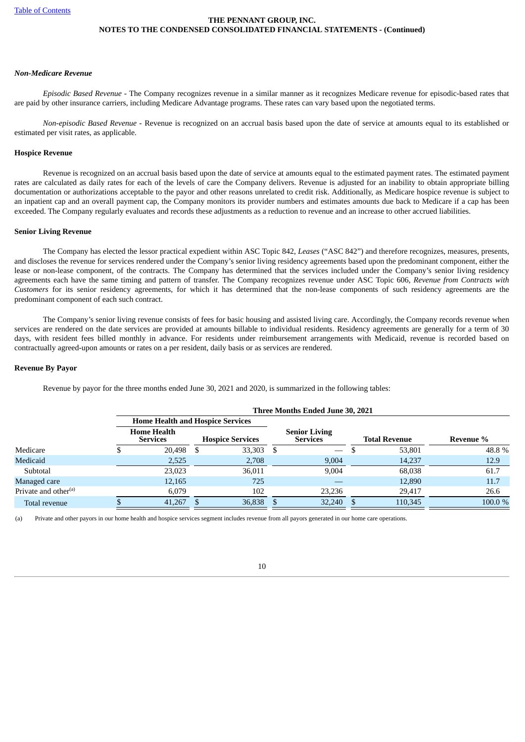### *Non-Medicare Revenue*

*Episodic Based Revenue* - The Company recognizes revenue in a similar manner as it recognizes Medicare revenue for episodic-based rates that are paid by other insurance carriers, including Medicare Advantage programs. These rates can vary based upon the negotiated terms.

*Non-episodic Based Revenue* - Revenue is recognized on an accrual basis based upon the date of service at amounts equal to its established or estimated per visit rates, as applicable.

### Hospice Revenue

Revenue is recognized on an accrual basis based upon the date of service at amounts equal to the estimated payment rates. The estimated payment rates are calculated as daily rates for each of the levels of care the Company delivers. Revenue is adjusted for an inability to obtain appropriate billing documentation or authorizations acceptable to the payor and other reasons unrelated to credit risk. Additionally, as Medicare hospice revenue is subject to an inpatient cap and an overall payment cap, the Company monitors its provider numbers and estimates amounts due back to Medicare if a cap has been exceeded. The Company regularly evaluates and records these adjustments as a reduction to revenue and an increase to other accrued liabilities.

### Senior Living Revenue

The Company has elected the lessor practical expedient within ASC Topic 842, *Leases* ("ASC 842") and therefore recognizes, measures, presents, and discloses the revenue for services rendered under the Company's senior living residency agreements based upon the predominant component, either the lease or non-lease component, of the contracts. The Company has determined that the services included under the Company's senior living residency agreements each have the same timing and pattern of transfer. The Company recognizes revenue under ASC Topic 606, *Revenue from Contracts with Customers* for its senior residency agreements, for which it has determined that the non-lease components of such residency agreements are the predominant component of each such contract.

The Company's senior living revenue consists of fees for basic housing and assisted living care. Accordingly, the Company records revenue when services are rendered on the date services are provided at amounts billable to individual residents. Residency agreements are generally for a term of 30 days, with resident fees billed monthly in advance. For residents under reimbursement arrangements with Medicaid, revenue is recorded based on contractually agreed-upon amounts or rates on a per resident, daily basis or as services are rendered.

### Revenue By Payor

Revenue by payor for the three months ended June 30, 2021 and 2020, is summarized in the following tables:

| | Three Months Ended June 30, 2021 | | | | |
|---|---|---|---|---|---|
| | Home Health and Hospice Services | | | | |
| | Home Health Services | Hospice Services | Senior Living Services | Total Revenue | Revenue % |
| Medicare | $ 20,498 | $ 33,303 | $ — | $ 53,801 | 48.8 % |
| Medicaid | 2,525 | 2,708 | 9,004 | 14,237 | 12.9 |
| Subtotal | 23,023 | 36,011 | 9,004 | 68,038 | 61.7 |
| Managed care | 12,165 | 725 | — | 12,890 | 11.7 |
| Private and other[(a)] | 6,079 | 102 | 23,236 | 29,417 | 26.6 |
| Total revenue | $ 41,267 | $ 36,838 | $ 32,240 | $ 110,345 | 100.0 % |

(a) Private and other payors in our home health and hospice services segment includes revenue from all payors generated in our home care operations.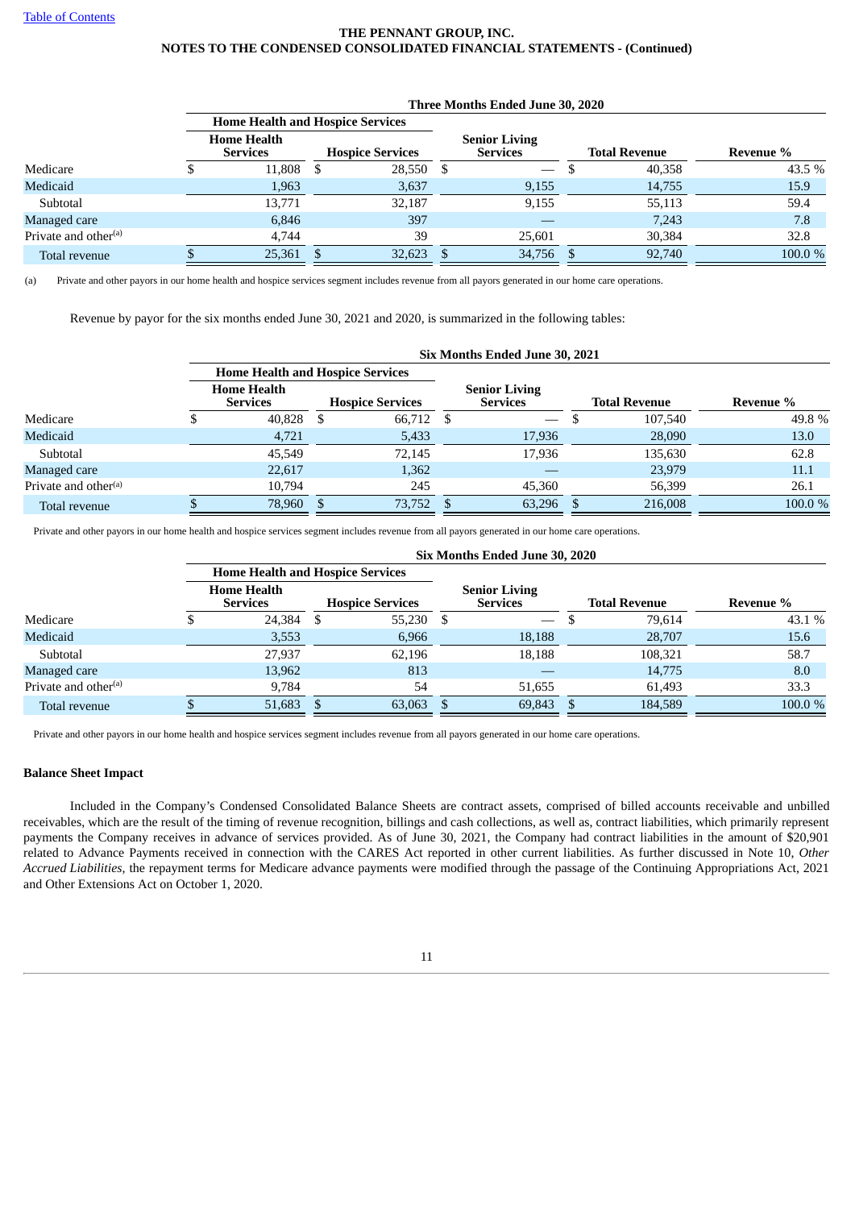| | Three Months Ended June 30, 2020 | | | | |
|---|---|---|---|---|---|
| | Home Health and Hospice Services | | | | |
| | Home Health Services | Hospice Services | Senior Living Services | Total Revenue | Revenue % |
| Medicare | $ 11,808 | $ 28,550 | $ — | $ 40,358 | 43.5 % |
| Medicaid | 1,963 | 3,637 | 9,155 | 14,755 | 15.9 |
| Subtotal | 13,771 | 32,187 | 9,155 | 55,113 | 59.4 |
| Managed care | 6,846 | 397 | — | 7,243 | 7.8 |
| Private and other[(a)] | 4,744 | 39 | 25,601 | 30,384 | 32.8 |
| Total revenue | $ 25,361 | $ 32,623 | $ 34,756 | $ 92,740 | 100.0 % |

(a) Private and other payors in our home health and hospice services segment includes revenue from all payors generated in our home care operations.

Revenue by payor for the six months ended June 30, 2021 and 2020, is summarized in the following tables:

| | Six Months Ended June 30, 2021 | | | | |
|---|---|---|---|---|---|
| | Home Health and Hospice Services | | | | |
| | Home Health Services | Hospice Services | Senior Living Services | Total Revenue | Revenue % |
| Medicare | $ 40,828 | $ 66,712 | $ — | $ 107,540 | 49.8 % |
| Medicaid | 4,721 | 5,433 | 17,936 | 28,090 | 13.0 |
| Subtotal | 45,549 | 72,145 | 17,936 | 135,630 | 62.8 |
| Managed care | 22,617 | 1,362 | — | 23,979 | 11.1 |
| Private and other[(a)] | 10,794 | 245 | 45,360 | 56,399 | 26.1 |
| Total revenue | $ 78,960 | $ 73,752 | $ 63,296 | $ 216,008 | 100.0 % |

Private and other payors in our home health and hospice services segment includes revenue from all payors generated in our home care operations.

| | Six Months Ended June 30, 2020 | | | | |
|---|---|---|---|---|---|
| | Home Health and Hospice Services | | | | |
| | Home Health Services | Hospice Services | Senior Living Services | Total Revenue | Revenue % |
| Medicare | $ 24,384 | $ 55,230 | $ — | $ 79,614 | 43.1 % |
| Medicaid | 3,553 | 6,966 | 18,188 | 28,707 | 15.6 |
| Subtotal | 27,937 | 62,196 | 18,188 | 108,321 | 58.7 |
| Managed care | 13,962 | 813 | — | 14,775 | 8.0 |
| Private and other[(a)] | 9,784 | 54 | 51,655 | 61,493 | 33.3 |
| Total revenue | $ 51,683 | $ 63,063 | $ 69,843 | $ 184,589 | 100.0 % |

Private and other payors in our home health and hospice services segment includes revenue from all payors generated in our home care operations.

**Balance Sheet Impact**

Included in the Company's Condensed Consolidated Balance Sheets are contract assets, comprised of billed accounts receivable and unbilled receivables, which are the result of the timing of revenue recognition, billings and cash collections, as well as, contract liabilities, which primarily represent payments the Company receives in advance of services provided. As of June 30, 2021, the Company had contract liabilities in the amount of $20,901 related to Advance Payments received in connection with the CARES Act reported in other current liabilities. As further discussed in Note 10, *Other Accrued Liabilities*, the repayment terms for Medicare advance payments were modified through the passage of the Continuing Appropriations Act, 2021 and Other Extensions Act on October 1, 2020.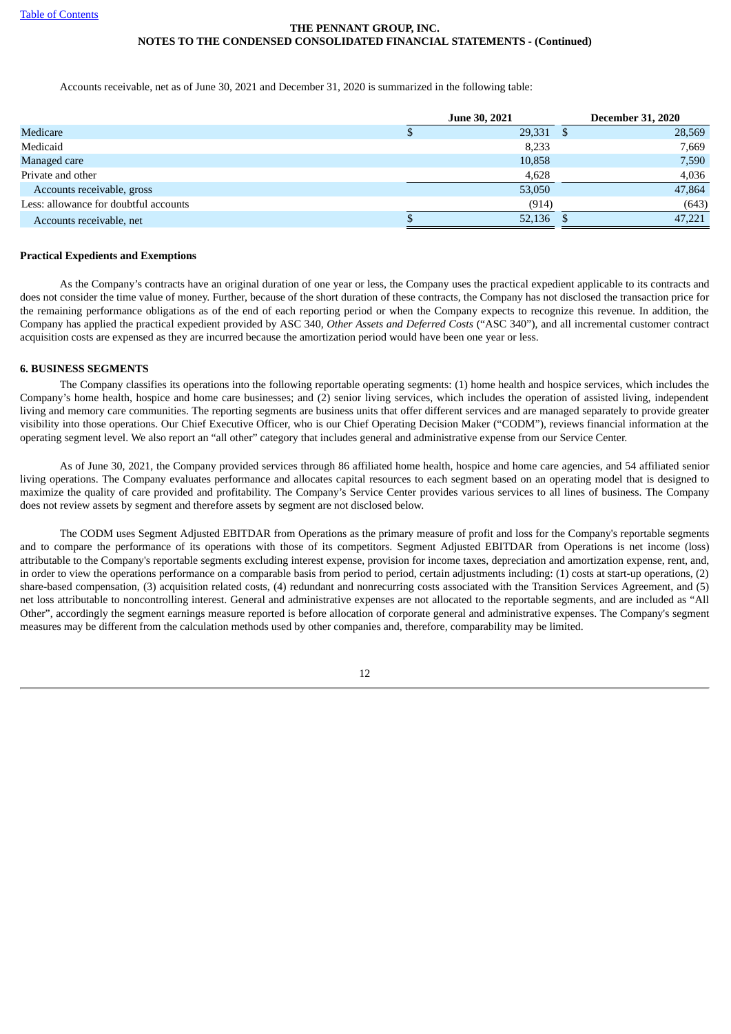Accounts receivable, net as of June 30, 2021 and December 31, 2020 is summarized in the following table:

| | June 30, 2021 | December 31, 2020 |
|---|---|---|
| Medicare | $ 29,331 | $ 28,569 |
| Medicaid | 8,233 | 7,669 |
| Managed care | 10,858 | 7,590 |
| Private and other | 4,628 | 4,036 |
| Accounts receivable, gross | 53,050 | 47,864 |
| Less: allowance for doubtful accounts | (914) | (643) |
| Accounts receivable, net | $ 52,136 | $ 47,221 |

**Practical Expedients and Exemptions**

As the Company's contracts have an original duration of one year or less, the Company uses the practical expedient applicable to its contracts and does not consider the time value of money. Further, because of the short duration of these contracts, the Company has not disclosed the transaction price for the remaining performance obligations as of the end of each reporting period or when the Company expects to recognize this revenue. In addition, the Company has applied the practical expedient provided by ASC 340, *Other Assets and Deferred Costs* ("ASC 340"), and all incremental customer contract acquisition costs are expensed as they are incurred because the amortization period would have been one year or less.

**6. BUSINESS SEGMENTS**

The Company classifies its operations into the following reportable operating segments: (1) home health and hospice services, which includes the Company's home health, hospice and home care businesses; and (2) senior living services, which includes the operation of assisted living, independent living and memory care communities. The reporting segments are business units that offer different services and are managed separately to provide greater visibility into those operations. Our Chief Executive Officer, who is our Chief Operating Decision Maker ("CODM"), reviews financial information at the operating segment level. We also report an "all other" category that includes general and administrative expense from our Service Center.

As of June 30, 2021, the Company provided services through 86 affiliated home health, hospice and home care agencies, and 54 affiliated senior living operations. The Company evaluates performance and allocates capital resources to each segment based on an operating model that is designed to maximize the quality of care provided and profitability. The Company's Service Center provides various services to all lines of business. The Company does not review assets by segment and therefore assets by segment are not disclosed below.

The CODM uses Segment Adjusted EBITDAR from Operations as the primary measure of profit and loss for the Company's reportable segments and to compare the performance of its operations with those of its competitors. Segment Adjusted EBITDAR from Operations is net income (loss) attributable to the Company's reportable segments excluding interest expense, provision for income taxes, depreciation and amortization expense, rent, and, in order to view the operations performance on a comparable basis from period to period, certain adjustments including: (1) costs at start-up operations, (2) share-based compensation, (3) acquisition related costs, (4) redundant and nonrecurring costs associated with the Transition Services Agreement, and (5) net loss attributable to noncontrolling interest. General and administrative expenses are not allocated to the reportable segments, and are included as "All Other", accordingly the segment earnings measure reported is before allocation of corporate general and administrative expenses. The Company's segment measures may be different from the calculation methods used by other companies and, therefore, comparability may be limited.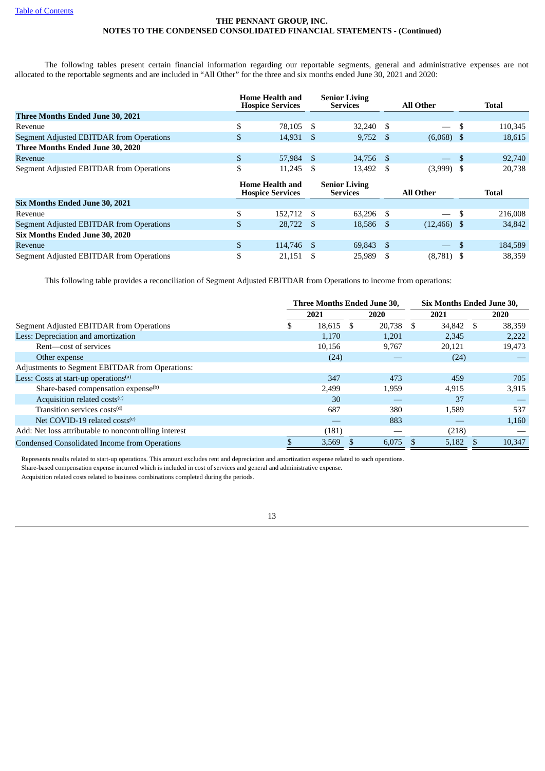**THE PENNANT GROUP, INC.**
**NOTES TO THE CONDENSED CONSOLIDATED FINANCIAL STATEMENTS - (Continued)**

The following tables present certain financial information regarding our reportable segments, general and administrative expenses are not allocated to the reportable segments and are included in "All Other" for the three and six months ended June 30, 2021 and 2020:

| | Home Health and Hospice Services | Senior Living Services | All Other | Total |
|---|---|---|---|---|
| **Three Months Ended June 30, 2021** | | | | |
| Revenue | $ 78,105 | $ 32,240 | $ — | $ 110,345 |
| Segment Adjusted EBITDAR from Operations | $ 14,931 | $ 9,752 | $ (6,068) | $ 18,615 |
| **Three Months Ended June 30, 2020** | | | | |
| Revenue | $ 57,984 | $ 34,756 | $ — | $ 92,740 |
| Segment Adjusted EBITDAR from Operations | $ 11,245 | $ 13,492 | $ (3,999) | $ 20,738 |

| | Home Health and Hospice Services | Senior Living Services | All Other | Total |
|---|---|---|---|---|
| **Six Months Ended June 30, 2021** | | | | |
| Revenue | $ 152,712 | $ 63,296 | $ — | $ 216,008 |
| Segment Adjusted EBITDAR from Operations | $ 28,722 | $ 18,586 | $ (12,466) | $ 34,842 |
| **Six Months Ended June 30, 2020** | | | | |
| Revenue | $ 114,746 | $ 69,843 | $ — | $ 184,589 |
| Segment Adjusted EBITDAR from Operations | $ 21,151 | $ 25,989 | $ (8,781) | $ 38,359 |

This following table provides a reconciliation of Segment Adjusted EBITDAR from Operations to income from operations:

| | Three Months Ended June 30, | | Six Months Ended June 30, | |
|---|---|---|---|---|
| | 2021 | 2020 | 2021 | 2020 |
| Segment Adjusted EBITDAR from Operations | $ 18,615 | $ 20,738 | $ 34,842 | $ 38,359 |
| Less: Depreciation and amortization | 1,170 | 1,201 | 2,345 | 2,222 |
| Rent—cost of services | 10,156 | 9,767 | 20,121 | 19,473 |
| Other expense | (24) | — | (24) | — |
| Adjustments to Segment EBITDAR from Operations: | | | | |
| Less: Costs at start-up operations[(a)] | 347 | 473 | 459 | 705 |
| Share-based compensation expense[(b)] | 2,499 | 1,959 | 4,915 | 3,915 |
| Acquisition related costs[(c)] | 30 | — | 37 | — |
| Transition services costs[(d)] | 687 | 380 | 1,589 | 537 |
| Net COVID-19 related costs[(e)] | — | 883 | — | 1,160 |
| Add: Net loss attributable to noncontrolling interest | (181) | — | (218) | — |
| Condensed Consolidated Income from Operations | $ 3,569 | $ 6,075 | $ 5,182 | $ 10,347 |

Represents results related to start-up operations. This amount excludes rent and depreciation and amortization expense related to such operations.
Share-based compensation expense incurred which is included in cost of services and general and administrative expense.
Acquisition related costs related to business combinations completed during the periods.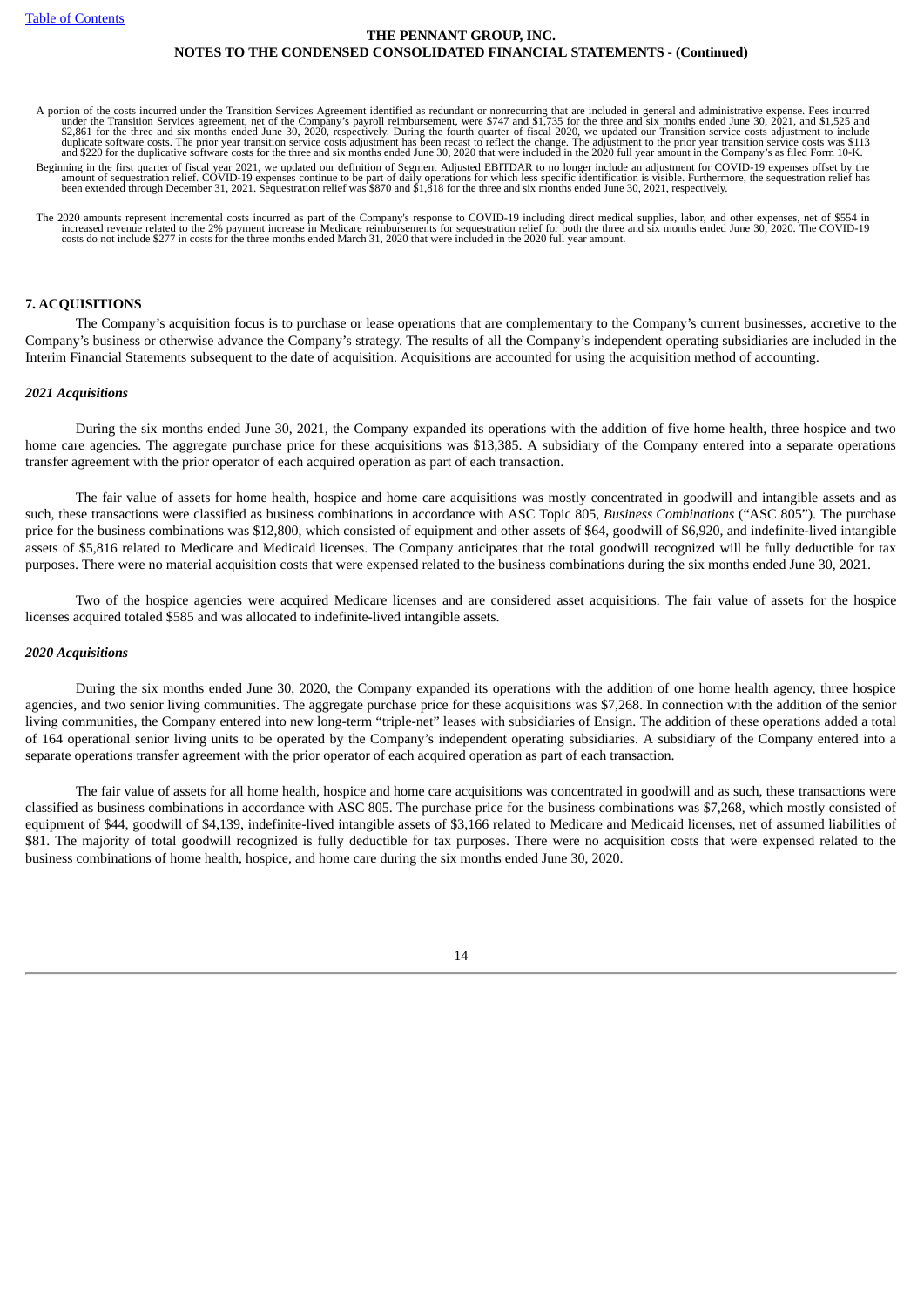A portion of the costs incurred under the Transition Services Agreement identified as redundant or nonrecurring that are included in general and administrative expense. Fees incurred under the Transition Services agreement, net of the Company's payroll reimbursement, were $747 and $1,735 for the three and six months ended June 30, 2021, and $1,525 and $2,861 for the three and six months ended June 30, 2020, respectively. During the fourth quarter of fiscal 2020, we updated our Transition service costs adjustment to include duplicate software costs. The prior year transition service costs adjustment has been recast to reflect the change. The adjustment to the prior year transition service costs was $113 and $220 for the duplicative software costs for the three and six months ended June 30, 2020 that were included in the 2020 full year amount in the Company's as filed Form 10-K.

Beginning in the first quarter of fiscal year 2021, we updated our definition of Segment Adjusted EBITDAR to no longer include an adjustment for COVID-19 expenses offset by the amount of sequestration relief. COVID-19 expenses continue to be part of daily operations for which less specific identification is visible. Furthermore, the sequestration relief has been extended through December 31, 2021. Sequestration relief was $870 and $1,818 for the three and six months ended June 30, 2021, respectively.

The 2020 amounts represent incremental costs incurred as part of the Company's response to COVID-19 including direct medical supplies, labor, and other expenses, net of $554 in increased revenue related to the 2% payment increase in Medicare reimbursements for sequestration relief for both the three and six months ended June 30, 2020. The COVID-19 costs do not include $277 in costs for the three months ended March 31, 2020 that were included in the 2020 full year amount.

## 7. ACQUISITIONS

The Company's acquisition focus is to purchase or lease operations that are complementary to the Company's current businesses, accretive to the Company's business or otherwise advance the Company's strategy. The results of all the Company's independent operating subsidiaries are included in the Interim Financial Statements subsequent to the date of acquisition. Acquisitions are accounted for using the acquisition method of accounting.

### *2021 Acquisitions*

During the six months ended June 30, 2021, the Company expanded its operations with the addition of five home health, three hospice and two home care agencies. The aggregate purchase price for these acquisitions was $13,385. A subsidiary of the Company entered into a separate operations transfer agreement with the prior operator of each acquired operation as part of each transaction.

The fair value of assets for home health, hospice and home care acquisitions was mostly concentrated in goodwill and intangible assets and as such, these transactions were classified as business combinations in accordance with ASC Topic 805, *Business Combinations* ("ASC 805"). The purchase price for the business combinations was $12,800, which consisted of equipment and other assets of $64, goodwill of $6,920, and indefinite-lived intangible assets of $5,816 related to Medicare and Medicaid licenses. The Company anticipates that the total goodwill recognized will be fully deductible for tax purposes. There were no material acquisition costs that were expensed related to the business combinations during the six months ended June 30, 2021.

Two of the hospice agencies were acquired Medicare licenses and are considered asset acquisitions. The fair value of assets for the hospice licenses acquired totaled $585 and was allocated to indefinite-lived intangible assets.

### *2020 Acquisitions*

During the six months ended June 30, 2020, the Company expanded its operations with the addition of one home health agency, three hospice agencies, and two senior living communities. The aggregate purchase price for these acquisitions was $7,268. In connection with the addition of the senior living communities, the Company entered into new long-term "triple-net" leases with subsidiaries of Ensign. The addition of these operations added a total of 164 operational senior living units to be operated by the Company's independent operating subsidiaries. A subsidiary of the Company entered into a separate operations transfer agreement with the prior operator of each acquired operation as part of each transaction.

The fair value of assets for all home health, hospice and home care acquisitions was concentrated in goodwill and as such, these transactions were classified as business combinations in accordance with ASC 805. The purchase price for the business combinations was $7,268, which mostly consisted of equipment of $44, goodwill of $4,139, indefinite-lived intangible assets of $3,166 related to Medicare and Medicaid licenses, net of assumed liabilities of $81. The majority of total goodwill recognized is fully deductible for tax purposes. There were no acquisition costs that were expensed related to the business combinations of home health, hospice, and home care during the six months ended June 30, 2020.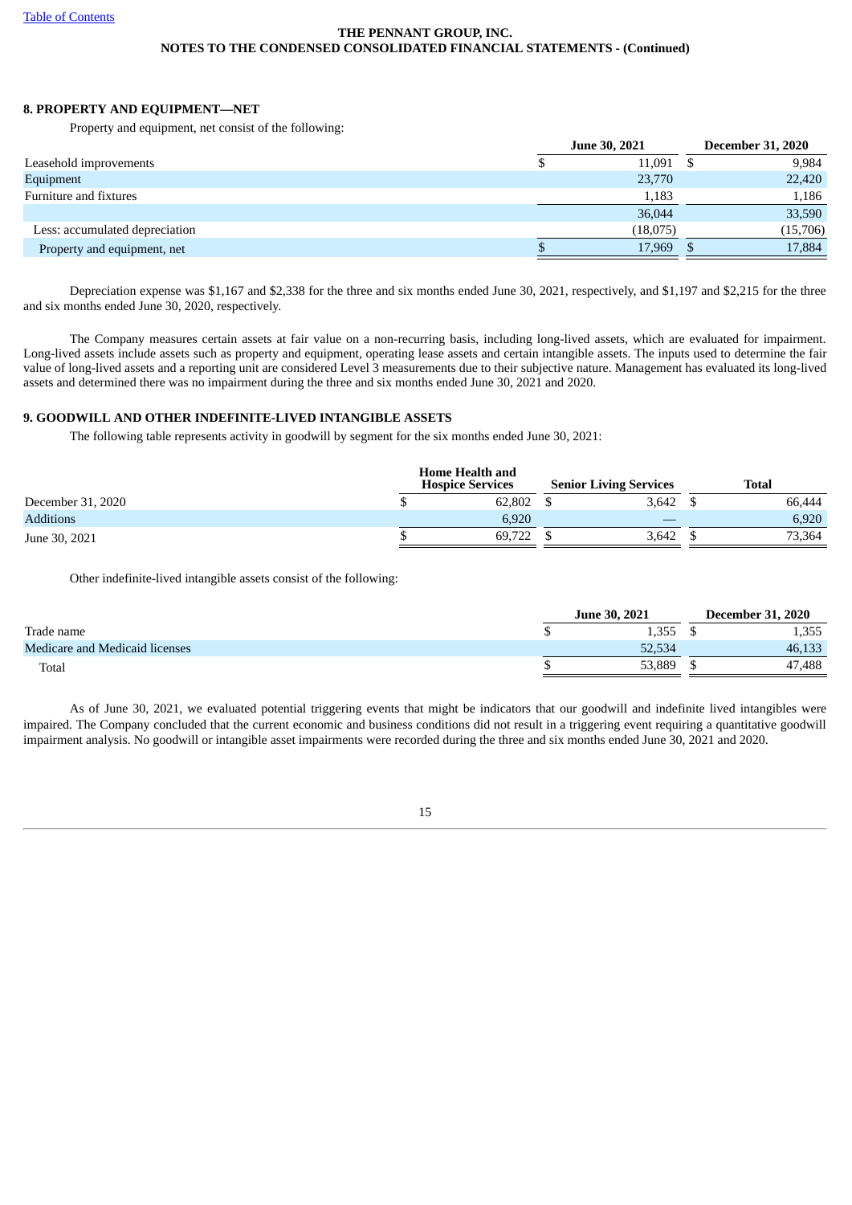## 8. PROPERTY AND EQUIPMENT—NET

Property and equipment, net consist of the following:

| | June 30, 2021 | December 31, 2020 |
|---|---|---|
| Leasehold improvements | $ 11,091 | $ 9,984 |
| Equipment | 23,770 | 22,420 |
| Furniture and fixtures | 1,183 | 1,186 |
| | 36,044 | 33,590 |
| Less: accumulated depreciation | (18,075) | (15,706) |
| Property and equipment, net | $ 17,969 | $ 17,884 |

Depreciation expense was $1,167 and $2,338 for the three and six months ended June 30, 2021, respectively, and $1,197 and $2,215 for the three and six months ended June 30, 2020, respectively.

The Company measures certain assets at fair value on a non-recurring basis, including long-lived assets, which are evaluated for impairment. Long-lived assets include assets such as property and equipment, operating lease assets and certain intangible assets. The inputs used to determine the fair value of long-lived assets and a reporting unit are considered Level 3 measurements due to their subjective nature. Management has evaluated its long-lived assets and determined there was no impairment during the three and six months ended June 30, 2021 and 2020.

## 9. GOODWILL AND OTHER INDEFINITE-LIVED INTANGIBLE ASSETS

The following table represents activity in goodwill by segment for the six months ended June 30, 2021:

| | Home Health and Hospice Services | Senior Living Services | Total |
|---|---|---|---|
| December 31, 2020 | $ 62,802 | $ 3,642 | $ 66,444 |
| Additions | 6,920 | — | 6,920 |
| June 30, 2021 | $ 69,722 | $ 3,642 | $ 73,364 |

Other indefinite-lived intangible assets consist of the following:

| | June 30, 2021 | December 31, 2020 |
|---|---|---|
| Trade name | $ 1,355 | $ 1,355 |
| Medicare and Medicaid licenses | 52,534 | 46,133 |
| Total | $ 53,889 | $ 47,488 |

As of June 30, 2021, we evaluated potential triggering events that might be indicators that our goodwill and indefinite lived intangibles were impaired. The Company concluded that the current economic and business conditions did not result in a triggering event requiring a quantitative goodwill impairment analysis. No goodwill or intangible asset impairments were recorded during the three and six months ended June 30, 2021 and 2020.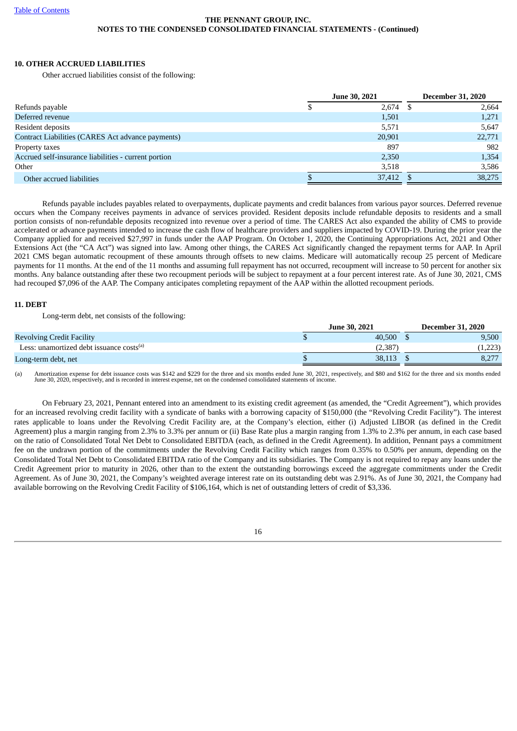## 10. OTHER ACCRUED LIABILITIES

Other accrued liabilities consist of the following:

| | June 30, 2021 | December 31, 2020 |
|---|---|---|
| Refunds payable | $ 2,674 | $ 2,664 |
| Deferred revenue | 1,501 | 1,271 |
| Resident deposits | 5,571 | 5,647 |
| Contract Liabilities (CARES Act advance payments) | 20,901 | 22,771 |
| Property taxes | 897 | 982 |
| Accrued self-insurance liabilities - current portion | 2,350 | 1,354 |
| Other | 3,518 | 3,586 |
| Other accrued liabilities | $ 37,412 | $ 38,275 |

Refunds payable includes payables related to overpayments, duplicate payments and credit balances from various payor sources. Deferred revenue occurs when the Company receives payments in advance of services provided. Resident deposits include refundable deposits to residents and a small portion consists of non-refundable deposits recognized into revenue over a period of time. The CARES Act also expanded the ability of CMS to provide accelerated or advance payments intended to increase the cash flow of healthcare providers and suppliers impacted by COVID-19. During the prior year the Company applied for and received $27,997 in funds under the AAP Program. On October 1, 2020, the Continuing Appropriations Act, 2021 and Other Extensions Act (the "CA Act") was signed into law. Among other things, the CARES Act significantly changed the repayment terms for AAP. In April 2021 CMS began automatic recoupment of these amounts through offsets to new claims. Medicare will automatically recoup 25 percent of Medicare payments for 11 months. At the end of the 11 months and assuming full repayment has not occurred, recoupment will increase to 50 percent for another six months. Any balance outstanding after these two recoupment periods will be subject to repayment at a four percent interest rate. As of June 30, 2021, CMS had recouped $7,096 of the AAP. The Company anticipates completing repayment of the AAP within the allotted recoupment periods.

## 11. DEBT

Long-term debt, net consists of the following:

| | June 30, 2021 | December 31, 2020 |
|---|---|---|
| Revolving Credit Facility | $ 40,500 | $ 9,500 |
| Less: unamortized debt issuance costs[(a)] | (2,387) | (1,223) |
| Long-term debt, net | $ 38,113 | $ 8,277 |

(a) Amortization expense for debt issuance costs was $142 and $229 for the three and six months ended June 30, 2021, respectively, and $80 and $162 for the three and six months ended June 30, 2020, respectively, and is recorded in interest expense, net on the condensed consolidated statements of income.

On February 23, 2021, Pennant entered into an amendment to its existing credit agreement (as amended, the "Credit Agreement"), which provides for an increased revolving credit facility with a syndicate of banks with a borrowing capacity of $150,000 (the "Revolving Credit Facility"). The interest rates applicable to loans under the Revolving Credit Facility are, at the Company's election, either (i) Adjusted LIBOR (as defined in the Credit Agreement) plus a margin ranging from 2.3% to 3.3% per annum or (ii) Base Rate plus a margin ranging from 1.3% to 2.3% per annum, in each case based on the ratio of Consolidated Total Net Debt to Consolidated EBITDA (each, as defined in the Credit Agreement). In addition, Pennant pays a commitment fee on the undrawn portion of the commitments under the Revolving Credit Facility which ranges from 0.35% to 0.50% per annum, depending on the Consolidated Total Net Debt to Consolidated EBITDA ratio of the Company and its subsidiaries. The Company is not required to repay any loans under the Credit Agreement prior to maturity in 2026, other than to the extent the outstanding borrowings exceed the aggregate commitments under the Credit Agreement. As of June 30, 2021, the Company's weighted average interest rate on its outstanding debt was 2.91%. As of June 30, 2021, the Company had available borrowing on the Revolving Credit Facility of $106,164, which is net of outstanding letters of credit of $3,336.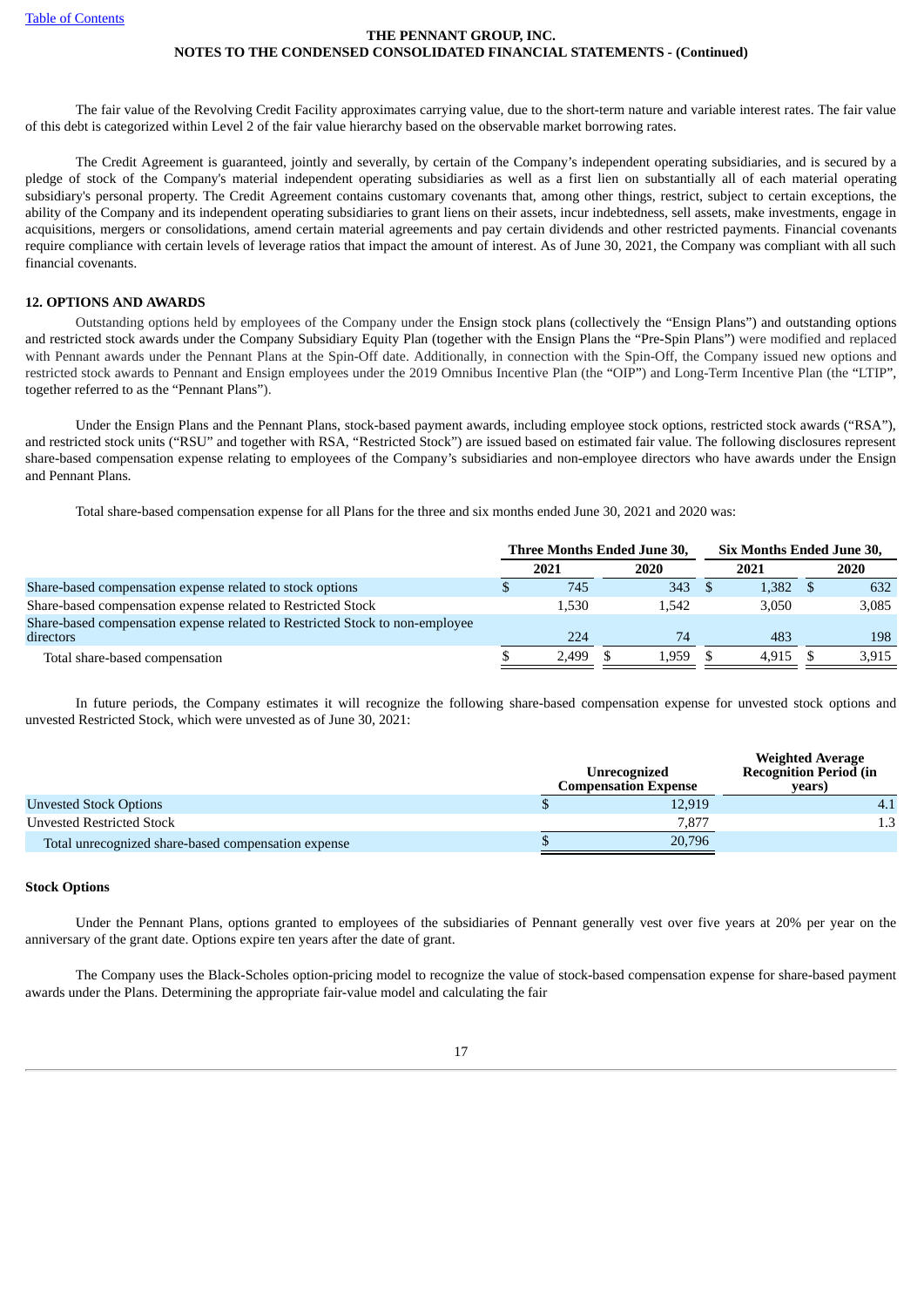The fair value of the Revolving Credit Facility approximates carrying value, due to the short-term nature and variable interest rates. The fair value of this debt is categorized within Level 2 of the fair value hierarchy based on the observable market borrowing rates.

The Credit Agreement is guaranteed, jointly and severally, by certain of the Company's independent operating subsidiaries, and is secured by a pledge of stock of the Company's material independent operating subsidiaries as well as a first lien on substantially all of each material operating subsidiary's personal property. The Credit Agreement contains customary covenants that, among other things, restrict, subject to certain exceptions, the ability of the Company and its independent operating subsidiaries to grant liens on their assets, incur indebtedness, sell assets, make investments, engage in acquisitions, mergers or consolidations, amend certain material agreements and pay certain dividends and other restricted payments. Financial covenants require compliance with certain levels of leverage ratios that impact the amount of interest. As of June 30, 2021, the Company was compliant with all such financial covenants.

## 12. OPTIONS AND AWARDS

Outstanding options held by employees of the Company under the Ensign stock plans (collectively the "Ensign Plans") and outstanding options and restricted stock awards under the Company Subsidiary Equity Plan (together with the Ensign Plans the "Pre-Spin Plans") were modified and replaced with Pennant awards under the Pennant Plans at the Spin-Off date. Additionally, in connection with the Spin-Off, the Company issued new options and restricted stock awards to Pennant and Ensign employees under the 2019 Omnibus Incentive Plan (the "OIP") and Long-Term Incentive Plan (the "LTIP", together referred to as the "Pennant Plans").

Under the Ensign Plans and the Pennant Plans, stock-based payment awards, including employee stock options, restricted stock awards ("RSA"), and restricted stock units ("RSU" and together with RSA, "Restricted Stock") are issued based on estimated fair value. The following disclosures represent share-based compensation expense relating to employees of the Company's subsidiaries and non-employee directors who have awards under the Ensign and Pennant Plans.

Total share-based compensation expense for all Plans for the three and six months ended June 30, 2021 and 2020 was:

| | Three Months Ended June 30, | | Six Months Ended June 30, | |
|---|---|---|---|---|
| | 2021 | 2020 | 2021 | 2020 |
| Share-based compensation expense related to stock options | $ 745 | 343 | $ 1,382 | $ 632 |
| Share-based compensation expense related to Restricted Stock | 1,530 | 1,542 | 3,050 | 3,085 |
| Share-based compensation expense related to Restricted Stock to non-employee directors | 224 | 74 | 483 | 198 |
| Total share-based compensation | $ 2,499 | $ 1,959 | $ 4,915 | $ 3,915 |

In future periods, the Company estimates it will recognize the following share-based compensation expense for unvested stock options and unvested Restricted Stock, which were unvested as of June 30, 2021:

| | Unrecognized Compensation Expense | Weighted Average Recognition Period (in years) |
|---|---|---|
| Unvested Stock Options | $ 12,919 | 4.1 |
| Unvested Restricted Stock | 7,877 | 1.3 |
| Total unrecognized share-based compensation expense | $ 20,796 | |

### Stock Options

Under the Pennant Plans, options granted to employees of the subsidiaries of Pennant generally vest over five years at 20% per year on the anniversary of the grant date. Options expire ten years after the date of grant.

The Company uses the Black-Scholes option-pricing model to recognize the value of stock-based compensation expense for share-based payment awards under the Plans. Determining the appropriate fair-value model and calculating the fair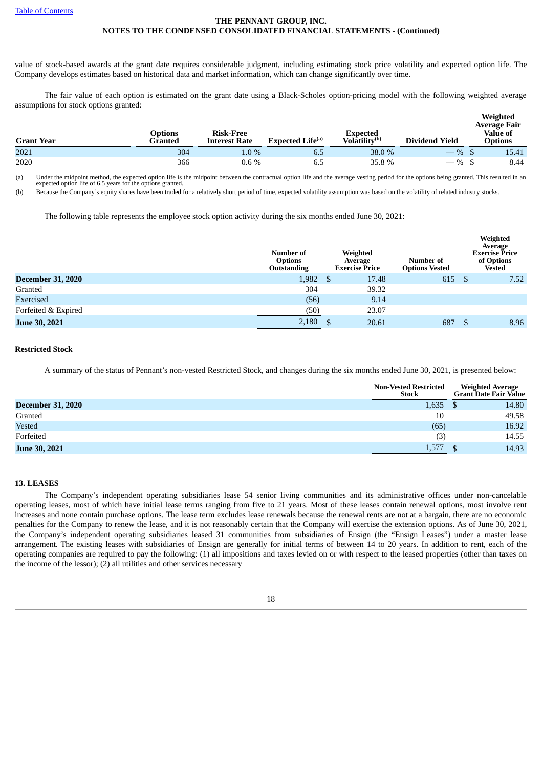value of stock-based awards at the grant date requires considerable judgment, including estimating stock price volatility and expected option life. The Company develops estimates based on historical data and market information, which can change significantly over time.

The fair value of each option is estimated on the grant date using a Black-Scholes option-pricing model with the following weighted average assumptions for stock options granted:

| Grant Year | Options Granted | Risk-Free Interest Rate | Expected Life[(a)] | Expected Volatility[(b)] | Dividend Yield | Weighted Average Fair Value of Options |
|---|---|---|---|---|---|---|
| 2021 | 304 | 1.0 % | 6.5 | 38.0 % | — % | $ 15.41 |
| 2020 | 366 | 0.6 % | 6.5 | 35.8 % | — % | $ 8.44 |

(a) Under the midpoint method, the expected option life is the midpoint between the contractual option life and the average vesting period for the options being granted. This resulted in an expected option life of 6.5 years for the options granted.

(b) Because the Company's equity shares have been traded for a relatively short period of time, expected volatility assumption was based on the volatility of related industry stocks.

The following table represents the employee stock option activity during the six months ended June 30, 2021:

| | Number of Options Outstanding | Weighted Average Exercise Price | Number of Options Vested | Weighted Average Exercise Price of Options Vested |
|---|---|---|---|---|
| **December 31, 2020** | 1,982 | $ 17.48 | 615 | $ 7.52 |
| Granted | 304 | 39.32 | | |
| Exercised | (56) | 9.14 | | |
| Forfeited & Expired | (50) | 23.07 | | |
| **June 30, 2021** | 2,180 | $ 20.61 | 687 | $ 8.96 |

**Restricted Stock**

A summary of the status of Pennant's non-vested Restricted Stock, and changes during the six months ended June 30, 2021, is presented below:

| | Non-Vested Restricted Stock | Weighted Average Grant Date Fair Value |
|---|---|---|
| **December 31, 2020** | 1,635 | $ 14.80 |
| Granted | 10 | 49.58 |
| Vested | (65) | 16.92 |
| Forfeited | (3) | 14.55 |
| **June 30, 2021** | 1,577 | $ 14.93 |

**13. LEASES**

The Company's independent operating subsidiaries lease 54 senior living communities and its administrative offices under non-cancelable operating leases, most of which have initial lease terms ranging from five to 21 years. Most of these leases contain renewal options, most involve rent increases and none contain purchase options. The lease term excludes lease renewals because the renewal rents are not at a bargain, there are no economic penalties for the Company to renew the lease, and it is not reasonably certain that the Company will exercise the extension options. As of June 30, 2021, the Company's independent operating subsidiaries leased 31 communities from subsidiaries of Ensign (the "Ensign Leases") under a master lease arrangement. The existing leases with subsidiaries of Ensign are generally for initial terms of between 14 to 20 years. In addition to rent, each of the operating companies are required to pay the following: (1) all impositions and taxes levied on or with respect to the leased properties (other than taxes on the income of the lessor); (2) all utilities and other services necessary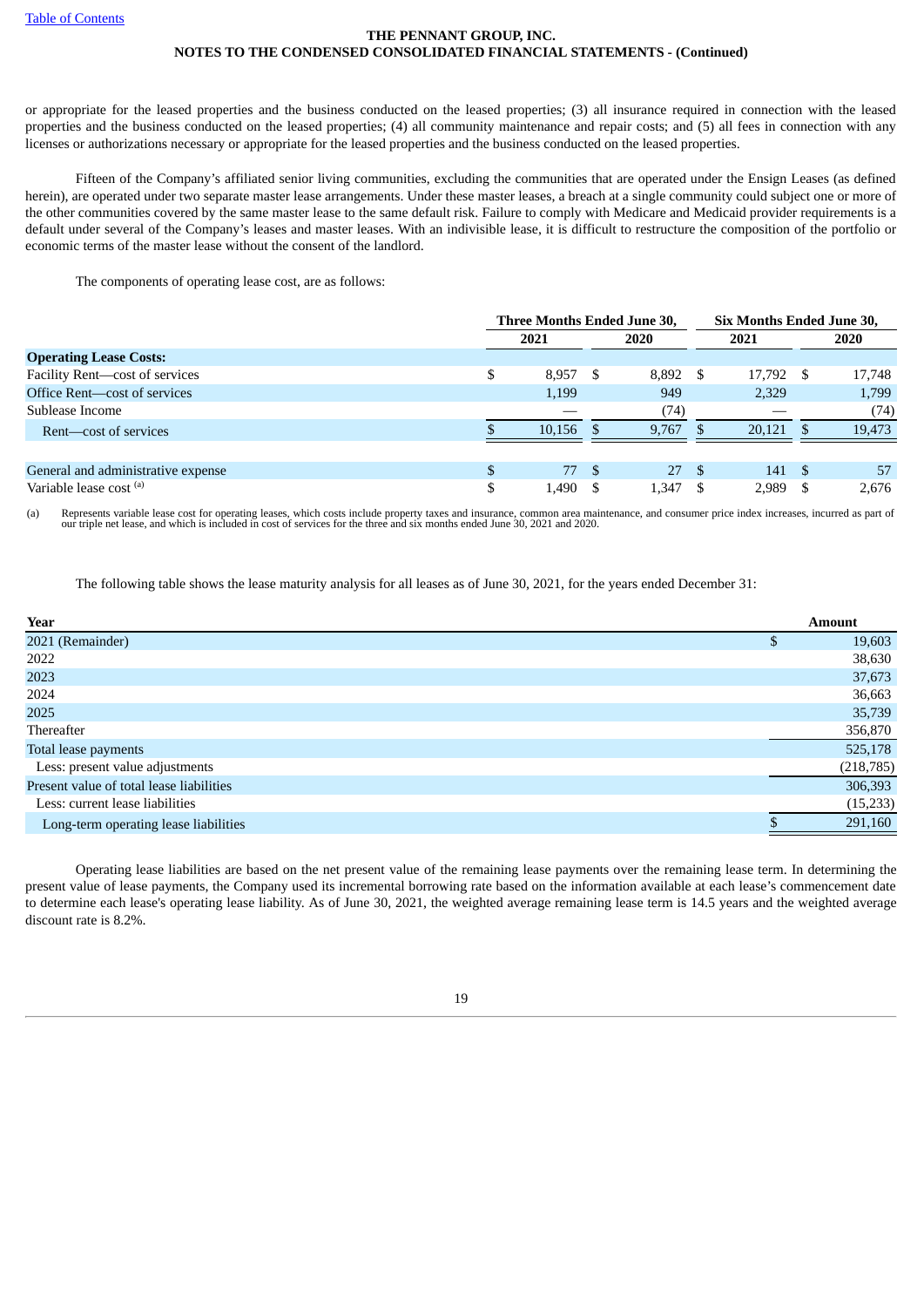or appropriate for the leased properties and the business conducted on the leased properties; (3) all insurance required in connection with the leased properties and the business conducted on the leased properties; (4) all community maintenance and repair costs; and (5) all fees in connection with any licenses or authorizations necessary or appropriate for the leased properties and the business conducted on the leased properties.

Fifteen of the Company's affiliated senior living communities, excluding the communities that are operated under the Ensign Leases (as defined herein), are operated under two separate master lease arrangements. Under these master leases, a breach at a single community could subject one or more of the other communities covered by the same master lease to the same default risk. Failure to comply with Medicare and Medicaid provider requirements is a default under several of the Company's leases and master leases. With an indivisible lease, it is difficult to restructure the composition of the portfolio or economic terms of the master lease without the consent of the landlord.

The components of operating lease cost, are as follows:

| | Three Months Ended June 30, | | Six Months Ended June 30, | |
|---|---|---|---|---|
| | 2021 | 2020 | 2021 | 2020 |
| **Operating Lease Costs:** | | | | |
| Facility Rent—cost of services | $ 8,957 | $ 8,892 | $ 17,792 | $ 17,748 |
| Office Rent—cost of services | 1,199 | 949 | 2,329 | 1,799 |
| Sublease Income | — | (74) | — | (74) |
| Rent—cost of services | $ 10,156 | $ 9,767 | $ 20,121 | $ 19,473 |
| | | | | |
| General and administrative expense | $ 77 | $ 27 | $ 141 | $ 57 |
| Variable lease cost [(a)] | $ 1,490 | $ 1,347 | $ 2,989 | $ 2,676 |

(a) Represents variable lease cost for operating leases, which costs include property taxes and insurance, common area maintenance, and consumer price index increases, incurred as part of our triple net lease, and which is included in cost of services for the three and six months ended June 30, 2021 and 2020.

The following table shows the lease maturity analysis for all leases as of June 30, 2021, for the years ended December 31:

| Year | Amount |
|---|---|
| 2021 (Remainder) | $ 19,603 |
| 2022 | 38,630 |
| 2023 | 37,673 |
| 2024 | 36,663 |
| 2025 | 35,739 |
| Thereafter | 356,870 |
| Total lease payments | 525,178 |
| Less: present value adjustments | (218,785) |
| Present value of total lease liabilities | 306,393 |
| Less: current lease liabilities | (15,233) |
| Long-term operating lease liabilities | $ 291,160 |

Operating lease liabilities are based on the net present value of the remaining lease payments over the remaining lease term. In determining the present value of lease payments, the Company used its incremental borrowing rate based on the information available at each lease's commencement date to determine each lease's operating lease liability. As of June 30, 2021, the weighted average remaining lease term is 14.5 years and the weighted average discount rate is 8.2%.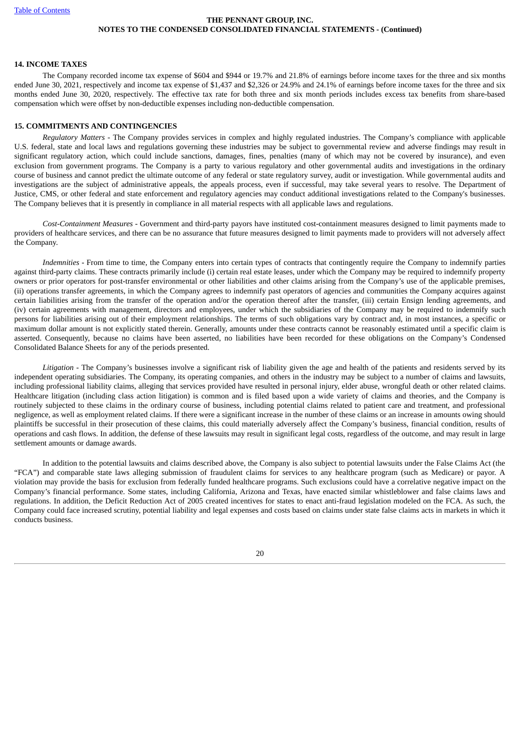### 14. INCOME TAXES

The Company recorded income tax expense of $604 and $944 or 19.7% and 21.8% of earnings before income taxes for the three and six months ended June 30, 2021, respectively and income tax expense of $1,437 and $2,326 or 24.9% and 24.1% of earnings before income taxes for the three and six months ended June 30, 2020, respectively. The effective tax rate for both three and six month periods includes excess tax benefits from share-based compensation which were offset by non-deductible expenses including non-deductible compensation.

### 15. COMMITMENTS AND CONTINGENCIES

*Regulatory Matters* - The Company provides services in complex and highly regulated industries. The Company's compliance with applicable U.S. federal, state and local laws and regulations governing these industries may be subject to governmental review and adverse findings may result in significant regulatory action, which could include sanctions, damages, fines, penalties (many of which may not be covered by insurance), and even exclusion from government programs. The Company is a party to various regulatory and other governmental audits and investigations in the ordinary course of business and cannot predict the ultimate outcome of any federal or state regulatory survey, audit or investigation. While governmental audits and investigations are the subject of administrative appeals, the appeals process, even if successful, may take several years to resolve. The Department of Justice, CMS, or other federal and state enforcement and regulatory agencies may conduct additional investigations related to the Company's businesses. The Company believes that it is presently in compliance in all material respects with all applicable laws and regulations.

*Cost-Containment Measures* - Government and third-party payors have instituted cost-containment measures designed to limit payments made to providers of healthcare services, and there can be no assurance that future measures designed to limit payments made to providers will not adversely affect the Company.

*Indemnities* - From time to time, the Company enters into certain types of contracts that contingently require the Company to indemnify parties against third-party claims. These contracts primarily include (i) certain real estate leases, under which the Company may be required to indemnify property owners or prior operators for post-transfer environmental or other liabilities and other claims arising from the Company's use of the applicable premises, (ii) operations transfer agreements, in which the Company agrees to indemnify past operators of agencies and communities the Company acquires against certain liabilities arising from the transfer of the operation and/or the operation thereof after the transfer, (iii) certain Ensign lending agreements, and (iv) certain agreements with management, directors and employees, under which the subsidiaries of the Company may be required to indemnify such persons for liabilities arising out of their employment relationships. The terms of such obligations vary by contract and, in most instances, a specific or maximum dollar amount is not explicitly stated therein. Generally, amounts under these contracts cannot be reasonably estimated until a specific claim is asserted. Consequently, because no claims have been asserted, no liabilities have been recorded for these obligations on the Company's Condensed Consolidated Balance Sheets for any of the periods presented.

*Litigation* - The Company's businesses involve a significant risk of liability given the age and health of the patients and residents served by its independent operating subsidiaries. The Company, its operating companies, and others in the industry may be subject to a number of claims and lawsuits, including professional liability claims, alleging that services provided have resulted in personal injury, elder abuse, wrongful death or other related claims. Healthcare litigation (including class action litigation) is common and is filed based upon a wide variety of claims and theories, and the Company is routinely subjected to these claims in the ordinary course of business, including potential claims related to patient care and treatment, and professional negligence, as well as employment related claims. If there were a significant increase in the number of these claims or an increase in amounts owing should plaintiffs be successful in their prosecution of these claims, this could materially adversely affect the Company's business, financial condition, results of operations and cash flows. In addition, the defense of these lawsuits may result in significant legal costs, regardless of the outcome, and may result in large settlement amounts or damage awards.

In addition to the potential lawsuits and claims described above, the Company is also subject to potential lawsuits under the False Claims Act (the "FCA") and comparable state laws alleging submission of fraudulent claims for services to any healthcare program (such as Medicare) or payor. A violation may provide the basis for exclusion from federally funded healthcare programs. Such exclusions could have a correlative negative impact on the Company's financial performance. Some states, including California, Arizona and Texas, have enacted similar whistleblower and false claims laws and regulations. In addition, the Deficit Reduction Act of 2005 created incentives for states to enact anti-fraud legislation modeled on the FCA. As such, the Company could face increased scrutiny, potential liability and legal expenses and costs based on claims under state false claims acts in markets in which it conducts business.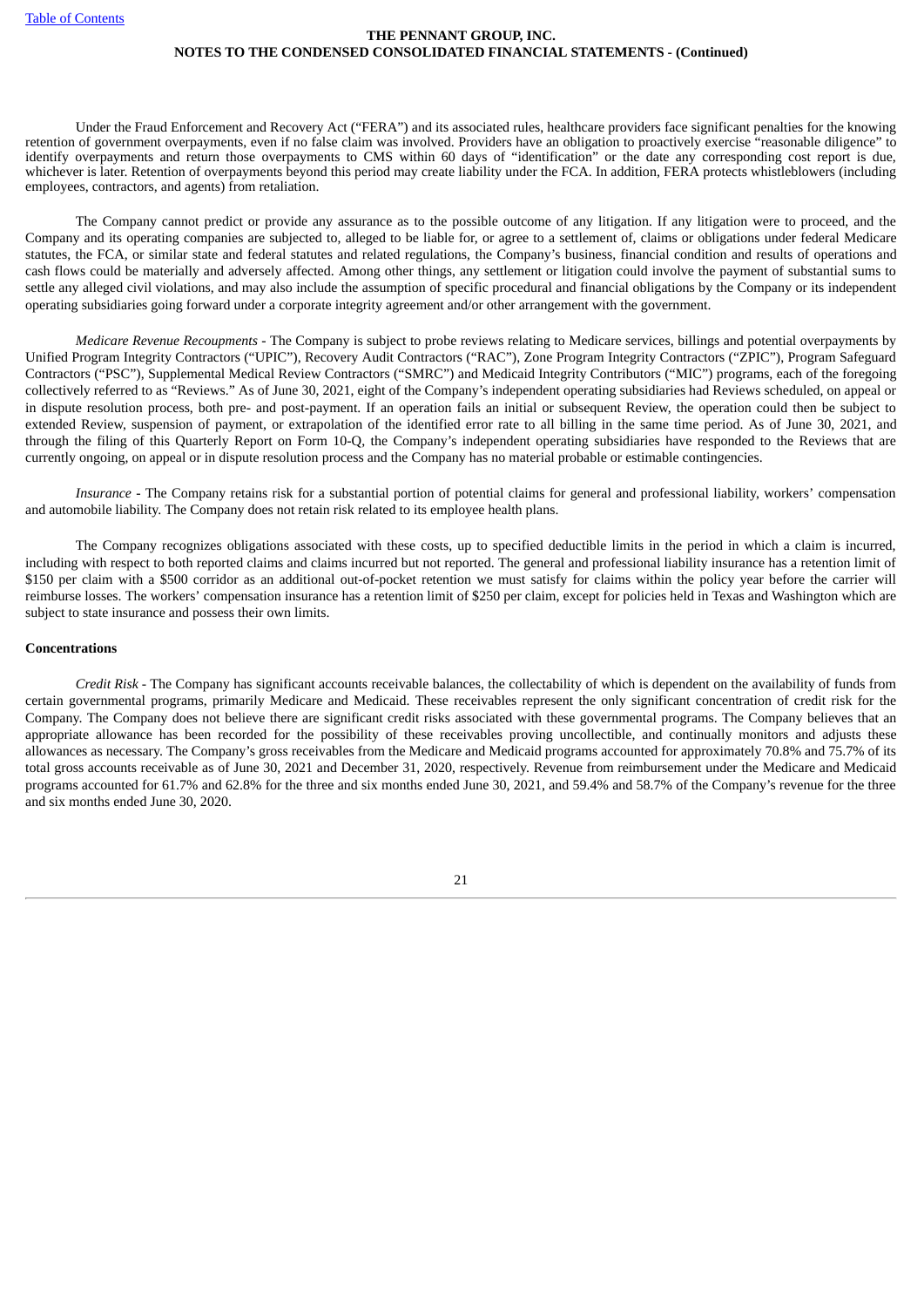Under the Fraud Enforcement and Recovery Act ("FERA") and its associated rules, healthcare providers face significant penalties for the knowing retention of government overpayments, even if no false claim was involved. Providers have an obligation to proactively exercise "reasonable diligence" to identify overpayments and return those overpayments to CMS within 60 days of "identification" or the date any corresponding cost report is due, whichever is later. Retention of overpayments beyond this period may create liability under the FCA. In addition, FERA protects whistleblowers (including employees, contractors, and agents) from retaliation.

The Company cannot predict or provide any assurance as to the possible outcome of any litigation. If any litigation were to proceed, and the Company and its operating companies are subjected to, alleged to be liable for, or agree to a settlement of, claims or obligations under federal Medicare statutes, the FCA, or similar state and federal statutes and related regulations, the Company's business, financial condition and results of operations and cash flows could be materially and adversely affected. Among other things, any settlement or litigation could involve the payment of substantial sums to settle any alleged civil violations, and may also include the assumption of specific procedural and financial obligations by the Company or its independent operating subsidiaries going forward under a corporate integrity agreement and/or other arrangement with the government.

*Medicare Revenue Recoupments* - The Company is subject to probe reviews relating to Medicare services, billings and potential overpayments by Unified Program Integrity Contractors ("UPIC"), Recovery Audit Contractors ("RAC"), Zone Program Integrity Contractors ("ZPIC"), Program Safeguard Contractors ("PSC"), Supplemental Medical Review Contractors ("SMRC") and Medicaid Integrity Contributors ("MIC") programs, each of the foregoing collectively referred to as "Reviews." As of June 30, 2021, eight of the Company's independent operating subsidiaries had Reviews scheduled, on appeal or in dispute resolution process, both pre- and post-payment. If an operation fails an initial or subsequent Review, the operation could then be subject to extended Review, suspension of payment, or extrapolation of the identified error rate to all billing in the same time period. As of June 30, 2021, and through the filing of this Quarterly Report on Form 10-Q, the Company's independent operating subsidiaries have responded to the Reviews that are currently ongoing, on appeal or in dispute resolution process and the Company has no material probable or estimable contingencies.

*Insurance* - The Company retains risk for a substantial portion of potential claims for general and professional liability, workers' compensation and automobile liability. The Company does not retain risk related to its employee health plans.

The Company recognizes obligations associated with these costs, up to specified deductible limits in the period in which a claim is incurred, including with respect to both reported claims and claims incurred but not reported. The general and professional liability insurance has a retention limit of $150 per claim with a $500 corridor as an additional out-of-pocket retention we must satisfy for claims within the policy year before the carrier will reimburse losses. The workers' compensation insurance has a retention limit of $250 per claim, except for policies held in Texas and Washington which are subject to state insurance and possess their own limits.

**Concentrations**

*Credit Risk* - The Company has significant accounts receivable balances, the collectability of which is dependent on the availability of funds from certain governmental programs, primarily Medicare and Medicaid. These receivables represent the only significant concentration of credit risk for the Company. The Company does not believe there are significant credit risks associated with these governmental programs. The Company believes that an appropriate allowance has been recorded for the possibility of these receivables proving uncollectible, and continually monitors and adjusts these allowances as necessary. The Company's gross receivables from the Medicare and Medicaid programs accounted for approximately 70.8% and 75.7% of its total gross accounts receivable as of June 30, 2021 and December 31, 2020, respectively. Revenue from reimbursement under the Medicare and Medicaid programs accounted for 61.7% and 62.8% for the three and six months ended June 30, 2021, and 59.4% and 58.7% of the Company's revenue for the three and six months ended June 30, 2020.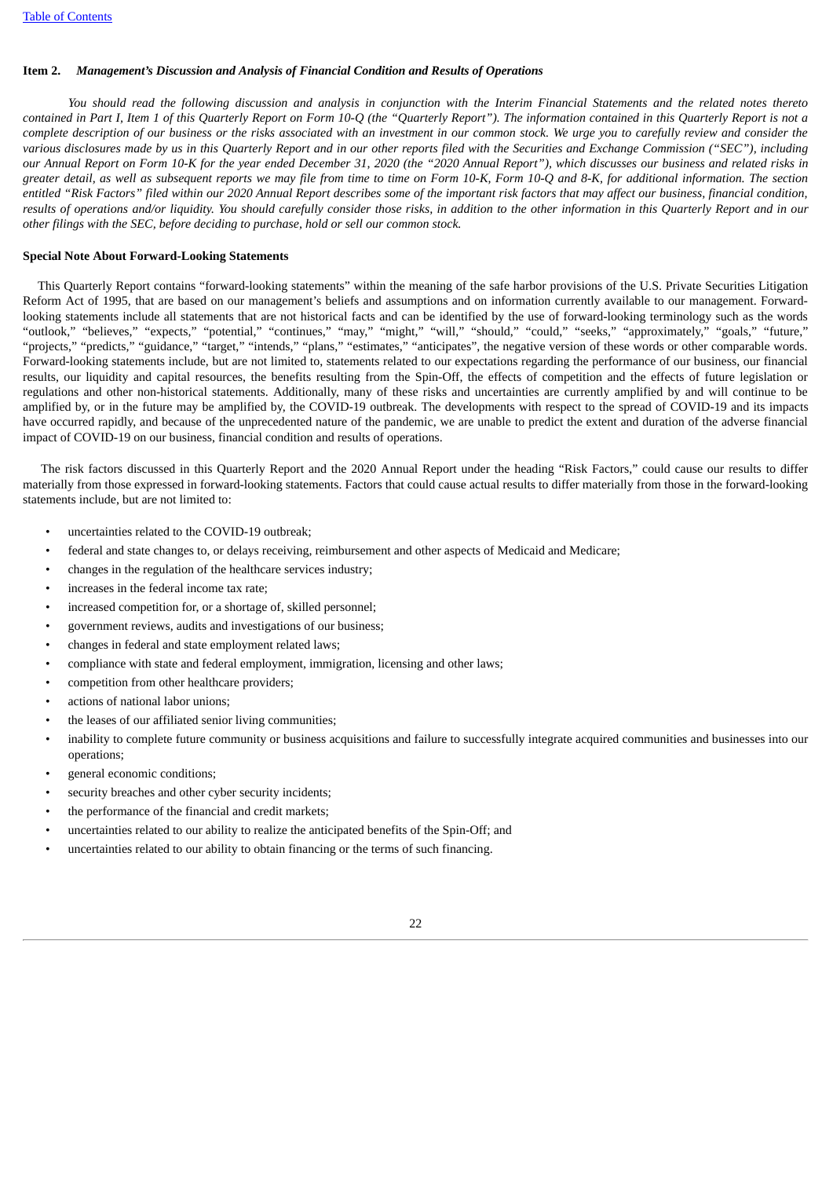### Item 2. *Management's Discussion and Analysis of Financial Condition and Results of Operations*

*You should read the following discussion and analysis in conjunction with the Interim Financial Statements and the related notes thereto contained in Part I, Item 1 of this Quarterly Report on Form 10-Q (the "Quarterly Report"). The information contained in this Quarterly Report is not a complete description of our business or the risks associated with an investment in our common stock. We urge you to carefully review and consider the various disclosures made by us in this Quarterly Report and in our other reports filed with the Securities and Exchange Commission ("SEC"), including our Annual Report on Form 10-K for the year ended December 31, 2020 (the "2020 Annual Report"), which discusses our business and related risks in greater detail, as well as subsequent reports we may file from time to time on Form 10-K, Form 10-Q and 8-K, for additional information. The section entitled "Risk Factors" filed within our 2020 Annual Report describes some of the important risk factors that may affect our business, financial condition, results of operations and/or liquidity. You should carefully consider those risks, in addition to the other information in this Quarterly Report and in our other filings with the SEC, before deciding to purchase, hold or sell our common stock.*

**Special Note About Forward-Looking Statements**

This Quarterly Report contains "forward-looking statements" within the meaning of the safe harbor provisions of the U.S. Private Securities Litigation Reform Act of 1995, that are based on our management's beliefs and assumptions and on information currently available to our management. Forward-looking statements include all statements that are not historical facts and can be identified by the use of forward-looking terminology such as the words "outlook," "believes," "expects," "potential," "continues," "may," "might," "will," "should," "could," "seeks," "approximately," "goals," "future," "projects," "predicts," "guidance," "target," "intends," "plans," "estimates," "anticipates", the negative version of these words or other comparable words. Forward-looking statements include, but are not limited to, statements related to our expectations regarding the performance of our business, our financial results, our liquidity and capital resources, the benefits resulting from the Spin-Off, the effects of competition and the effects of future legislation or regulations and other non-historical statements. Additionally, many of these risks and uncertainties are currently amplified by and will continue to be amplified by, or in the future may be amplified by, the COVID-19 outbreak. The developments with respect to the spread of COVID-19 and its impacts have occurred rapidly, and because of the unprecedented nature of the pandemic, we are unable to predict the extent and duration of the adverse financial impact of COVID-19 on our business, financial condition and results of operations.

The risk factors discussed in this Quarterly Report and the 2020 Annual Report under the heading "Risk Factors," could cause our results to differ materially from those expressed in forward-looking statements. Factors that could cause actual results to differ materially from those in the forward-looking statements include, but are not limited to:

- uncertainties related to the COVID-19 outbreak;
- federal and state changes to, or delays receiving, reimbursement and other aspects of Medicaid and Medicare;
- changes in the regulation of the healthcare services industry;
- increases in the federal income tax rate;
- increased competition for, or a shortage of, skilled personnel;
- government reviews, audits and investigations of our business;
- changes in federal and state employment related laws;
- compliance with state and federal employment, immigration, licensing and other laws;
- competition from other healthcare providers;
- actions of national labor unions;
- the leases of our affiliated senior living communities;
- inability to complete future community or business acquisitions and failure to successfully integrate acquired communities and businesses into our operations;
- general economic conditions;
- security breaches and other cyber security incidents;
- the performance of the financial and credit markets;
- uncertainties related to our ability to realize the anticipated benefits of the Spin-Off; and
- uncertainties related to our ability to obtain financing or the terms of such financing.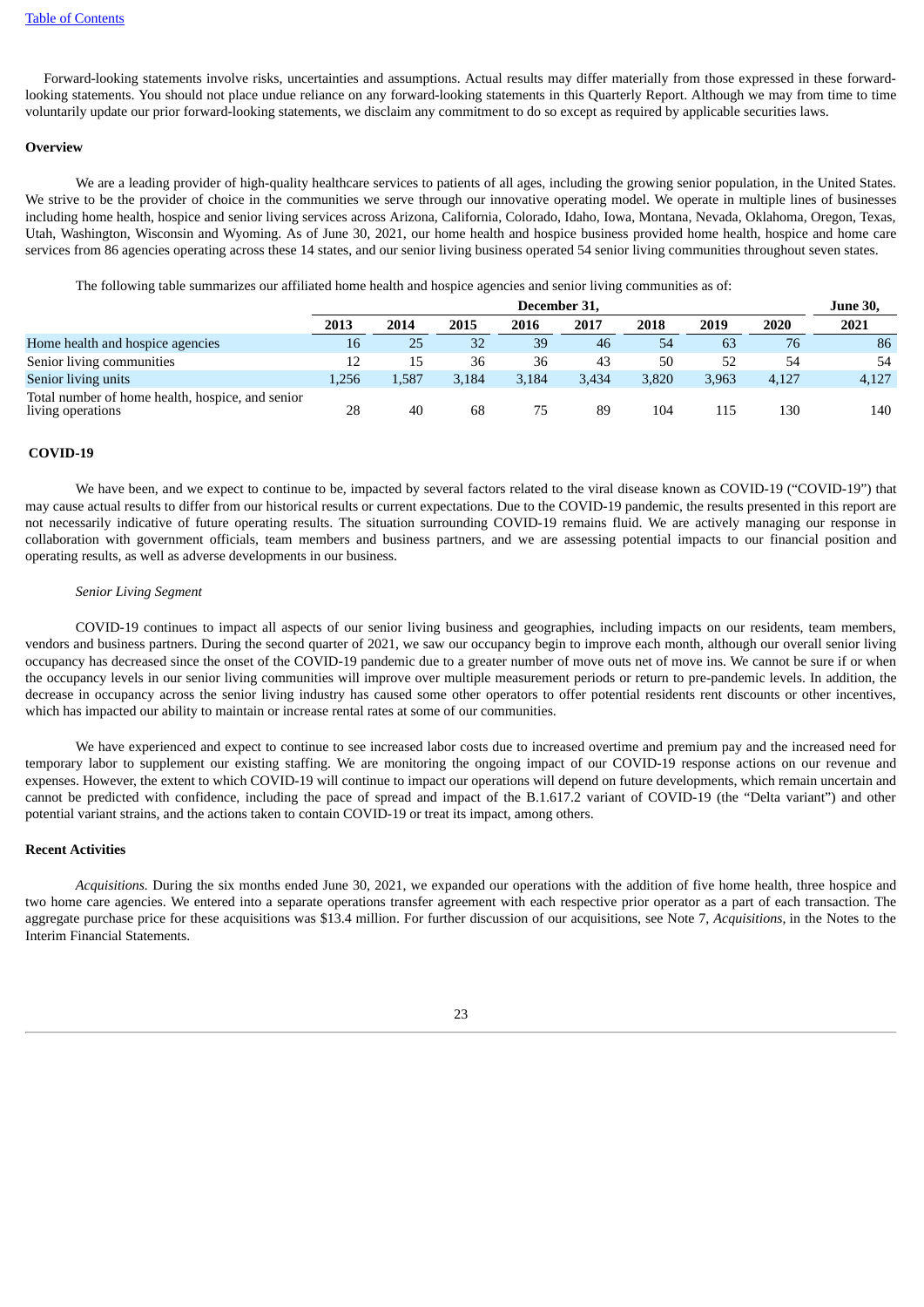Forward-looking statements involve risks, uncertainties and assumptions. Actual results may differ materially from those expressed in these forward-looking statements. You should not place undue reliance on any forward-looking statements in this Quarterly Report. Although we may from time to time voluntarily update our prior forward-looking statements, we disclaim any commitment to do so except as required by applicable securities laws.

**Overview**

We are a leading provider of high-quality healthcare services to patients of all ages, including the growing senior population, in the United States. We strive to be the provider of choice in the communities we serve through our innovative operating model. We operate in multiple lines of businesses including home health, hospice and senior living services across Arizona, California, Colorado, Idaho, Iowa, Montana, Nevada, Oklahoma, Oregon, Texas, Utah, Washington, Wisconsin and Wyoming. As of June 30, 2021, our home health and hospice business provided home health, hospice and home care services from 86 agencies operating across these 14 states, and our senior living business operated 54 senior living communities throughout seven states.

The following table summarizes our affiliated home health and hospice agencies and senior living communities as of:

| | December 31, | | | | | | | | June 30, |
|---|---|---|---|---|---|---|---|---|---|
| | 2013 | 2014 | 2015 | 2016 | 2017 | 2018 | 2019 | 2020 | 2021 |
| Home health and hospice agencies | 16 | 25 | 32 | 39 | 46 | 54 | 63 | 76 | 86 |
| Senior living communities | 12 | 15 | 36 | 36 | 43 | 50 | 52 | 54 | 54 |
| Senior living units | 1,256 | 1,587 | 3,184 | 3,184 | 3,434 | 3,820 | 3,963 | 4,127 | 4,127 |
| Total number of home health, hospice, and senior living operations | 28 | 40 | 68 | 75 | 89 | 104 | 115 | 130 | 140 |

**COVID-19**

We have been, and we expect to continue to be, impacted by several factors related to the viral disease known as COVID-19 ("COVID-19") that may cause actual results to differ from our historical results or current expectations. Due to the COVID-19 pandemic, the results presented in this report are not necessarily indicative of future operating results. The situation surrounding COVID-19 remains fluid. We are actively managing our response in collaboration with government officials, team members and business partners, and we are assessing potential impacts to our financial position and operating results, as well as adverse developments in our business.

*Senior Living Segment*

COVID-19 continues to impact all aspects of our senior living business and geographies, including impacts on our residents, team members, vendors and business partners. During the second quarter of 2021, we saw our occupancy begin to improve each month, although our overall senior living occupancy has decreased since the onset of the COVID-19 pandemic due to a greater number of move outs net of move ins. We cannot be sure if or when the occupancy levels in our senior living communities will improve over multiple measurement periods or return to pre-pandemic levels. In addition, the decrease in occupancy across the senior living industry has caused some other operators to offer potential residents rent discounts or other incentives, which has impacted our ability to maintain or increase rental rates at some of our communities.

We have experienced and expect to continue to see increased labor costs due to increased overtime and premium pay and the increased need for temporary labor to supplement our existing staffing. We are monitoring the ongoing impact of our COVID-19 response actions on our revenue and expenses. However, the extent to which COVID-19 will continue to impact our operations will depend on future developments, which remain uncertain and cannot be predicted with confidence, including the pace of spread and impact of the B.1.617.2 variant of COVID-19 (the "Delta variant") and other potential variant strains, and the actions taken to contain COVID-19 or treat its impact, among others.

**Recent Activities**

*Acquisitions.* During the six months ended June 30, 2021, we expanded our operations with the addition of five home health, three hospice and two home care agencies. We entered into a separate operations transfer agreement with each respective prior operator as a part of each transaction. The aggregate purchase price for these acquisitions was $13.4 million. For further discussion of our acquisitions, see Note 7, *Acquisitions*, in the Notes to the Interim Financial Statements.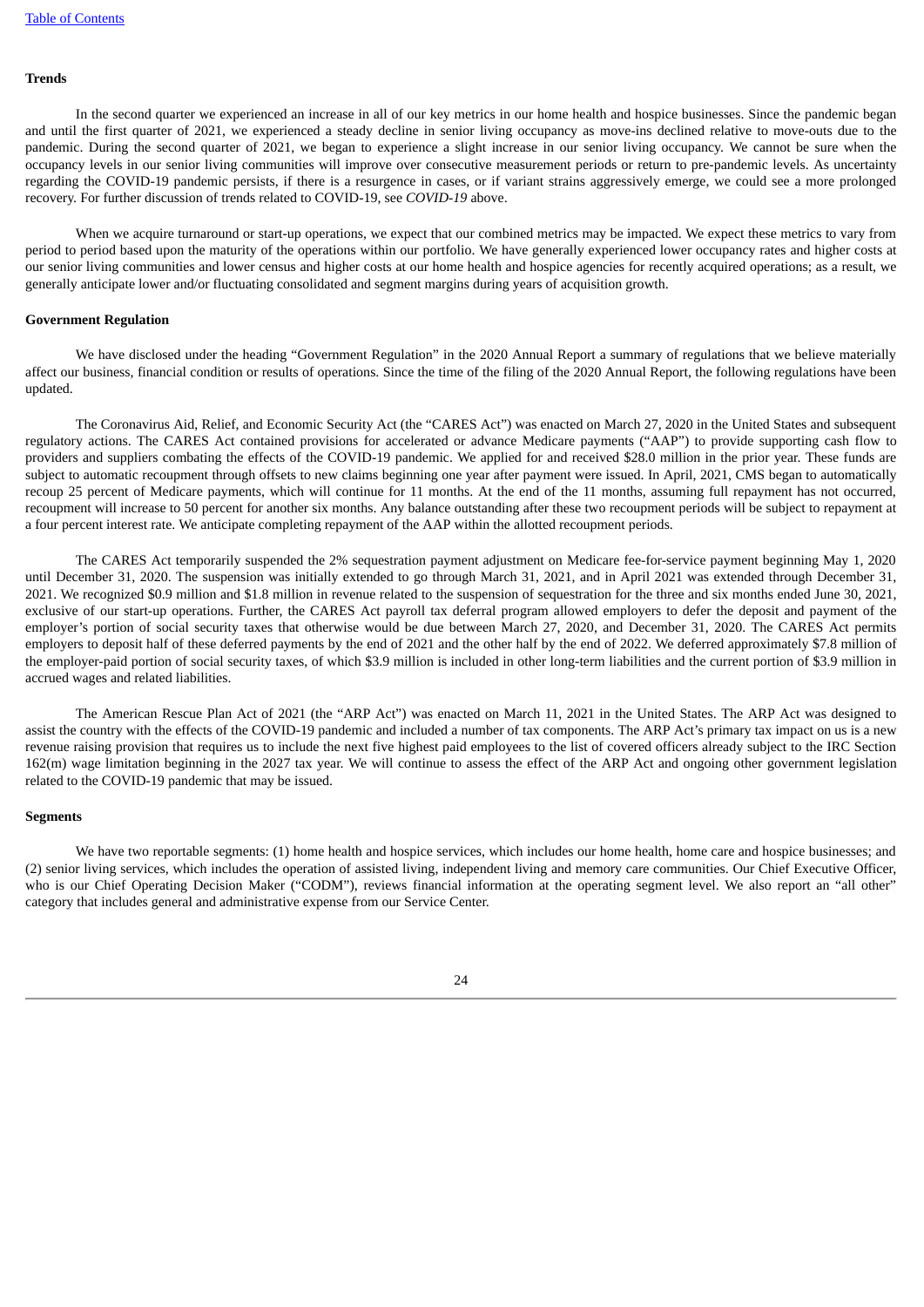### Trends

In the second quarter we experienced an increase in all of our key metrics in our home health and hospice businesses. Since the pandemic began and until the first quarter of 2021, we experienced a steady decline in senior living occupancy as move-ins declined relative to move-outs due to the pandemic. During the second quarter of 2021, we began to experience a slight increase in our senior living occupancy. We cannot be sure when the occupancy levels in our senior living communities will improve over consecutive measurement periods or return to pre-pandemic levels. As uncertainty regarding the COVID-19 pandemic persists, if there is a resurgence in cases, or if variant strains aggressively emerge, we could see a more prolonged recovery. For further discussion of trends related to COVID-19, see *COVID-19* above.

When we acquire turnaround or start-up operations, we expect that our combined metrics may be impacted. We expect these metrics to vary from period to period based upon the maturity of the operations within our portfolio. We have generally experienced lower occupancy rates and higher costs at our senior living communities and lower census and higher costs at our home health and hospice agencies for recently acquired operations; as a result, we generally anticipate lower and/or fluctuating consolidated and segment margins during years of acquisition growth.

### Government Regulation

We have disclosed under the heading "Government Regulation" in the 2020 Annual Report a summary of regulations that we believe materially affect our business, financial condition or results of operations. Since the time of the filing of the 2020 Annual Report, the following regulations have been updated.

The Coronavirus Aid, Relief, and Economic Security Act (the "CARES Act") was enacted on March 27, 2020 in the United States and subsequent regulatory actions. The CARES Act contained provisions for accelerated or advance Medicare payments ("AAP") to provide supporting cash flow to providers and suppliers combating the effects of the COVID-19 pandemic. We applied for and received $28.0 million in the prior year. These funds are subject to automatic recoupment through offsets to new claims beginning one year after payment were issued. In April, 2021, CMS began to automatically recoup 25 percent of Medicare payments, which will continue for 11 months. At the end of the 11 months, assuming full repayment has not occurred, recoupment will increase to 50 percent for another six months. Any balance outstanding after these two recoupment periods will be subject to repayment at a four percent interest rate. We anticipate completing repayment of the AAP within the allotted recoupment periods.

The CARES Act temporarily suspended the 2% sequestration payment adjustment on Medicare fee-for-service payment beginning May 1, 2020 until December 31, 2020. The suspension was initially extended to go through March 31, 2021, and in April 2021 was extended through December 31, 2021. We recognized $0.9 million and $1.8 million in revenue related to the suspension of sequestration for the three and six months ended June 30, 2021, exclusive of our start-up operations. Further, the CARES Act payroll tax deferral program allowed employers to defer the deposit and payment of the employer's portion of social security taxes that otherwise would be due between March 27, 2020, and December 31, 2020. The CARES Act permits employers to deposit half of these deferred payments by the end of 2021 and the other half by the end of 2022. We deferred approximately $7.8 million of the employer-paid portion of social security taxes, of which $3.9 million is included in other long-term liabilities and the current portion of $3.9 million in accrued wages and related liabilities.

The American Rescue Plan Act of 2021 (the "ARP Act") was enacted on March 11, 2021 in the United States. The ARP Act was designed to assist the country with the effects of the COVID-19 pandemic and included a number of tax components. The ARP Act's primary tax impact on us is a new revenue raising provision that requires us to include the next five highest paid employees to the list of covered officers already subject to the IRC Section 162(m) wage limitation beginning in the 2027 tax year. We will continue to assess the effect of the ARP Act and ongoing other government legislation related to the COVID-19 pandemic that may be issued.

### Segments

We have two reportable segments: (1) home health and hospice services, which includes our home health, home care and hospice businesses; and (2) senior living services, which includes the operation of assisted living, independent living and memory care communities. Our Chief Executive Officer, who is our Chief Operating Decision Maker ("CODM"), reviews financial information at the operating segment level. We also report an "all other" category that includes general and administrative expense from our Service Center.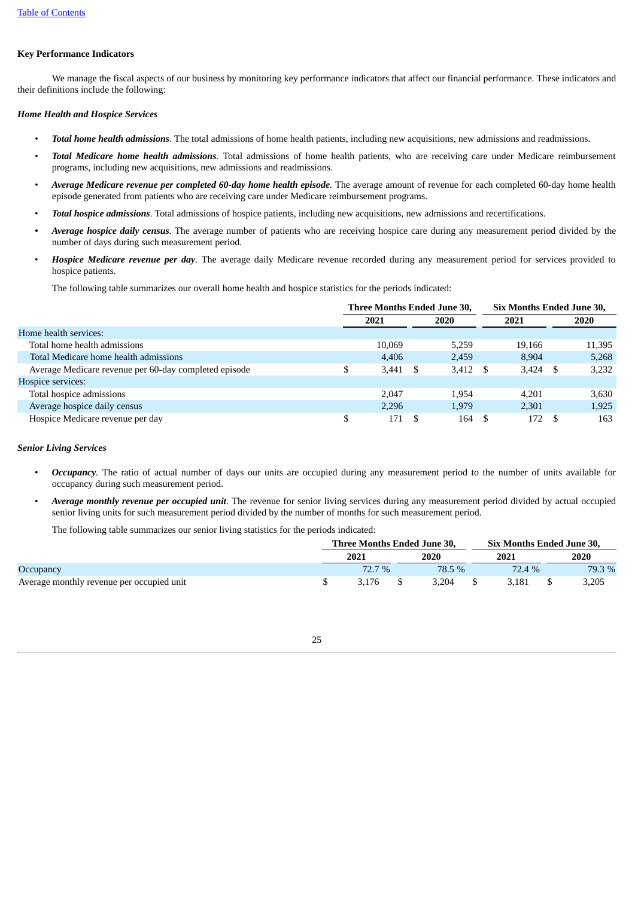[Table of Contents](#)

**Key Performance Indicators**

We manage the fiscal aspects of our business by monitoring key performance indicators that affect our financial performance. These indicators and their definitions include the following:

***Home Health and Hospice Services***

- ***Total home health admissions***. The total admissions of home health patients, including new acquisitions, new admissions and readmissions.
- ***Total Medicare home health admissions***. Total admissions of home health patients, who are receiving care under Medicare reimbursement programs, including new acquisitions, new admissions and readmissions.
- ***Average Medicare revenue per completed 60-day home health episode***. The average amount of revenue for each completed 60-day home health episode generated from patients who are receiving care under Medicare reimbursement programs.
- ***Total hospice admissions***. Total admissions of hospice patients, including new acquisitions, new admissions and recertifications.
- ***Average hospice daily census***. The average number of patients who are receiving hospice care during any measurement period divided by the number of days during such measurement period.
- ***Hospice Medicare revenue per day***. The average daily Medicare revenue recorded during any measurement period for services provided to hospice patients.

The following table summarizes our overall home health and hospice statistics for the periods indicated:

| | Three Months Ended June 30, | | Six Months Ended June 30, | |
|---|---|---|---|---|
| | 2021 | 2020 | 2021 | 2020 |
| Home health services: | | | | |
| Total home health admissions | 10,069 | 5,259 | 19,166 | 11,395 |
| Total Medicare home health admissions | 4,406 | 2,459 | 8,904 | 5,268 |
| Average Medicare revenue per 60-day completed episode | $ 3,441 | $ 3,412 | $ 3,424 | $ 3,232 |
| Hospice services: | | | | |
| Total hospice admissions | 2,047 | 1,954 | 4,201 | 3,630 |
| Average hospice daily census | 2,296 | 1,979 | 2,301 | 1,925 |
| Hospice Medicare revenue per day | $ 171 | $ 164 | $ 172 | $ 163 |

***Senior Living Services***

- ***Occupancy***. The ratio of actual number of days our units are occupied during any measurement period to the number of units available for occupancy during such measurement period.
- ***Average monthly revenue per occupied unit***. The revenue for senior living services during any measurement period divided by actual occupied senior living units for such measurement period divided by the number of months for such measurement period.

The following table summarizes our senior living statistics for the periods indicated:

| | Three Months Ended June 30, | | Six Months Ended June 30, | |
|---|---|---|---|---|
| | 2021 | 2020 | 2021 | 2020 |
| Occupancy | 72.7 % | 78.5 % | 72.4 % | 79.3 % |
| Average monthly revenue per occupied unit | $ 3,176 | $ 3,204 | $ 3,181 | $ 3,205 |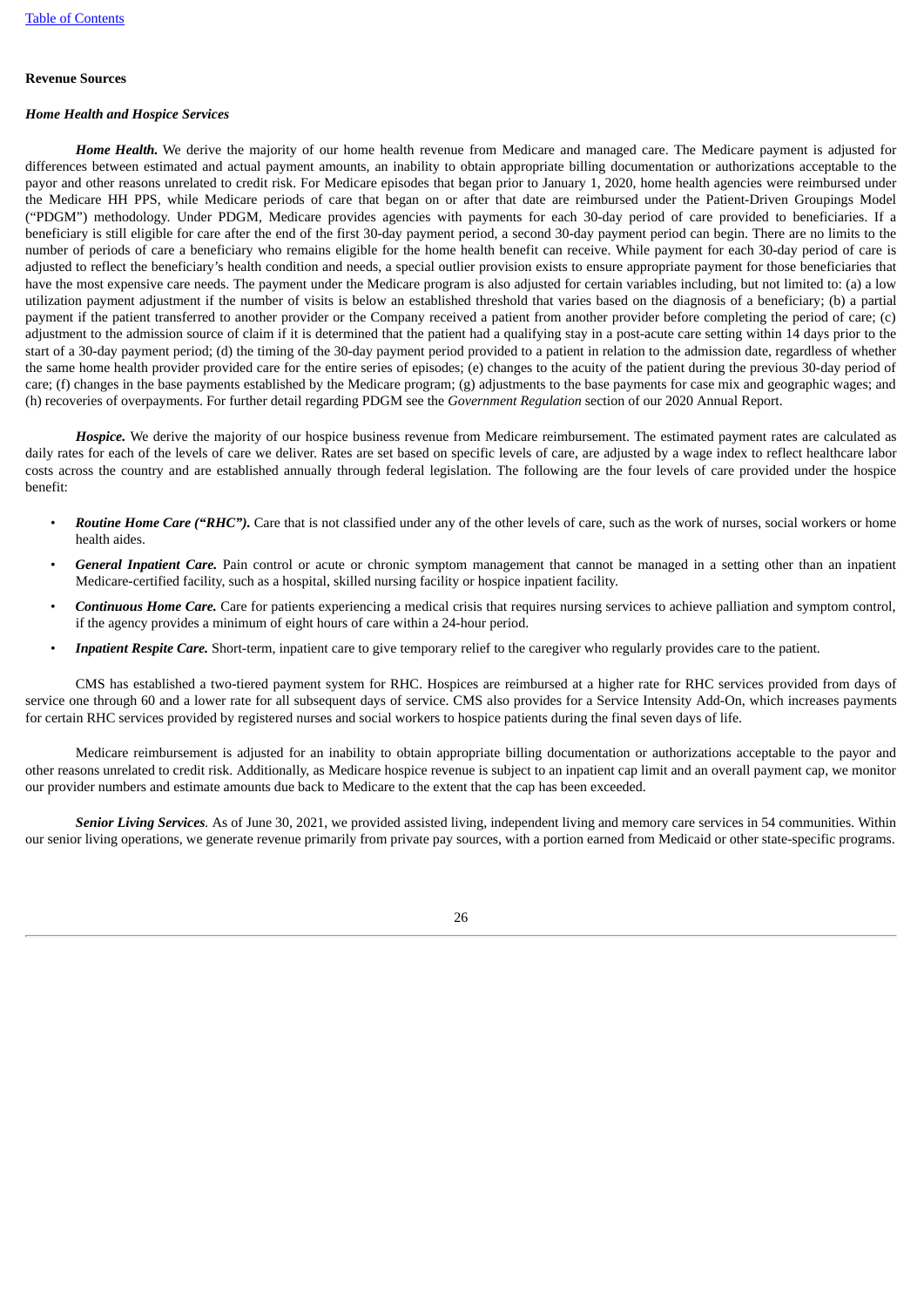**Revenue Sources**

***Home Health and Hospice Services***

***Home Health.*** We derive the majority of our home health revenue from Medicare and managed care. The Medicare payment is adjusted for differences between estimated and actual payment amounts, an inability to obtain appropriate billing documentation or authorizations acceptable to the payor and other reasons unrelated to credit risk. For Medicare episodes that began prior to January 1, 2020, home health agencies were reimbursed under the Medicare HH PPS, while Medicare periods of care that began on or after that date are reimbursed under the Patient-Driven Groupings Model ("PDGM") methodology. Under PDGM, Medicare provides agencies with payments for each 30-day period of care provided to beneficiaries. If a beneficiary is still eligible for care after the end of the first 30-day payment period, a second 30-day payment period can begin. There are no limits to the number of periods of care a beneficiary who remains eligible for the home health benefit can receive. While payment for each 30-day period of care is adjusted to reflect the beneficiary's health condition and needs, a special outlier provision exists to ensure appropriate payment for those beneficiaries that have the most expensive care needs. The payment under the Medicare program is also adjusted for certain variables including, but not limited to: (a) a low utilization payment adjustment if the number of visits is below an established threshold that varies based on the diagnosis of a beneficiary; (b) a partial payment if the patient transferred to another provider or the Company received a patient from another provider before completing the period of care; (c) adjustment to the admission source of claim if it is determined that the patient had a qualifying stay in a post-acute care setting within 14 days prior to the start of a 30-day payment period; (d) the timing of the 30-day payment period provided to a patient in relation to the admission date, regardless of whether the same home health provider provided care for the entire series of episodes; (e) changes to the acuity of the patient during the previous 30-day period of care; (f) changes in the base payments established by the Medicare program; (g) adjustments to the base payments for case mix and geographic wages; and (h) recoveries of overpayments. For further detail regarding PDGM see the *Government Regulation* section of our 2020 Annual Report.

***Hospice.*** We derive the majority of our hospice business revenue from Medicare reimbursement. The estimated payment rates are calculated as daily rates for each of the levels of care we deliver. Rates are set based on specific levels of care, are adjusted by a wage index to reflect healthcare labor costs across the country and are established annually through federal legislation. The following are the four levels of care provided under the hospice benefit:

- ***Routine Home Care ("RHC").*** Care that is not classified under any of the other levels of care, such as the work of nurses, social workers or home health aides.
- ***General Inpatient Care.*** Pain control or acute or chronic symptom management that cannot be managed in a setting other than an inpatient Medicare-certified facility, such as a hospital, skilled nursing facility or hospice inpatient facility.
- ***Continuous Home Care.*** Care for patients experiencing a medical crisis that requires nursing services to achieve palliation and symptom control, if the agency provides a minimum of eight hours of care within a 24-hour period.
- ***Inpatient Respite Care.*** Short-term, inpatient care to give temporary relief to the caregiver who regularly provides care to the patient.

CMS has established a two-tiered payment system for RHC. Hospices are reimbursed at a higher rate for RHC services provided from days of service one through 60 and a lower rate for all subsequent days of service. CMS also provides for a Service Intensity Add-On, which increases payments for certain RHC services provided by registered nurses and social workers to hospice patients during the final seven days of life.

Medicare reimbursement is adjusted for an inability to obtain appropriate billing documentation or authorizations acceptable to the payor and other reasons unrelated to credit risk. Additionally, as Medicare hospice revenue is subject to an inpatient cap limit and an overall payment cap, we monitor our provider numbers and estimate amounts due back to Medicare to the extent that the cap has been exceeded.

***Senior Living Services.*** As of June 30, 2021, we provided assisted living, independent living and memory care services in 54 communities. Within our senior living operations, we generate revenue primarily from private pay sources, with a portion earned from Medicaid or other state-specific programs.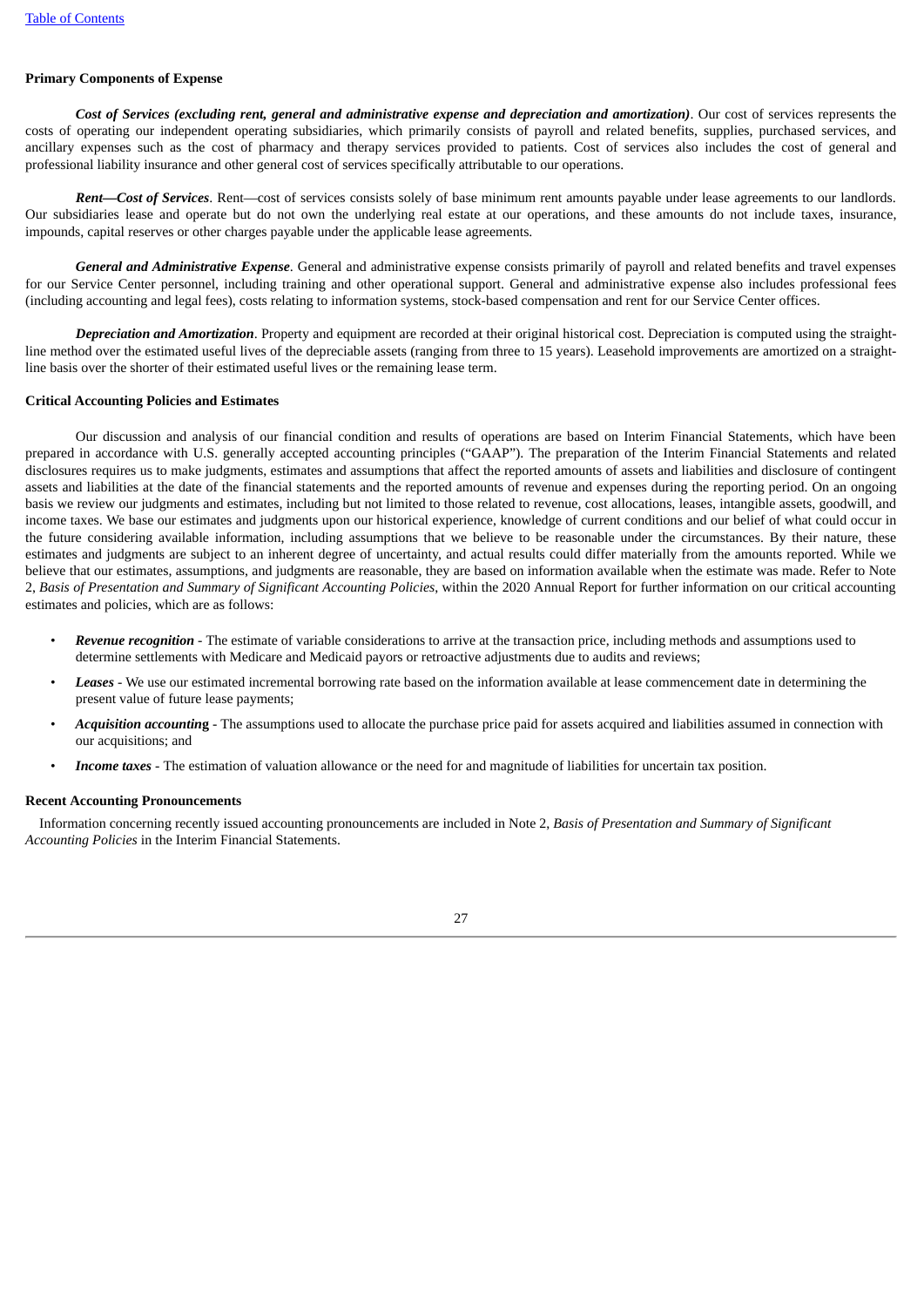**Primary Components of Expense**

***Cost of Services (excluding rent, general and administrative expense and depreciation and amortization)***. Our cost of services represents the costs of operating our independent operating subsidiaries, which primarily consists of payroll and related benefits, supplies, purchased services, and ancillary expenses such as the cost of pharmacy and therapy services provided to patients. Cost of services also includes the cost of general and professional liability insurance and other general cost of services specifically attributable to our operations.

***Rent—Cost of Services***. Rent—cost of services consists solely of base minimum rent amounts payable under lease agreements to our landlords. Our subsidiaries lease and operate but do not own the underlying real estate at our operations, and these amounts do not include taxes, insurance, impounds, capital reserves or other charges payable under the applicable lease agreements.

***General and Administrative Expense***. General and administrative expense consists primarily of payroll and related benefits and travel expenses for our Service Center personnel, including training and other operational support. General and administrative expense also includes professional fees (including accounting and legal fees), costs relating to information systems, stock-based compensation and rent for our Service Center offices.

***Depreciation and Amortization***. Property and equipment are recorded at their original historical cost. Depreciation is computed using the straight-line method over the estimated useful lives of the depreciable assets (ranging from three to 15 years). Leasehold improvements are amortized on a straight-line basis over the shorter of their estimated useful lives or the remaining lease term.

**Critical Accounting Policies and Estimates**

Our discussion and analysis of our financial condition and results of operations are based on Interim Financial Statements, which have been prepared in accordance with U.S. generally accepted accounting principles ("GAAP"). The preparation of the Interim Financial Statements and related disclosures requires us to make judgments, estimates and assumptions that affect the reported amounts of assets and liabilities and disclosure of contingent assets and liabilities at the date of the financial statements and the reported amounts of revenue and expenses during the reporting period. On an ongoing basis we review our judgments and estimates, including but not limited to those related to revenue, cost allocations, leases, intangible assets, goodwill, and income taxes. We base our estimates and judgments upon our historical experience, knowledge of current conditions and our belief of what could occur in the future considering available information, including assumptions that we believe to be reasonable under the circumstances. By their nature, these estimates and judgments are subject to an inherent degree of uncertainty, and actual results could differ materially from the amounts reported. While we believe that our estimates, assumptions, and judgments are reasonable, they are based on information available when the estimate was made. Refer to Note 2, *Basis of Presentation and Summary of Significant Accounting Policies*, within the 2020 Annual Report for further information on our critical accounting estimates and policies, which are as follows:

- ***Revenue recognition*** - The estimate of variable considerations to arrive at the transaction price, including methods and assumptions used to determine settlements with Medicare and Medicaid payors or retroactive adjustments due to audits and reviews;
- ***Leases*** - We use our estimated incremental borrowing rate based on the information available at lease commencement date in determining the present value of future lease payments;
- ***Acquisition accounting*** - The assumptions used to allocate the purchase price paid for assets acquired and liabilities assumed in connection with our acquisitions; and
- ***Income taxes*** - The estimation of valuation allowance or the need for and magnitude of liabilities for uncertain tax position.

**Recent Accounting Pronouncements**

Information concerning recently issued accounting pronouncements are included in Note 2, *Basis of Presentation and Summary of Significant Accounting Policies* in the Interim Financial Statements.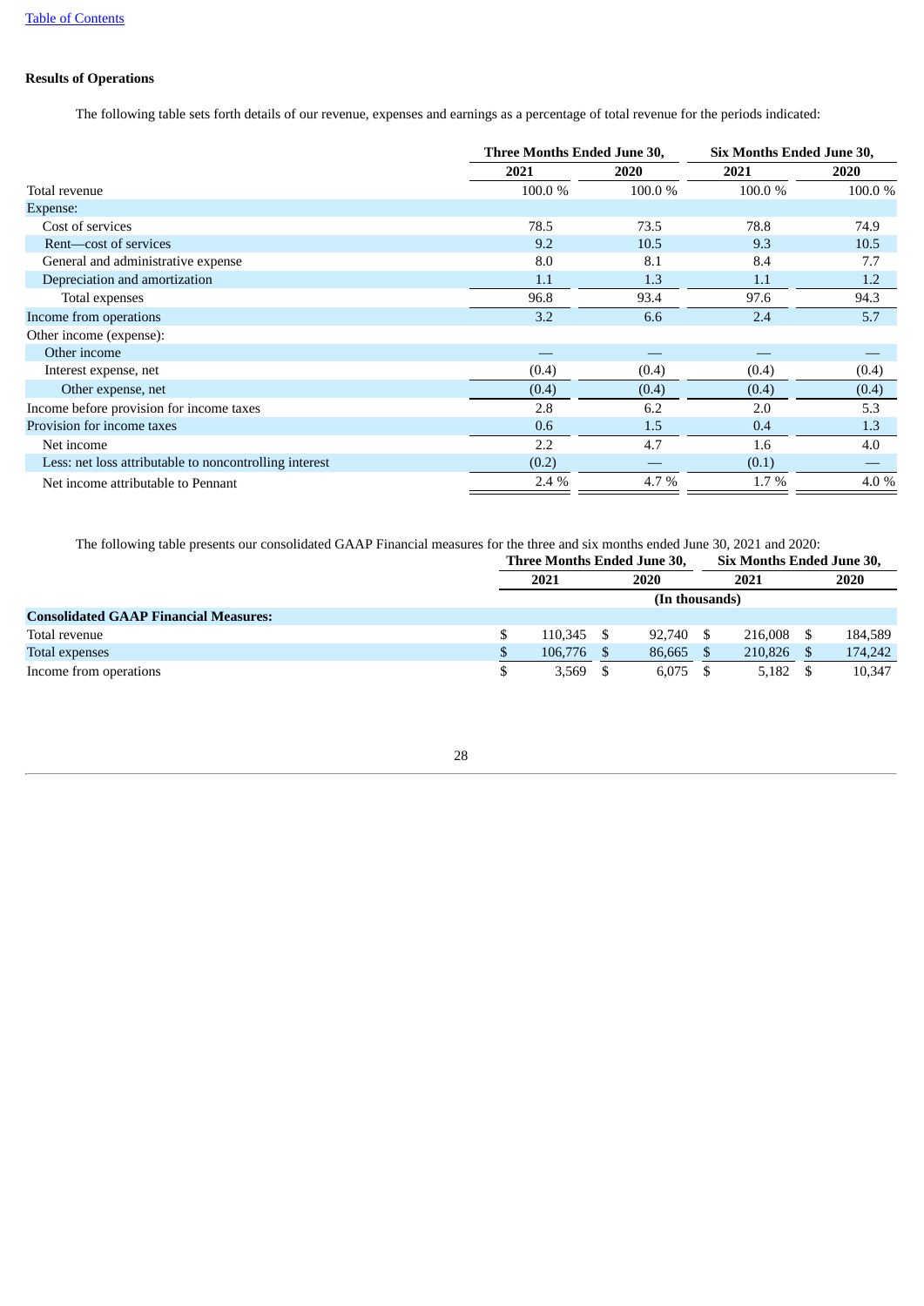**Results of Operations**

The following table sets forth details of our revenue, expenses and earnings as a percentage of total revenue for the periods indicated:

| | Three Months Ended June 30, | | Six Months Ended June 30, | |
|---|---|---|---|---|
| | 2021 | 2020 | 2021 | 2020 |
| Total revenue | 100.0 % | 100.0 % | 100.0 % | 100.0 % |
| Expense: | | | | |
| Cost of services | 78.5 | 73.5 | 78.8 | 74.9 |
| Rent—cost of services | 9.2 | 10.5 | 9.3 | 10.5 |
| General and administrative expense | 8.0 | 8.1 | 8.4 | 7.7 |
| Depreciation and amortization | 1.1 | 1.3 | 1.1 | 1.2 |
| Total expenses | 96.8 | 93.4 | 97.6 | 94.3 |
| Income from operations | 3.2 | 6.6 | 2.4 | 5.7 |
| Other income (expense): | | | | |
| Other income | — | — | — | — |
| Interest expense, net | (0.4) | (0.4) | (0.4) | (0.4) |
| Other expense, net | (0.4) | (0.4) | (0.4) | (0.4) |
| Income before provision for income taxes | 2.8 | 6.2 | 2.0 | 5.3 |
| Provision for income taxes | 0.6 | 1.5 | 0.4 | 1.3 |
| Net income | 2.2 | 4.7 | 1.6 | 4.0 |
| Less: net loss attributable to noncontrolling interest | (0.2) | — | (0.1) | — |
| Net income attributable to Pennant | 2.4 % | 4.7 % | 1.7 % | 4.0 % |

The following table presents our consolidated GAAP Financial measures for the three and six months ended June 30, 2021 and 2020:

| | Three Months Ended June 30, | | Six Months Ended June 30, | |
|---|---|---|---|---|
| | 2021 | 2020 | 2021 | 2020 |
| | (In thousands) | | | |
| **Consolidated GAAP Financial Measures:** | | | | |
| Total revenue | $ 110,345 | $ 92,740 | $ 216,008 | $ 184,589 |
| Total expenses | $ 106,776 | $ 86,665 | $ 210,826 | $ 174,242 |
| Income from operations | $ 3,569 | $ 6,075 | $ 5,182 | $ 10,347 |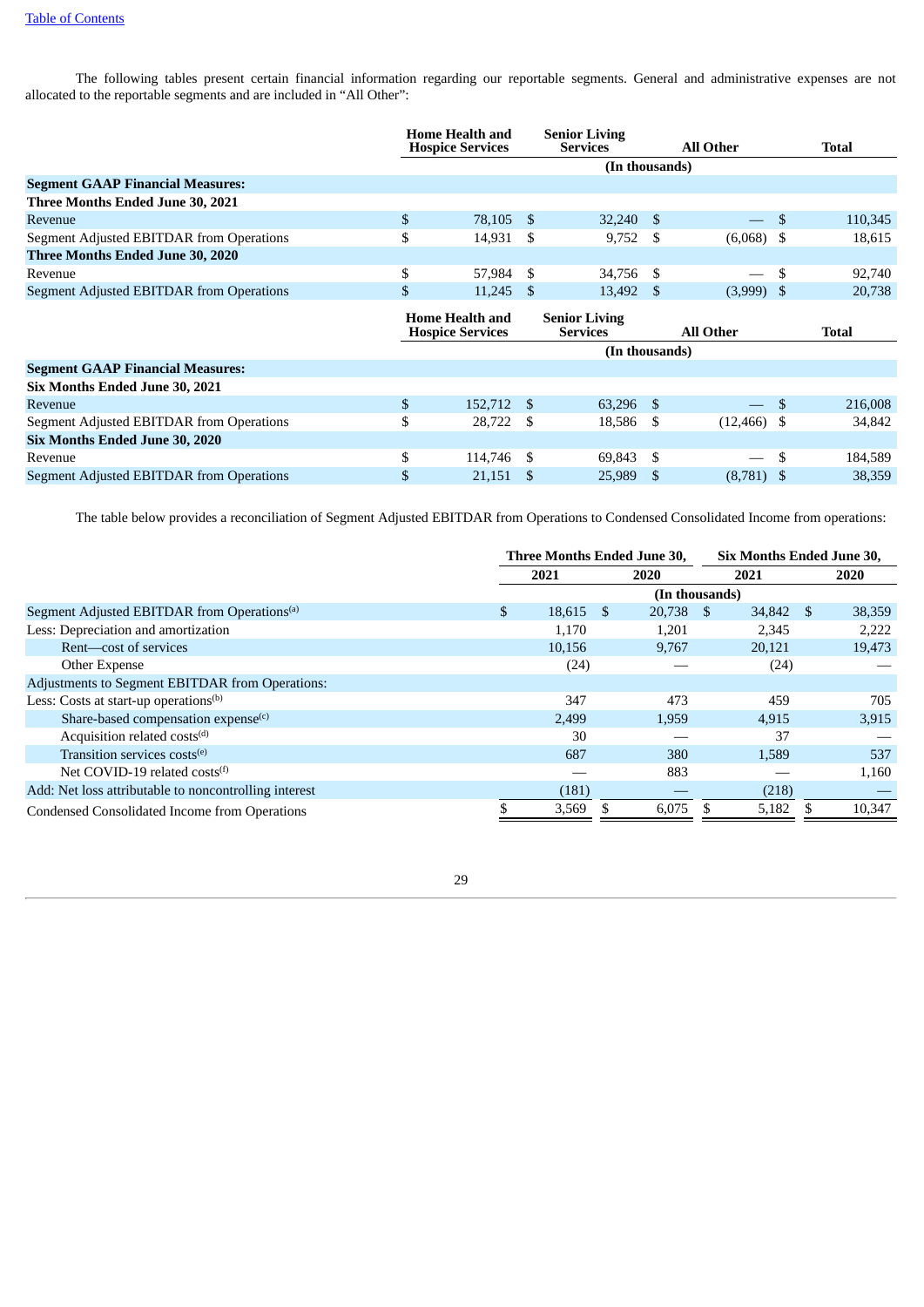The following tables present certain financial information regarding our reportable segments. General and administrative expenses are not allocated to the reportable segments and are included in "All Other":

| | Home Health and Hospice Services | Senior Living Services | All Other | Total |
|---|---|---|---|---|
| | (In thousands) | | | |
| **Segment GAAP Financial Measures:** | | | | |
| **Three Months Ended June 30, 2021** | | | | |
| Revenue | $ 78,105 | $ 32,240 | $ — | $ 110,345 |
| Segment Adjusted EBITDAR from Operations | $ 14,931 | $ 9,752 | $ (6,068) | $ 18,615 |
| **Three Months Ended June 30, 2020** | | | | |
| Revenue | $ 57,984 | $ 34,756 | $ — | $ 92,740 |
| Segment Adjusted EBITDAR from Operations | $ 11,245 | $ 13,492 | $ (3,999) | $ 20,738 |

| | Home Health and Hospice Services | Senior Living Services | All Other | Total |
|---|---|---|---|---|
| | (In thousands) | | | |
| **Segment GAAP Financial Measures:** | | | | |
| **Six Months Ended June 30, 2021** | | | | |
| Revenue | $ 152,712 | $ 63,296 | $ — | $ 216,008 |
| Segment Adjusted EBITDAR from Operations | $ 28,722 | $ 18,586 | $ (12,466) | $ 34,842 |
| **Six Months Ended June 30, 2020** | | | | |
| Revenue | $ 114,746 | $ 69,843 | $ — | $ 184,589 |
| Segment Adjusted EBITDAR from Operations | $ 21,151 | $ 25,989 | $ (8,781) | $ 38,359 |

The table below provides a reconciliation of Segment Adjusted EBITDAR from Operations to Condensed Consolidated Income from operations:

| | Three Months Ended June 30, | | Six Months Ended June 30, | |
|---|---|---|---|---|
| | 2021 | 2020 | 2021 | 2020 |
| | (In thousands) | | | |
| Segment Adjusted EBITDAR from Operations[(a)] | $ 18,615 | $ 20,738 | $ 34,842 | $ 38,359 |
| Less: Depreciation and amortization | 1,170 | 1,201 | 2,345 | 2,222 |
| Rent—cost of services | 10,156 | 9,767 | 20,121 | 19,473 |
| Other Expense | (24) | — | (24) | — |
| Adjustments to Segment EBITDAR from Operations: | | | | |
| Less: Costs at start-up operations[(b)] | 347 | 473 | 459 | 705 |
| Share-based compensation expense[(c)] | 2,499 | 1,959 | 4,915 | 3,915 |
| Acquisition related costs[(d)] | 30 | — | 37 | — |
| Transition services costs[(e)] | 687 | 380 | 1,589 | 537 |
| Net COVID-19 related costs[(f)] | — | 883 | — | 1,160 |
| Add: Net loss attributable to noncontrolling interest | (181) | — | (218) | — |
| Condensed Consolidated Income from Operations | $ 3,569 | $ 6,075 | $ 5,182 | $ 10,347 |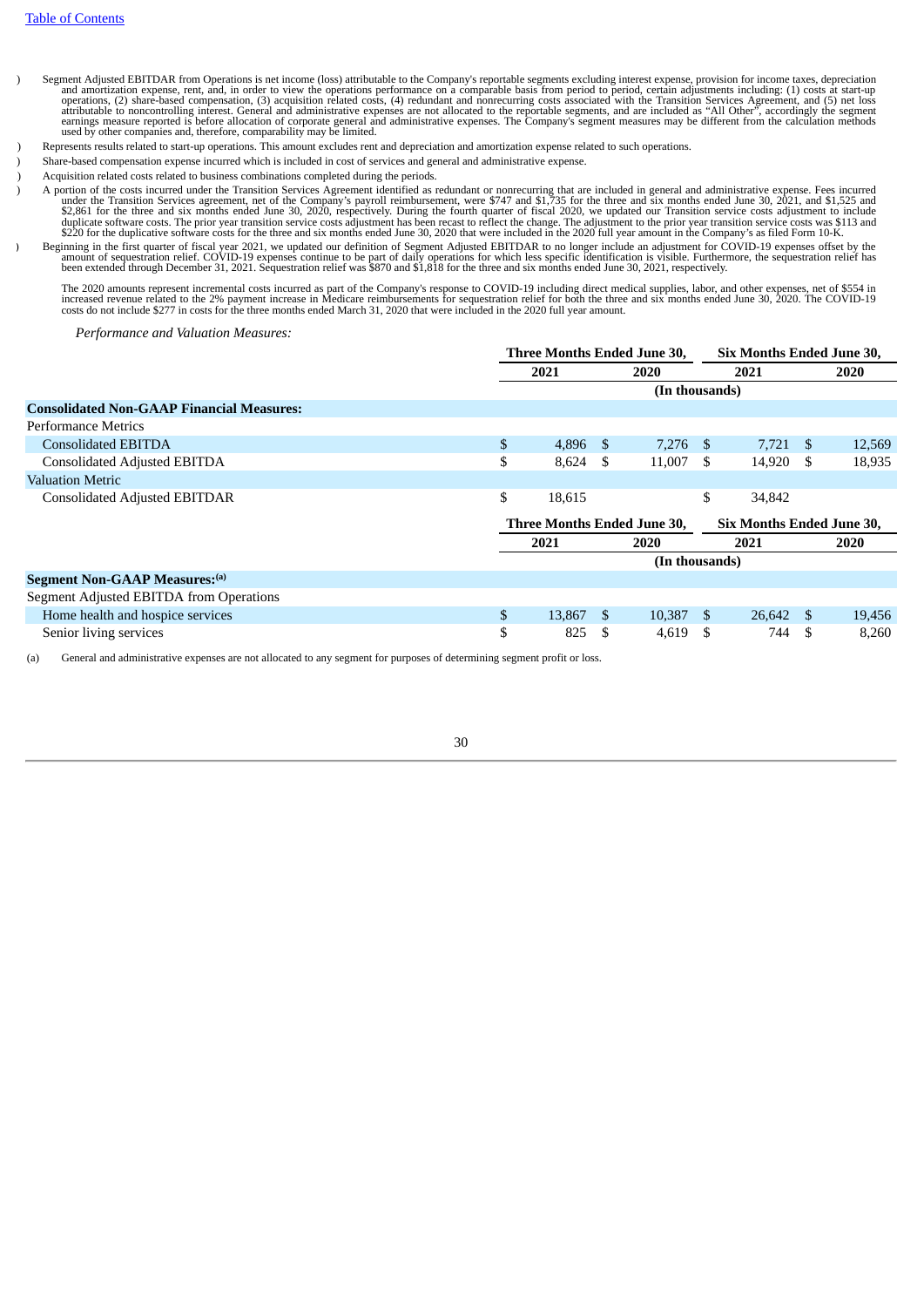) Segment Adjusted EBITDAR from Operations is net income (loss) attributable to the Company's reportable segments excluding interest expense, provision for income taxes, depreciation and amortization expense, rent, and, in order to view the operations performance on a comparable basis from period to period, certain adjustments including: (1) costs at start-up operations, (2) share-based compensation, (3) acquisition related costs, (4) redundant and nonrecurring costs associated with the Transition Services Agreement, and (5) net loss attributable to noncontrolling interest. General and administrative expenses are not allocated to the reportable segments, and are included as "All Other", accordingly the segment earnings measure reported is before allocation of corporate general and administrative expenses. The Company's segment measures may be different from the calculation methods used by other companies and, therefore, comparability may be limited.

) Represents results related to start-up operations. This amount excludes rent and depreciation and amortization expense related to such operations.

) Share-based compensation expense incurred which is included in cost of services and general and administrative expense.

) Acquisition related costs related to business combinations completed during the periods.

) A portion of the costs incurred under the Transition Services Agreement identified as redundant or nonrecurring that are included in general and administrative expense. Fees incurred under the Transition Services agreement, net of the Company's payroll reimbursement, were $747 and $1,735 for the three and six months ended June 30, 2021, and $1,525 and $2,861 for the three and six months ended June 30, 2020, respectively. During the fourth quarter of fiscal 2020, we updated our Transition service costs adjustment to include duplicate software costs. The prior year transition service costs adjustment has been recast to reflect the change. The adjustment to the prior year transition service costs was $113 and $220 for the duplicative software costs for the three and six months ended June 30, 2020 that were included in the 2020 full year amount in the Company's as filed Form 10-K.

) Beginning in the first quarter of fiscal year 2021, we updated our definition of Segment Adjusted EBITDAR to no longer include an adjustment for COVID-19 expenses offset by the amount of sequestration relief. COVID-19 expenses continue to be part of daily operations for which less specific identification is visible. Furthermore, the sequestration relief has been extended through December 31, 2021. Sequestration relief was $870 and $1,818 for the three and six months ended June 30, 2021, respectively.

The 2020 amounts represent incremental costs incurred as part of the Company's response to COVID-19 including direct medical supplies, labor, and other expenses, net of $554 in increased revenue related to the 2% payment increase in Medicare reimbursements for sequestration relief for both the three and six months ended June 30, 2020. The COVID-19 costs do not include $277 in costs for the three months ended March 31, 2020 that were included in the 2020 full year amount.

*Performance and Valuation Measures:*

| | Three Months Ended June 30, | | Six Months Ended June 30, | |
|---|---|---|---|---|
| | 2021 | 2020 | 2021 | 2020 |
| | (In thousands) | | | |
| **Consolidated Non-GAAP Financial Measures:** | | | | |
| Performance Metrics | | | | |
| Consolidated EBITDA | $ 4,896 | $ 7,276 | $ 7,721 | $ 12,569 |
| Consolidated Adjusted EBITDA | $ 8,624 | $ 11,007 | $ 14,920 | $ 18,935 |
| Valuation Metric | | | | |
| Consolidated Adjusted EBITDAR | $ 18,615 | | $ 34,842 | |

| | Three Months Ended June 30, | | Six Months Ended June 30, | |
|---|---|---|---|---|
| | 2021 | 2020 | 2021 | 2020 |
| | (In thousands) | | | |
| **Segment Non-GAAP Measures:**[(a)] | | | | |
| Segment Adjusted EBITDA from Operations | | | | |
| Home health and hospice services | $ 13,867 | $ 10,387 | $ 26,642 | $ 19,456 |
| Senior living services | $ 825 | $ 4,619 | $ 744 | $ 8,260 |

(a) General and administrative expenses are not allocated to any segment for purposes of determining segment profit or loss.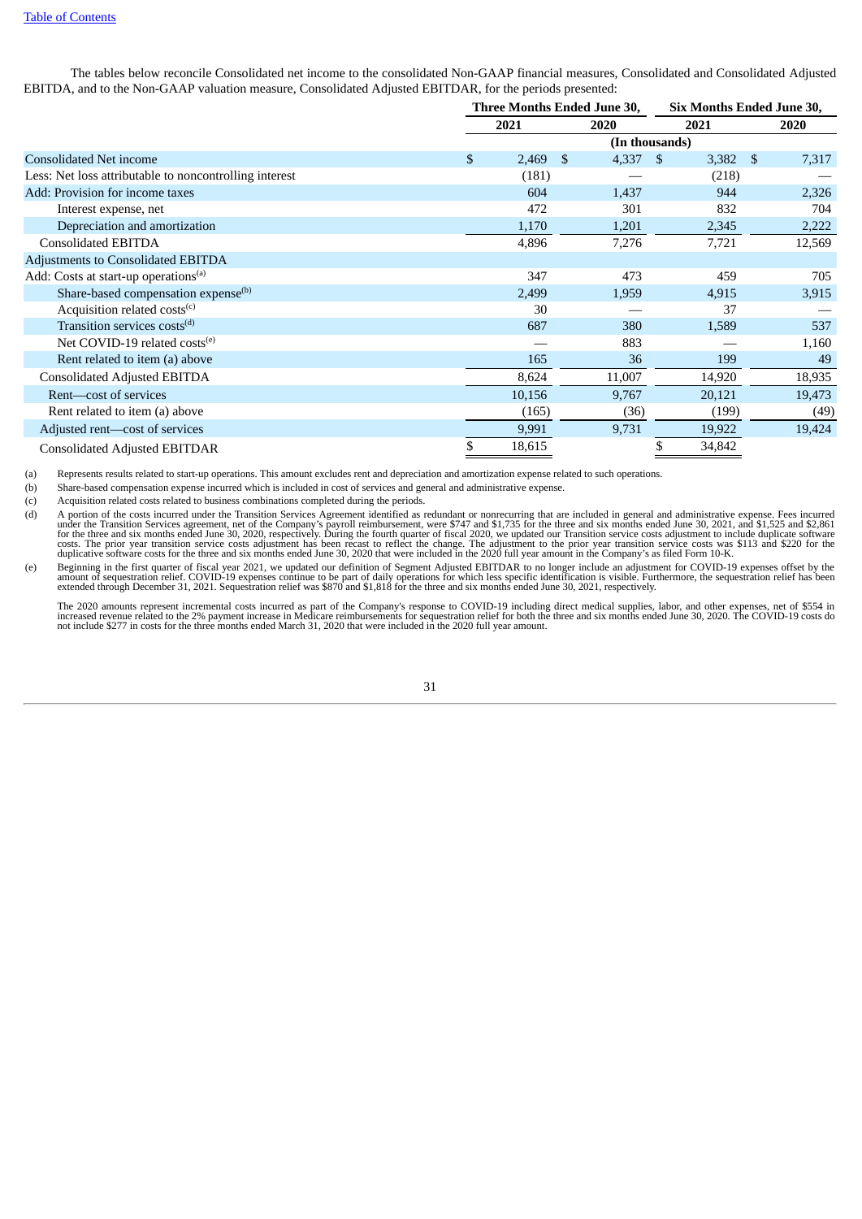[Table of Contents](#)

The tables below reconcile Consolidated net income to the consolidated Non-GAAP financial measures, Consolidated and Consolidated Adjusted EBITDA, and to the Non-GAAP valuation measure, Consolidated Adjusted EBITDAR, for the periods presented:

| | Three Months Ended June 30, | | Six Months Ended June 30, | |
|---|---|---|---|---|
| | 2021 | 2020 | 2021 | 2020 |
| | (In thousands) | | | |
| Consolidated Net income | $ 2,469 | $ 4,337 | $ 3,382 | $ 7,317 |
| Less: Net loss attributable to noncontrolling interest | (181) | — | (218) | — |
| Add: Provision for income taxes | 604 | 1,437 | 944 | 2,326 |
| Interest expense, net | 472 | 301 | 832 | 704 |
| Depreciation and amortization | 1,170 | 1,201 | 2,345 | 2,222 |
| Consolidated EBITDA | 4,896 | 7,276 | 7,721 | 12,569 |
| Adjustments to Consolidated EBITDA | | | | |
| Add: Costs at start-up operations[(a)] | 347 | 473 | 459 | 705 |
| Share-based compensation expense[(b)] | 2,499 | 1,959 | 4,915 | 3,915 |
| Acquisition related costs[(c)] | 30 | — | 37 | — |
| Transition services costs[(d)] | 687 | 380 | 1,589 | 537 |
| Net COVID-19 related costs[(e)] | — | 883 | — | 1,160 |
| Rent related to item (a) above | 165 | 36 | 199 | 49 |
| Consolidated Adjusted EBITDA | 8,624 | 11,007 | 14,920 | 18,935 |
| Rent—cost of services | 10,156 | 9,767 | 20,121 | 19,473 |
| Rent related to item (a) above | (165) | (36) | (199) | (49) |
| Adjusted rent—cost of services | 9,991 | 9,731 | 19,922 | 19,424 |
| Consolidated Adjusted EBITDAR | $ 18,615 | | $ 34,842 | |

(a) Represents results related to start-up operations. This amount excludes rent and depreciation and amortization expense related to such operations.

(b) Share-based compensation expense incurred which is included in cost of services and general and administrative expense.

(c) Acquisition related costs related to business combinations completed during the periods.

(d) A portion of the costs incurred under the Transition Services Agreement identified as redundant or nonrecurring that are included in general and administrative expense. Fees incurred under the Transition Services agreement, net of the Company's payroll reimbursement, were $747 and $1,735 for the three and six months ended June 30, 2021, and $1,525 and $2,861 for the three and six months ended June 30, 2020, respectively. During the fourth quarter of fiscal 2020, we updated our Transition service costs adjustment to include duplicate software costs. The prior year transition service costs adjustment has been recast to reflect the change. The adjustment to the prior year transition service costs was $113 and $220 for the duplicative software costs for the three and six months ended June 30, 2020 that were included in the 2020 full year amount in the Company's as filed Form 10-K.

(e) Beginning in the first quarter of fiscal year 2021, we updated our definition of Segment Adjusted EBITDAR to no longer include an adjustment for COVID-19 expenses offset by the amount of sequestration relief. COVID-19 expenses continue to be part of daily operations for which less specific identification is visible. Furthermore, the sequestration relief has been extended through December 31, 2021. Sequestration relief was $870 and $1,818 for the three and six months ended June 30, 2021, respectively.

The 2020 amounts represent incremental costs incurred as part of the Company's response to COVID-19 including direct medical supplies, labor, and other expenses, net of $554 in increased revenue related to the 2% payment increase in Medicare reimbursements for sequestration relief for both the three and six months ended June 30, 2020. The COVID-19 costs do not include $277 in costs for the three months ended March 31, 2020 that were included in the 2020 full year amount.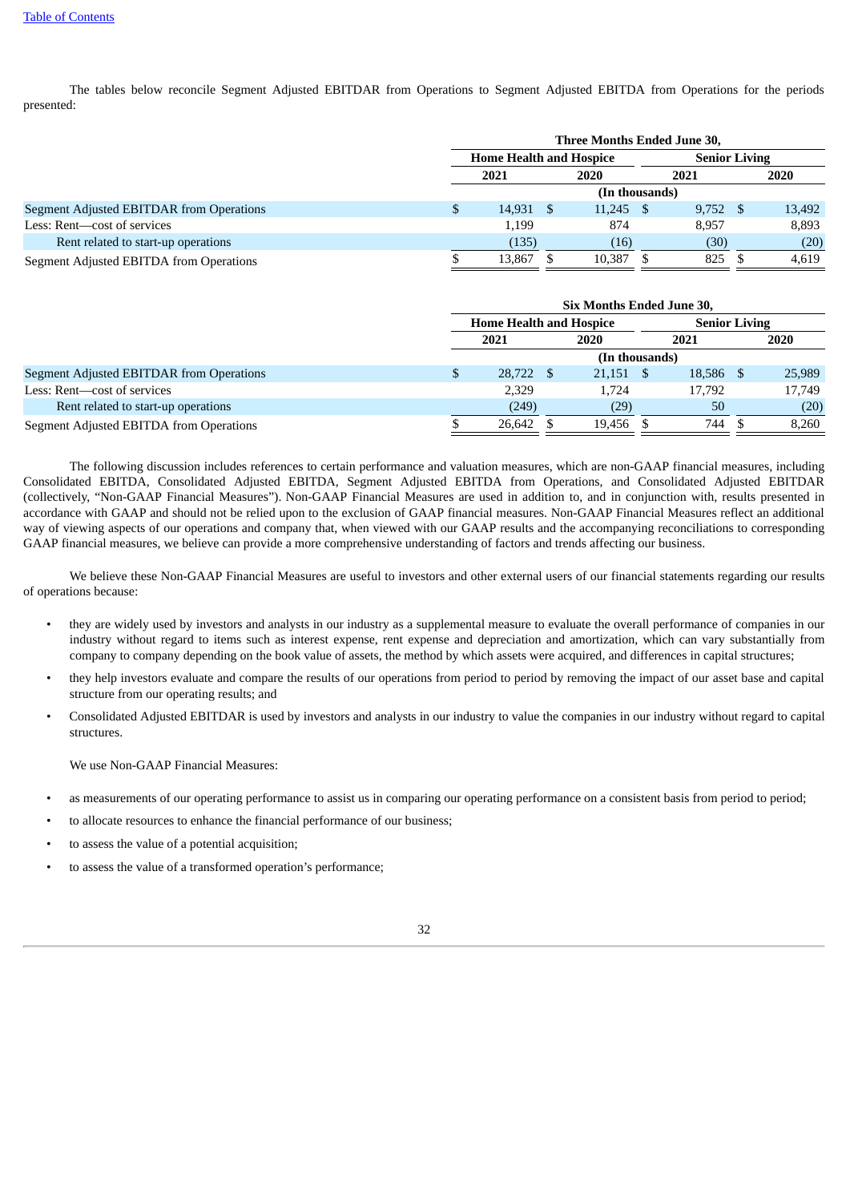The tables below reconcile Segment Adjusted EBITDAR from Operations to Segment Adjusted EBITDA from Operations for the periods presented:

| | Three Months Ended June 30, | | | |
|---|---|---|---|---|
| | Home Health and Hospice | | Senior Living | |
| | 2021 | 2020 | 2021 | 2020 |
| | (In thousands) | | | |
| Segment Adjusted EBITDAR from Operations | $ 14,931 | $ 11,245 | $ 9,752 | $ 13,492 |
| Less: Rent—cost of services | 1,199 | 874 | 8,957 | 8,893 |
| Rent related to start-up operations | (135) | (16) | (30) | (20) |
| Segment Adjusted EBITDA from Operations | $ 13,867 | $ 10,387 | $ 825 | $ 4,619 |

| | Six Months Ended June 30, | | | |
|---|---|---|---|---|
| | Home Health and Hospice | | Senior Living | |
| | 2021 | 2020 | 2021 | 2020 |
| | (In thousands) | | | |
| Segment Adjusted EBITDAR from Operations | $ 28,722 | $ 21,151 | $ 18,586 | $ 25,989 |
| Less: Rent—cost of services | 2,329 | 1,724 | 17,792 | 17,749 |
| Rent related to start-up operations | (249) | (29) | 50 | (20) |
| Segment Adjusted EBITDA from Operations | $ 26,642 | $ 19,456 | $ 744 | $ 8,260 |

The following discussion includes references to certain performance and valuation measures, which are non-GAAP financial measures, including Consolidated EBITDA, Consolidated Adjusted EBITDA, Segment Adjusted EBITDA from Operations, and Consolidated Adjusted EBITDAR (collectively, "Non-GAAP Financial Measures"). Non-GAAP Financial Measures are used in addition to, and in conjunction with, results presented in accordance with GAAP and should not be relied upon to the exclusion of GAAP financial measures. Non-GAAP Financial Measures reflect an additional way of viewing aspects of our operations and company that, when viewed with our GAAP results and the accompanying reconciliations to corresponding GAAP financial measures, we believe can provide a more comprehensive understanding of factors and trends affecting our business.

We believe these Non-GAAP Financial Measures are useful to investors and other external users of our financial statements regarding our results of operations because:

- they are widely used by investors and analysts in our industry as a supplemental measure to evaluate the overall performance of companies in our industry without regard to items such as interest expense, rent expense and depreciation and amortization, which can vary substantially from company to company depending on the book value of assets, the method by which assets were acquired, and differences in capital structures;
- they help investors evaluate and compare the results of our operations from period to period by removing the impact of our asset base and capital structure from our operating results; and
- Consolidated Adjusted EBITDAR is used by investors and analysts in our industry to value the companies in our industry without regard to capital structures.

We use Non-GAAP Financial Measures:

- as measurements of our operating performance to assist us in comparing our operating performance on a consistent basis from period to period;
- to allocate resources to enhance the financial performance of our business;
- to assess the value of a potential acquisition;
- to assess the value of a transformed operation's performance;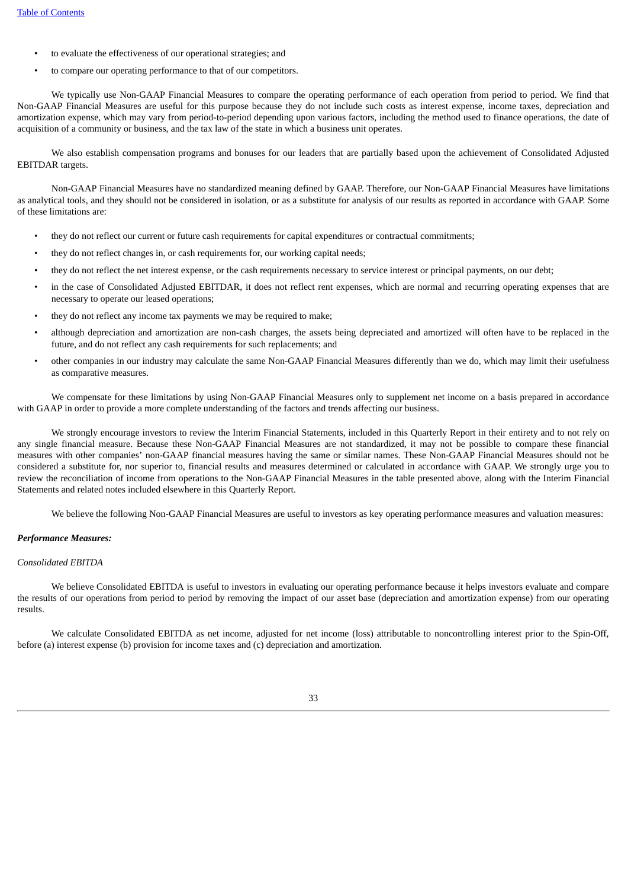- to evaluate the effectiveness of our operational strategies; and
- to compare our operating performance to that of our competitors.

We typically use Non-GAAP Financial Measures to compare the operating performance of each operation from period to period. We find that Non-GAAP Financial Measures are useful for this purpose because they do not include such costs as interest expense, income taxes, depreciation and amortization expense, which may vary from period-to-period depending upon various factors, including the method used to finance operations, the date of acquisition of a community or business, and the tax law of the state in which a business unit operates.

We also establish compensation programs and bonuses for our leaders that are partially based upon the achievement of Consolidated Adjusted EBITDAR targets.

Non-GAAP Financial Measures have no standardized meaning defined by GAAP. Therefore, our Non-GAAP Financial Measures have limitations as analytical tools, and they should not be considered in isolation, or as a substitute for analysis of our results as reported in accordance with GAAP. Some of these limitations are:

- they do not reflect our current or future cash requirements for capital expenditures or contractual commitments;
- they do not reflect changes in, or cash requirements for, our working capital needs;
- they do not reflect the net interest expense, or the cash requirements necessary to service interest or principal payments, on our debt;
- in the case of Consolidated Adjusted EBITDAR, it does not reflect rent expenses, which are normal and recurring operating expenses that are necessary to operate our leased operations;
- they do not reflect any income tax payments we may be required to make;
- although depreciation and amortization are non-cash charges, the assets being depreciated and amortized will often have to be replaced in the future, and do not reflect any cash requirements for such replacements; and
- other companies in our industry may calculate the same Non-GAAP Financial Measures differently than we do, which may limit their usefulness as comparative measures.

We compensate for these limitations by using Non-GAAP Financial Measures only to supplement net income on a basis prepared in accordance with GAAP in order to provide a more complete understanding of the factors and trends affecting our business.

We strongly encourage investors to review the Interim Financial Statements, included in this Quarterly Report in their entirety and to not rely on any single financial measure. Because these Non-GAAP Financial Measures are not standardized, it may not be possible to compare these financial measures with other companies' non-GAAP financial measures having the same or similar names. These Non-GAAP Financial Measures should not be considered a substitute for, nor superior to, financial results and measures determined or calculated in accordance with GAAP. We strongly urge you to review the reconciliation of income from operations to the Non-GAAP Financial Measures in the table presented above, along with the Interim Financial Statements and related notes included elsewhere in this Quarterly Report.

We believe the following Non-GAAP Financial Measures are useful to investors as key operating performance measures and valuation measures:

***Performance Measures:***

*Consolidated EBITDA*

We believe Consolidated EBITDA is useful to investors in evaluating our operating performance because it helps investors evaluate and compare the results of our operations from period to period by removing the impact of our asset base (depreciation and amortization expense) from our operating results.

We calculate Consolidated EBITDA as net income, adjusted for net income (loss) attributable to noncontrolling interest prior to the Spin-Off, before (a) interest expense (b) provision for income taxes and (c) depreciation and amortization.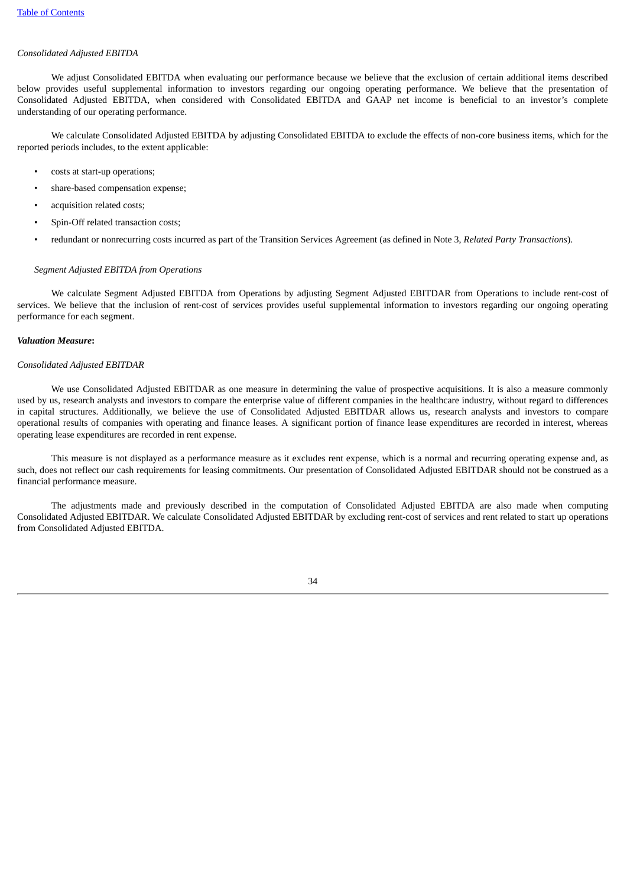*Consolidated Adjusted EBITDA*

We adjust Consolidated EBITDA when evaluating our performance because we believe that the exclusion of certain additional items described below provides useful supplemental information to investors regarding our ongoing operating performance. We believe that the presentation of Consolidated Adjusted EBITDA, when considered with Consolidated EBITDA and GAAP net income is beneficial to an investor's complete understanding of our operating performance.

We calculate Consolidated Adjusted EBITDA by adjusting Consolidated EBITDA to exclude the effects of non-core business items, which for the reported periods includes, to the extent applicable:

- costs at start-up operations;
- share-based compensation expense;
- acquisition related costs;
- Spin-Off related transaction costs;
- redundant or nonrecurring costs incurred as part of the Transition Services Agreement (as defined in Note 3, *Related Party Transactions*).

*Segment Adjusted EBITDA from Operations*

We calculate Segment Adjusted EBITDA from Operations by adjusting Segment Adjusted EBITDAR from Operations to include rent-cost of services. We believe that the inclusion of rent-cost of services provides useful supplemental information to investors regarding our ongoing operating performance for each segment.

***Valuation Measure*:**

*Consolidated Adjusted EBITDAR*

We use Consolidated Adjusted EBITDAR as one measure in determining the value of prospective acquisitions. It is also a measure commonly used by us, research analysts and investors to compare the enterprise value of different companies in the healthcare industry, without regard to differences in capital structures. Additionally, we believe the use of Consolidated Adjusted EBITDAR allows us, research analysts and investors to compare operational results of companies with operating and finance leases. A significant portion of finance lease expenditures are recorded in interest, whereas operating lease expenditures are recorded in rent expense.

This measure is not displayed as a performance measure as it excludes rent expense, which is a normal and recurring operating expense and, as such, does not reflect our cash requirements for leasing commitments. Our presentation of Consolidated Adjusted EBITDAR should not be construed as a financial performance measure.

The adjustments made and previously described in the computation of Consolidated Adjusted EBITDA are also made when computing Consolidated Adjusted EBITDAR. We calculate Consolidated Adjusted EBITDAR by excluding rent-cost of services and rent related to start up operations from Consolidated Adjusted EBITDA.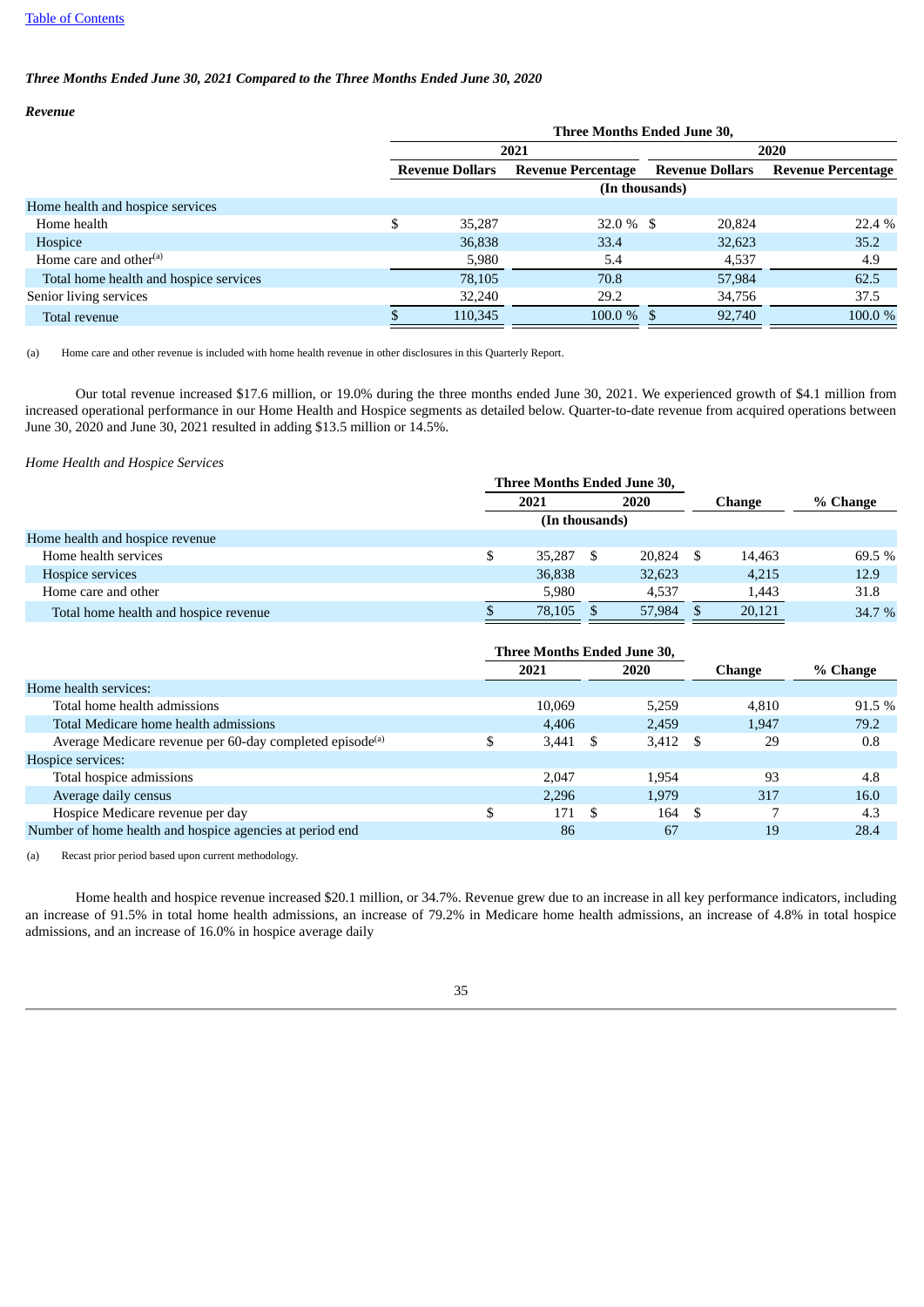[Table of Contents](#)

***Three Months Ended June 30, 2021 Compared to the Three Months Ended June 30, 2020***

***Revenue***

| | Three Months Ended June 30, | | | |
|---|---|---|---|---|
| | 2021 | | 2020 | |
| | Revenue Dollars | Revenue Percentage | Revenue Dollars | Revenue Percentage |
| | (In thousands) | | | |
| Home health and hospice services | | | | |
| Home health | $ 35,287 | 32.0 % | $ 20,824 | 22.4 % |
| Hospice | 36,838 | 33.4 | 32,623 | 35.2 |
| Home care and other[(a)] | 5,980 | 5.4 | 4,537 | 4.9 |
| Total home health and hospice services | 78,105 | 70.8 | 57,984 | 62.5 |
| Senior living services | 32,240 | 29.2 | 34,756 | 37.5 |
| Total revenue | $ 110,345 | 100.0 % | $ 92,740 | 100.0 % |

(a) Home care and other revenue is included with home health revenue in other disclosures in this Quarterly Report.

Our total revenue increased $17.6 million, or 19.0% during the three months ended June 30, 2021. We experienced growth of $4.1 million from increased operational performance in our Home Health and Hospice segments as detailed below. Quarter-to-date revenue from acquired operations between June 30, 2020 and June 30, 2021 resulted in adding $13.5 million or 14.5%.

*Home Health and Hospice Services*

| | Three Months Ended June 30, | | | |
|---|---|---|---|---|
| | 2021 | 2020 | Change | % Change |
| | (In thousands) | | | |
| Home health and hospice revenue | | | | |
| Home health services | $ 35,287 | $ 20,824 | $ 14,463 | 69.5 % |
| Hospice services | 36,838 | 32,623 | 4,215 | 12.9 |
| Home care and other | 5,980 | 4,537 | 1,443 | 31.8 |
| Total home health and hospice revenue | $ 78,105 | $ 57,984 | $ 20,121 | 34.7 % |

| | Three Months Ended June 30, | | | |
|---|---|---|---|---|
| | 2021 | 2020 | Change | % Change |
| Home health services: | | | | |
| Total home health admissions | 10,069 | 5,259 | 4,810 | 91.5 % |
| Total Medicare home health admissions | 4,406 | 2,459 | 1,947 | 79.2 |
| Average Medicare revenue per 60-day completed episode[(a)] | $ 3,441 | $ 3,412 | $ 29 | 0.8 |
| Hospice services: | | | | |
| Total hospice admissions | 2,047 | 1,954 | 93 | 4.8 |
| Average daily census | 2,296 | 1,979 | 317 | 16.0 |
| Hospice Medicare revenue per day | $ 171 | $ 164 | $ 7 | 4.3 |
| Number of home health and hospice agencies at period end | 86 | 67 | 19 | 28.4 |

(a) Recast prior period based upon current methodology.

Home health and hospice revenue increased $20.1 million, or 34.7%. Revenue grew due to an increase in all key performance indicators, including an increase of 91.5% in total home health admissions, an increase of 79.2% in Medicare home health admissions, an increase of 4.8% in total hospice admissions, and an increase of 16.0% in hospice average daily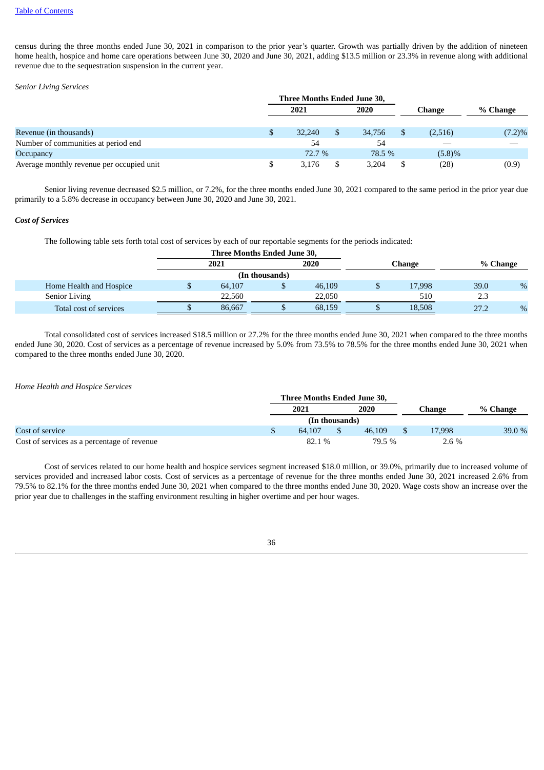census during the three months ended June 30, 2021 in comparison to the prior year's quarter. Growth was partially driven by the addition of nineteen home health, hospice and home care operations between June 30, 2020 and June 30, 2021, adding $13.5 million or 23.3% in revenue along with additional revenue due to the sequestration suspension in the current year.

*Senior Living Services*

| | Three Months Ended June 30, | | Change | % Change |
|---|---|---|---|---|
| | 2021 | 2020 | | |
| Revenue (in thousands) | $ 32,240 | $ 34,756 | $ (2,516) | (7.2)% |
| Number of communities at period end | 54 | 54 | — | — |
| Occupancy | 72.7 % | 78.5 % | (5.8)% | |
| Average monthly revenue per occupied unit | $ 3,176 | $ 3,204 | $ (28) | (0.9) |

Senior living revenue decreased $2.5 million, or 7.2%, for the three months ended June 30, 2021 compared to the same period in the prior year due primarily to a 5.8% decrease in occupancy between June 30, 2020 and June 30, 2021.

***Cost of Services***

The following table sets forth total cost of services by each of our reportable segments for the periods indicated:

| | Three Months Ended June 30, | | Change | % Change |
|---|---|---|---|---|
| | 2021 | 2020 | | |
| | (In thousands) | | | |
| Home Health and Hospice | $ 64,107 | $ 46,109 | $ 17,998 | 39.0 % |
| Senior Living | 22,560 | 22,050 | 510 | 2.3 |
| Total cost of services | $ 86,667 | $ 68,159 | $ 18,508 | 27.2 % |

Total consolidated cost of services increased $18.5 million or 27.2% for the three months ended June 30, 2021 when compared to the three months ended June 30, 2020. Cost of services as a percentage of revenue increased by 5.0% from 73.5% to 78.5% for the three months ended June 30, 2021 when compared to the three months ended June 30, 2020.

*Home Health and Hospice Services*

| | Three Months Ended June 30, | | Change | % Change |
|---|---|---|---|---|
| | 2021 | 2020 | | |
| | (In thousands) | | | |
| Cost of service | $ 64,107 | $ 46,109 | $ 17,998 | 39.0 % |
| Cost of services as a percentage of revenue | 82.1 % | 79.5 % | 2.6 % | |

Cost of services related to our home health and hospice services segment increased $18.0 million, or 39.0%, primarily due to increased volume of services provided and increased labor costs. Cost of services as a percentage of revenue for the three months ended June 30, 2021 increased 2.6% from 79.5% to 82.1% for the three months ended June 30, 2021 when compared to the three months ended June 30, 2020. Wage costs show an increase over the prior year due to challenges in the staffing environment resulting in higher overtime and per hour wages.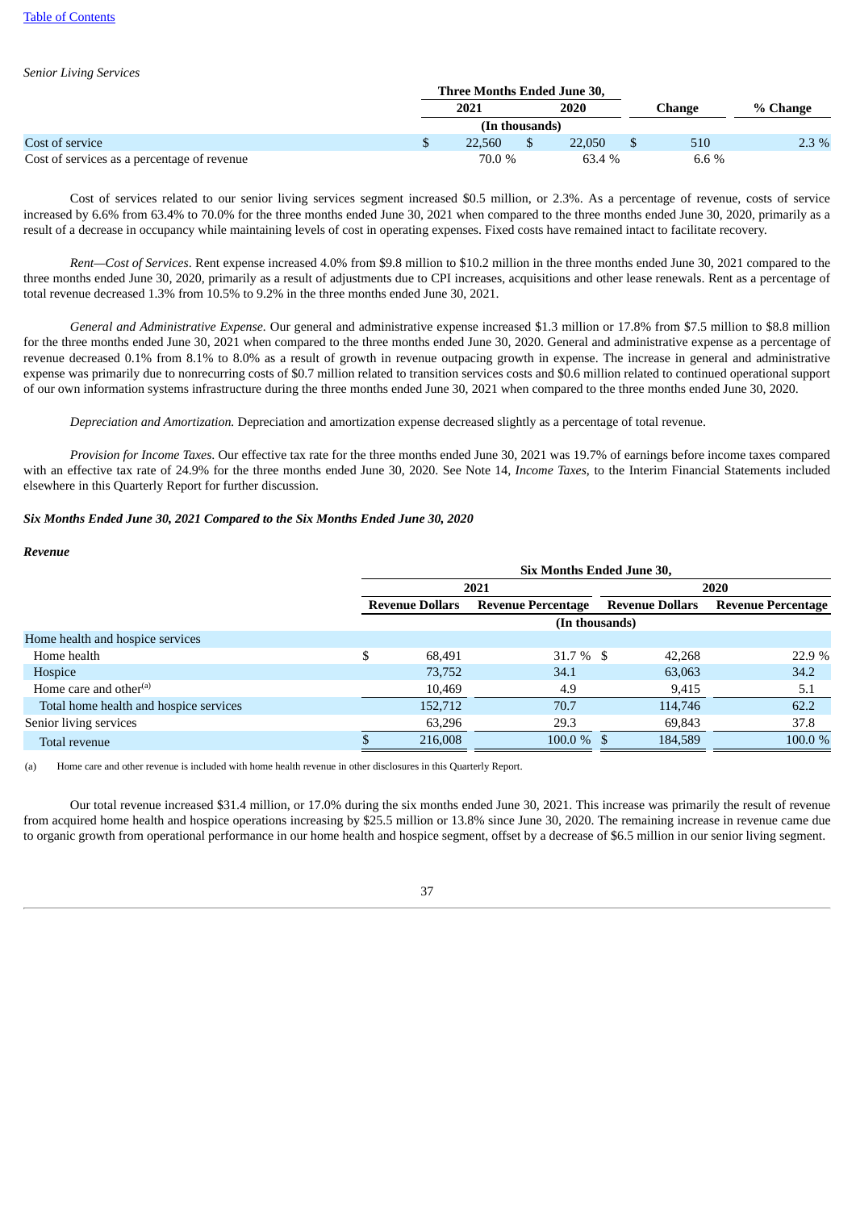*Senior Living Services*

| | Three Months Ended June 30, | | | |
|---|---|---|---|---|
| | 2021 | 2020 | Change | % Change |
| | (In thousands) | | | |
| Cost of service | $ 22,560 | $ 22,050 | $ 510 | 2.3 % |
| Cost of services as a percentage of revenue | 70.0 % | 63.4 % | 6.6 % | |

Cost of services related to our senior living services segment increased $0.5 million, or 2.3%. As a percentage of revenue, costs of service increased by 6.6% from 63.4% to 70.0% for the three months ended June 30, 2021 when compared to the three months ended June 30, 2020, primarily as a result of a decrease in occupancy while maintaining levels of cost in operating expenses. Fixed costs have remained intact to facilitate recovery.

*Rent—Cost of Services*. Rent expense increased 4.0% from $9.8 million to $10.2 million in the three months ended June 30, 2021 compared to the three months ended June 30, 2020, primarily as a result of adjustments due to CPI increases, acquisitions and other lease renewals. Rent as a percentage of total revenue decreased 1.3% from 10.5% to 9.2% in the three months ended June 30, 2021.

*General and Administrative Expense.* Our general and administrative expense increased $1.3 million or 17.8% from $7.5 million to $8.8 million for the three months ended June 30, 2021 when compared to the three months ended June 30, 2020. General and administrative expense as a percentage of revenue decreased 0.1% from 8.1% to 8.0% as a result of growth in revenue outpacing growth in expense. The increase in general and administrative expense was primarily due to nonrecurring costs of $0.7 million related to transition services costs and $0.6 million related to continued operational support of our own information systems infrastructure during the three months ended June 30, 2021 when compared to the three months ended June 30, 2020.

*Depreciation and Amortization.* Depreciation and amortization expense decreased slightly as a percentage of total revenue.

*Provision for Income Taxes.* Our effective tax rate for the three months ended June 30, 2021 was 19.7% of earnings before income taxes compared with an effective tax rate of 24.9% for the three months ended June 30, 2020. See Note 14, *Income Taxes*, to the Interim Financial Statements included elsewhere in this Quarterly Report for further discussion.

***Six Months Ended June 30, 2021 Compared to the Six Months Ended June 30, 2020***

***Revenue***

| | Six Months Ended June 30, | | | |
|---|---|---|---|---|
| | 2021 | | 2020 | |
| | Revenue Dollars | Revenue Percentage | Revenue Dollars | Revenue Percentage |
| | (In thousands) | | | |
| Home health and hospice services | | | | |
| Home health | $ 68,491 | 31.7 % | $ 42,268 | 22.9 % |
| Hospice | 73,752 | 34.1 | 63,063 | 34.2 |
| Home care and other[(a)] | 10,469 | 4.9 | 9,415 | 5.1 |
| Total home health and hospice services | 152,712 | 70.7 | 114,746 | 62.2 |
| Senior living services | 63,296 | 29.3 | 69,843 | 37.8 |
| Total revenue | $ 216,008 | 100.0 % | $ 184,589 | 100.0 % |

(a) Home care and other revenue is included with home health revenue in other disclosures in this Quarterly Report.

Our total revenue increased $31.4 million, or 17.0% during the six months ended June 30, 2021. This increase was primarily the result of revenue from acquired home health and hospice operations increasing by $25.5 million or 13.8% since June 30, 2020. The remaining increase in revenue came due to organic growth from operational performance in our home health and hospice segment, offset by a decrease of $6.5 million in our senior living segment.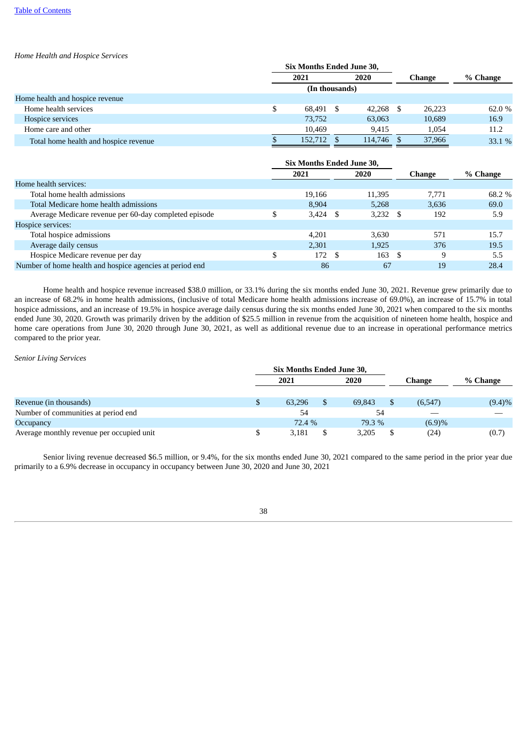*Home Health and Hospice Services*

| | Six Months Ended June 30, | | | |
|---|---|---|---|---|
| | 2021 | 2020 | Change | % Change |
| | (In thousands) | | | |
| Home health and hospice revenue | | | | |
| Home health services | $ 68,491 | $ 42,268 | $ 26,223 | 62.0 % |
| Hospice services | 73,752 | 63,063 | 10,689 | 16.9 |
| Home care and other | 10,469 | 9,415 | 1,054 | 11.2 |
| Total home health and hospice revenue | $ 152,712 | $ 114,746 | $ 37,966 | 33.1 % |

| | Six Months Ended June 30, | | | |
|---|---|---|---|---|
| | 2021 | 2020 | Change | % Change |
| Home health services: | | | | |
| Total home health admissions | 19,166 | 11,395 | 7,771 | 68.2 % |
| Total Medicare home health admissions | 8,904 | 5,268 | 3,636 | 69.0 |
| Average Medicare revenue per 60-day completed episode | $ 3,424 | $ 3,232 | $ 192 | 5.9 |
| Hospice services: | | | | |
| Total hospice admissions | 4,201 | 3,630 | 571 | 15.7 |
| Average daily census | 2,301 | 1,925 | 376 | 19.5 |
| Hospice Medicare revenue per day | $ 172 | $ 163 | $ 9 | 5.5 |
| Number of home health and hospice agencies at period end | 86 | 67 | 19 | 28.4 |

Home health and hospice revenue increased $38.0 million, or 33.1% during the six months ended June 30, 2021. Revenue grew primarily due to an increase of 68.2% in home health admissions, (inclusive of total Medicare home health admissions increase of 69.0%), an increase of 15.7% in total hospice admissions, and an increase of 19.5% in hospice average daily census during the six months ended June 30, 2021 when compared to the six months ended June 30, 2020. Growth was primarily driven by the addition of $25.5 million in revenue from the acquisition of nineteen home health, hospice and home care operations from June 30, 2020 through June 30, 2021, as well as additional revenue due to an increase in operational performance metrics compared to the prior year.

*Senior Living Services*

| | Six Months Ended June 30, | | | |
|---|---|---|---|---|
| | 2021 | 2020 | Change | % Change |
| Revenue (in thousands) | $ 63,296 | $ 69,843 | $ (6,547) | (9.4)% |
| Number of communities at period end | 54 | 54 | — | — |
| Occupancy | 72.4 % | 79.3 % | (6.9)% | |
| Average monthly revenue per occupied unit | $ 3,181 | $ 3,205 | $ (24) | (0.7) |

Senior living revenue decreased $6.5 million, or 9.4%, for the six months ended June 30, 2021 compared to the same period in the prior year due primarily to a 6.9% decrease in occupancy in occupancy between June 30, 2020 and June 30, 2021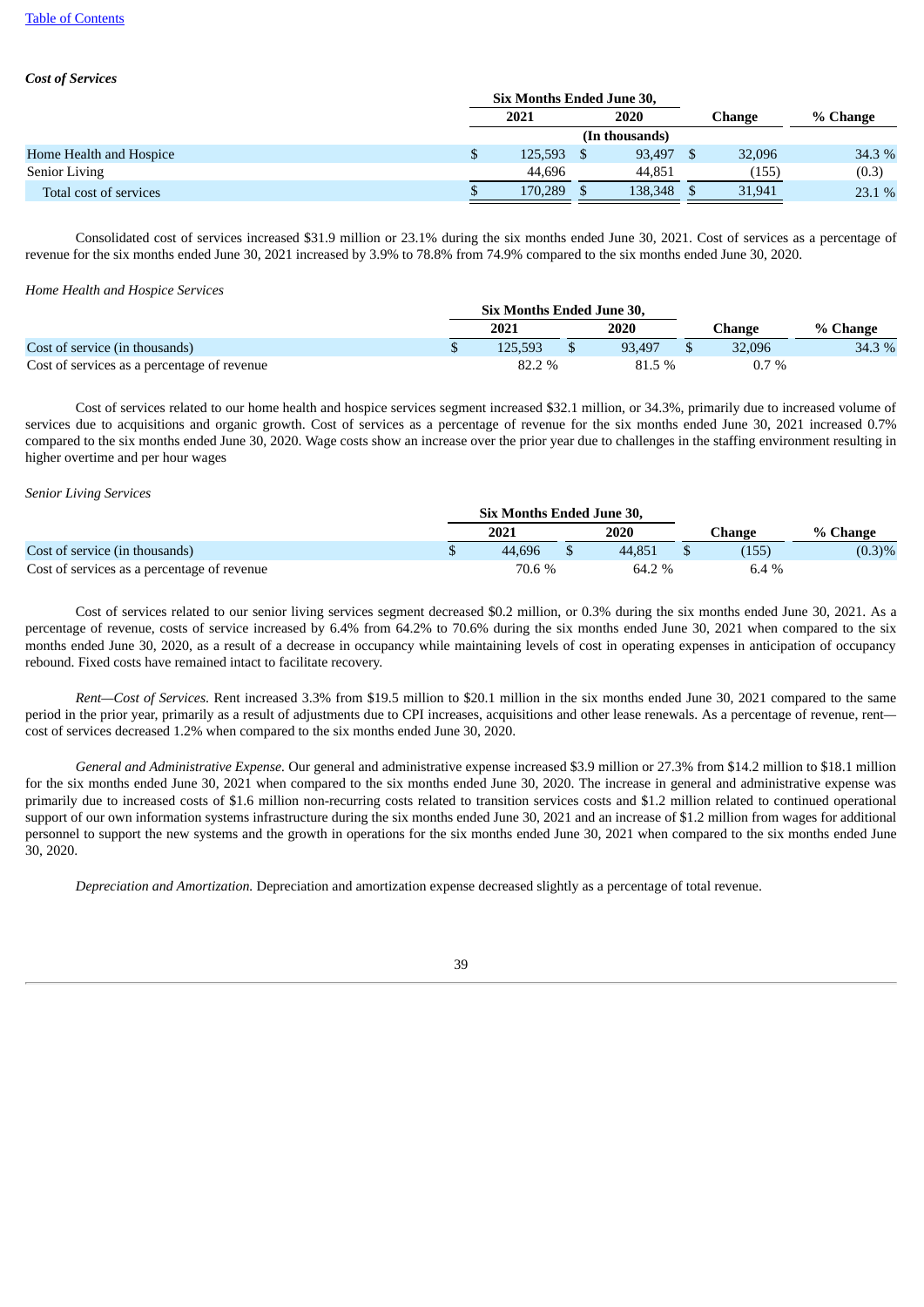[Table of Contents](#)

***Cost of Services***

| | Six Months Ended June 30, | | | |
|---|---|---|---|---|
| | 2021 | 2020 | Change | % Change |
| | (In thousands) | | | |
| Home Health and Hospice | $ 125,593 | $ 93,497 | $ 32,096 | 34.3 % |
| Senior Living | 44,696 | 44,851 | (155) | (0.3) |
| Total cost of services | $ 170,289 | $ 138,348 | $ 31,941 | 23.1 % |

Consolidated cost of services increased $31.9 million or 23.1% during the six months ended June 30, 2021. Cost of services as a percentage of revenue for the six months ended June 30, 2021 increased by 3.9% to 78.8% from 74.9% compared to the six months ended June 30, 2020.

*Home Health and Hospice Services*

| | Six Months Ended June 30, | | | |
|---|---|---|---|---|
| | 2021 | 2020 | Change | % Change |
| Cost of service (in thousands) | $ 125,593 | $ 93,497 | $ 32,096 | 34.3 % |
| Cost of services as a percentage of revenue | 82.2 % | 81.5 % | 0.7 % | |

Cost of services related to our home health and hospice services segment increased $32.1 million, or 34.3%, primarily due to increased volume of services due to acquisitions and organic growth. Cost of services as a percentage of revenue for the six months ended June 30, 2021 increased 0.7% compared to the six months ended June 30, 2020. Wage costs show an increase over the prior year due to challenges in the staffing environment resulting in higher overtime and per hour wages

*Senior Living Services*

| | Six Months Ended June 30, | | | |
|---|---|---|---|---|
| | 2021 | 2020 | Change | % Change |
| Cost of service (in thousands) | $ 44,696 | $ 44,851 | $ (155) | (0.3)% |
| Cost of services as a percentage of revenue | 70.6 % | 64.2 % | 6.4 % | |

Cost of services related to our senior living services segment decreased $0.2 million, or 0.3% during the six months ended June 30, 2021. As a percentage of revenue, costs of service increased by 6.4% from 64.2% to 70.6% during the six months ended June 30, 2021 when compared to the six months ended June 30, 2020, as a result of a decrease in occupancy while maintaining levels of cost in operating expenses in anticipation of occupancy rebound. Fixed costs have remained intact to facilitate recovery.

*Rent—Cost of Services.* Rent increased 3.3% from $19.5 million to $20.1 million in the six months ended June 30, 2021 compared to the same period in the prior year, primarily as a result of adjustments due to CPI increases, acquisitions and other lease renewals. As a percentage of revenue, rent—cost of services decreased 1.2% when compared to the six months ended June 30, 2020.

*General and Administrative Expense.* Our general and administrative expense increased $3.9 million or 27.3% from $14.2 million to $18.1 million for the six months ended June 30, 2021 when compared to the six months ended June 30, 2020. The increase in general and administrative expense was primarily due to increased costs of $1.6 million non-recurring costs related to transition services costs and $1.2 million related to continued operational support of our own information systems infrastructure during the six months ended June 30, 2021 and an increase of $1.2 million from wages for additional personnel to support the new systems and the growth in operations for the six months ended June 30, 2021 when compared to the six months ended June 30, 2020.

*Depreciation and Amortization.* Depreciation and amortization expense decreased slightly as a percentage of total revenue.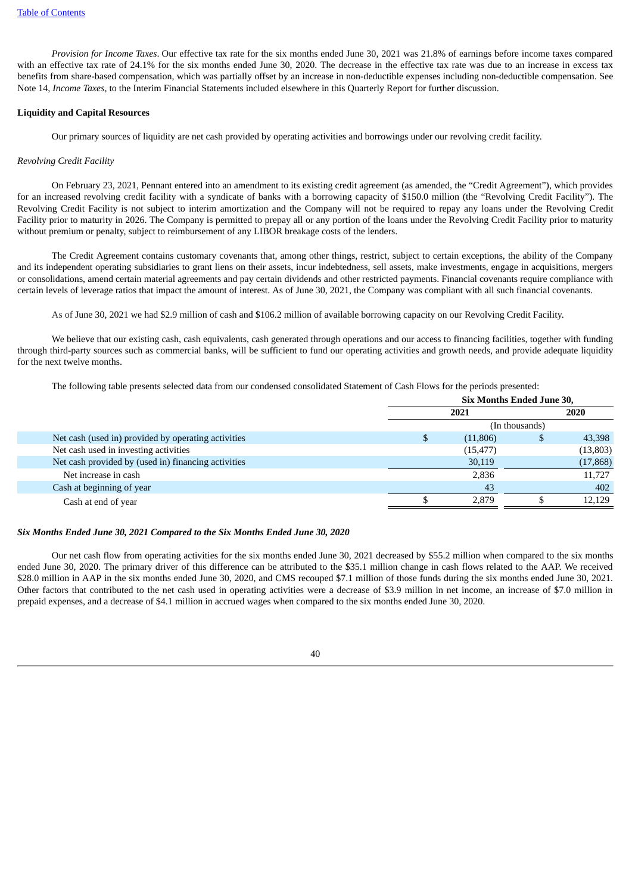*Provision for Income Taxes*. Our effective tax rate for the six months ended June 30, 2021 was 21.8% of earnings before income taxes compared with an effective tax rate of 24.1% for the six months ended June 30, 2020. The decrease in the effective tax rate was due to an increase in excess tax benefits from share-based compensation, which was partially offset by an increase in non-deductible expenses including non-deductible compensation. See Note 14, *Income Taxes*, to the Interim Financial Statements included elsewhere in this Quarterly Report for further discussion.

**Liquidity and Capital Resources**

Our primary sources of liquidity are net cash provided by operating activities and borrowings under our revolving credit facility.

*Revolving Credit Facility*

On February 23, 2021, Pennant entered into an amendment to its existing credit agreement (as amended, the "Credit Agreement"), which provides for an increased revolving credit facility with a syndicate of banks with a borrowing capacity of $150.0 million (the "Revolving Credit Facility"). The Revolving Credit Facility is not subject to interim amortization and the Company will not be required to repay any loans under the Revolving Credit Facility prior to maturity in 2026. The Company is permitted to prepay all or any portion of the loans under the Revolving Credit Facility prior to maturity without premium or penalty, subject to reimbursement of any LIBOR breakage costs of the lenders.

The Credit Agreement contains customary covenants that, among other things, restrict, subject to certain exceptions, the ability of the Company and its independent operating subsidiaries to grant liens on their assets, incur indebtedness, sell assets, make investments, engage in acquisitions, mergers or consolidations, amend certain material agreements and pay certain dividends and other restricted payments. Financial covenants require compliance with certain levels of leverage ratios that impact the amount of interest. As of June 30, 2021, the Company was compliant with all such financial covenants.

As of June 30, 2021 we had $2.9 million of cash and $106.2 million of available borrowing capacity on our Revolving Credit Facility.

We believe that our existing cash, cash equivalents, cash generated through operations and our access to financing facilities, together with funding through third-party sources such as commercial banks, will be sufficient to fund our operating activities and growth needs, and provide adequate liquidity for the next twelve months.

The following table presents selected data from our condensed consolidated Statement of Cash Flows for the periods presented:

| | Six Months Ended June 30, | |
|---|---|---|
| | 2021 | 2020 |
| | (In thousands) | |
| Net cash (used in) provided by operating activities | $ (11,806) | $ 43,398 |
| Net cash used in investing activities | (15,477) | (13,803) |
| Net cash provided by (used in) financing activities | 30,119 | (17,868) |
| Net increase in cash | 2,836 | 11,727 |
| Cash at beginning of year | 43 | 402 |
| Cash at end of year | $ 2,879 | $ 12,129 |

***Six Months Ended June 30, 2021 Compared to the Six Months Ended June 30, 2020***

Our net cash flow from operating activities for the six months ended June 30, 2021 decreased by $55.2 million when compared to the six months ended June 30, 2020. The primary driver of this difference can be attributed to the $35.1 million change in cash flows related to the AAP. We received $28.0 million in AAP in the six months ended June 30, 2020, and CMS recouped $7.1 million of those funds during the six months ended June 30, 2021. Other factors that contributed to the net cash used in operating activities were a decrease of $3.9 million in net income, an increase of $7.0 million in prepaid expenses, and a decrease of $4.1 million in accrued wages when compared to the six months ended June 30, 2020.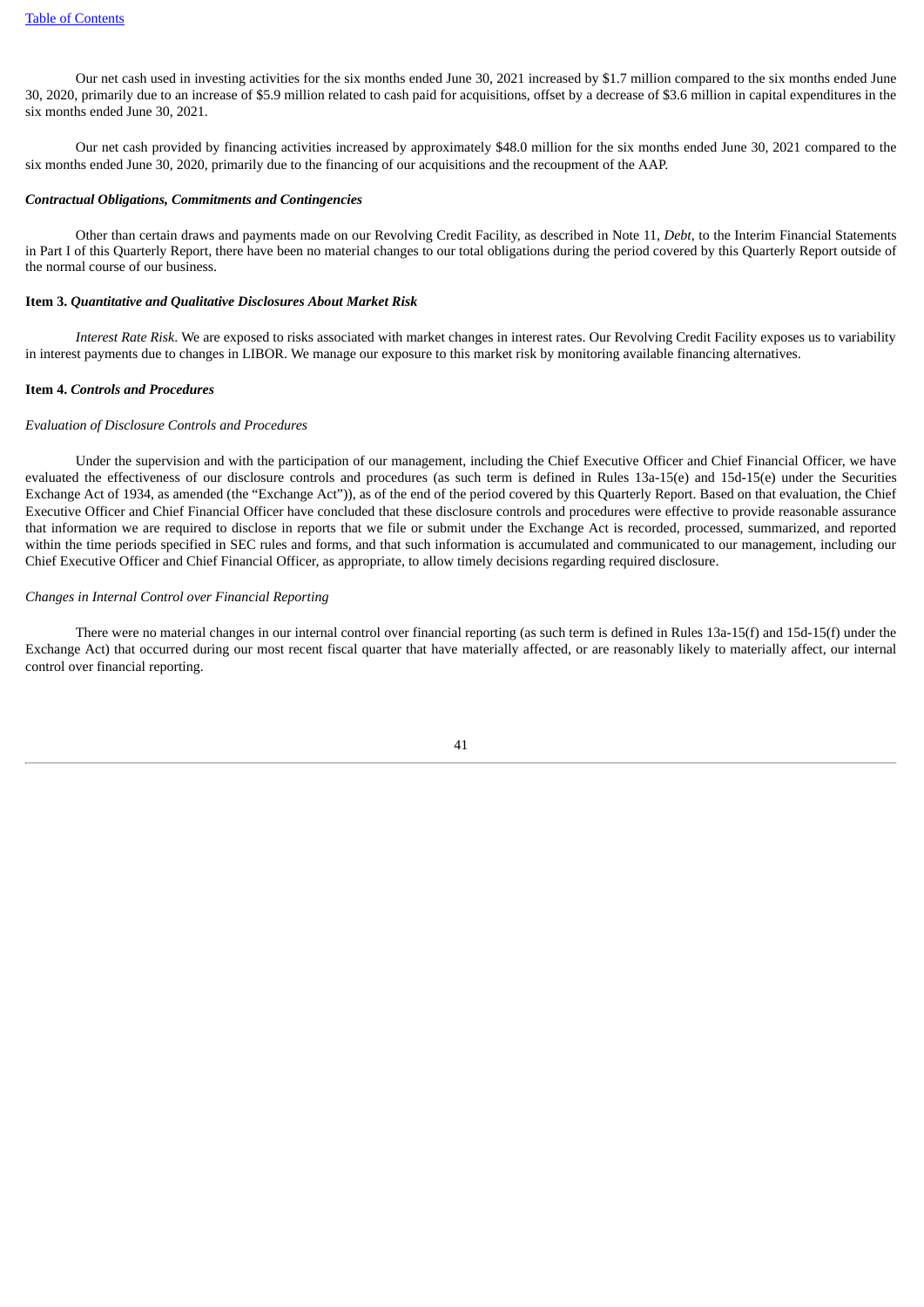Our net cash used in investing activities for the six months ended June 30, 2021 increased by $1.7 million compared to the six months ended June 30, 2020, primarily due to an increase of $5.9 million related to cash paid for acquisitions, offset by a decrease of $3.6 million in capital expenditures in the six months ended June 30, 2021.

Our net cash provided by financing activities increased by approximately $48.0 million for the six months ended June 30, 2021 compared to the six months ended June 30, 2020, primarily due to the financing of our acquisitions and the recoupment of the AAP.

***Contractual Obligations, Commitments and Contingencies***

Other than certain draws and payments made on our Revolving Credit Facility, as described in Note 11, *Debt*, to the Interim Financial Statements in Part I of this Quarterly Report, there have been no material changes to our total obligations during the period covered by this Quarterly Report outside of the normal course of our business.

**Item 3.** ***Quantitative and Qualitative Disclosures About Market Risk***

*Interest Rate Risk*. We are exposed to risks associated with market changes in interest rates. Our Revolving Credit Facility exposes us to variability in interest payments due to changes in LIBOR. We manage our exposure to this market risk by monitoring available financing alternatives.

**Item 4.** ***Controls and Procedures***

*Evaluation of Disclosure Controls and Procedures*

Under the supervision and with the participation of our management, including the Chief Executive Officer and Chief Financial Officer, we have evaluated the effectiveness of our disclosure controls and procedures (as such term is defined in Rules 13a-15(e) and 15d-15(e) under the Securities Exchange Act of 1934, as amended (the "Exchange Act")), as of the end of the period covered by this Quarterly Report. Based on that evaluation, the Chief Executive Officer and Chief Financial Officer have concluded that these disclosure controls and procedures were effective to provide reasonable assurance that information we are required to disclose in reports that we file or submit under the Exchange Act is recorded, processed, summarized, and reported within the time periods specified in SEC rules and forms, and that such information is accumulated and communicated to our management, including our Chief Executive Officer and Chief Financial Officer, as appropriate, to allow timely decisions regarding required disclosure.

*Changes in Internal Control over Financial Reporting*

There were no material changes in our internal control over financial reporting (as such term is defined in Rules 13a-15(f) and 15d-15(f) under the Exchange Act) that occurred during our most recent fiscal quarter that have materially affected, or are reasonably likely to materially affect, our internal control over financial reporting.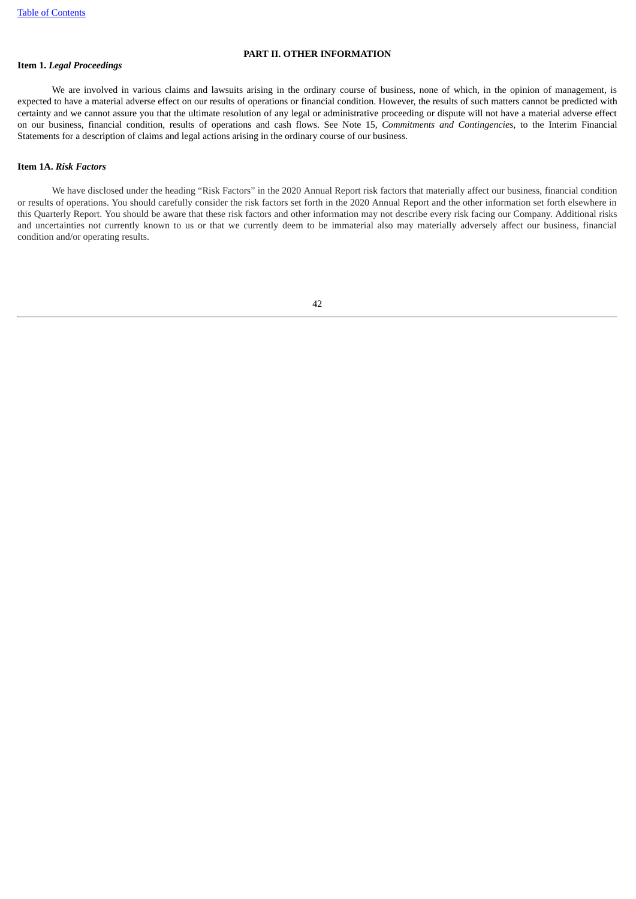## PART II. OTHER INFORMATION

**Item 1.** ***Legal Proceedings***

We are involved in various claims and lawsuits arising in the ordinary course of business, none of which, in the opinion of management, is expected to have a material adverse effect on our results of operations or financial condition. However, the results of such matters cannot be predicted with certainty and we cannot assure you that the ultimate resolution of any legal or administrative proceeding or dispute will not have a material adverse effect on our business, financial condition, results of operations and cash flows. See Note 15, *Commitments and Contingencies*, to the Interim Financial Statements for a description of claims and legal actions arising in the ordinary course of our business.

**Item 1A.** ***Risk Factors***

We have disclosed under the heading "Risk Factors" in the 2020 Annual Report risk factors that materially affect our business, financial condition or results of operations. You should carefully consider the risk factors set forth in the 2020 Annual Report and the other information set forth elsewhere in this Quarterly Report. You should be aware that these risk factors and other information may not describe every risk facing our Company. Additional risks and uncertainties not currently known to us or that we currently deem to be immaterial also may materially adversely affect our business, financial condition and/or operating results.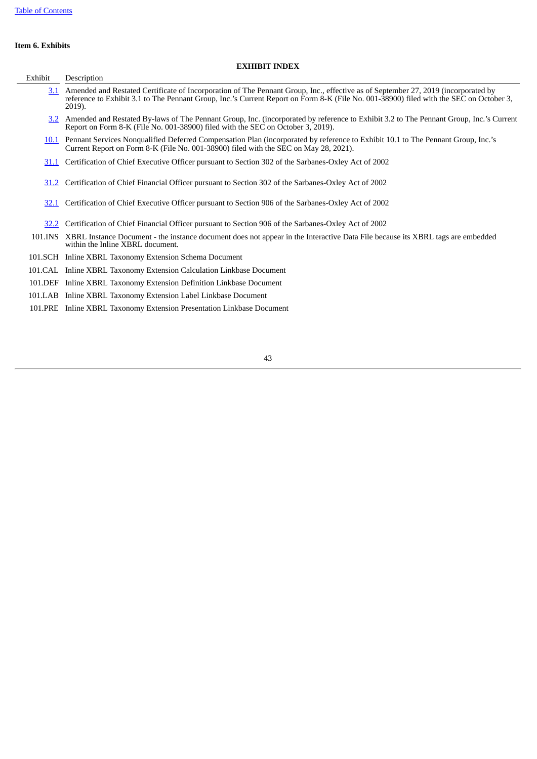[Table of Contents](#)

**Item 6. Exhibits**

**EXHIBIT INDEX**

| Exhibit | Description |
|---|---|
| 3.1 | Amended and Restated Certificate of Incorporation of The Pennant Group, Inc., effective as of September 27, 2019 (incorporated by reference to Exhibit 3.1 to The Pennant Group, Inc.'s Current Report on Form 8-K (File No. 001-38900) filed with the SEC on October 3, 2019). |
| 3.2 | Amended and Restated By-laws of The Pennant Group, Inc. (incorporated by reference to Exhibit 3.2 to The Pennant Group, Inc.'s Current Report on Form 8-K (File No. 001-38900) filed with the SEC on October 3, 2019). |
| 10.1 | Pennant Services Nonqualified Deferred Compensation Plan (incorporated by reference to Exhibit 10.1 to The Pennant Group, Inc.'s Current Report on Form 8-K (File No. 001-38900) filed with the SEC on May 28, 2021). |
| 31.1 | Certification of Chief Executive Officer pursuant to Section 302 of the Sarbanes-Oxley Act of 2002 |
| 31.2 | Certification of Chief Financial Officer pursuant to Section 302 of the Sarbanes-Oxley Act of 2002 |
| 32.1 | Certification of Chief Executive Officer pursuant to Section 906 of the Sarbanes-Oxley Act of 2002 |
| 32.2 | Certification of Chief Financial Officer pursuant to Section 906 of the Sarbanes-Oxley Act of 2002 |
| 101.INS | XBRL Instance Document - the instance document does not appear in the Interactive Data File because its XBRL tags are embedded within the Inline XBRL document. |
| 101.SCH | Inline XBRL Taxonomy Extension Schema Document |
| 101.CAL | Inline XBRL Taxonomy Extension Calculation Linkbase Document |
| 101.DEF | Inline XBRL Taxonomy Extension Definition Linkbase Document |
| 101.LAB | Inline XBRL Taxonomy Extension Label Linkbase Document |
| 101.PRE | Inline XBRL Taxonomy Extension Presentation Linkbase Document |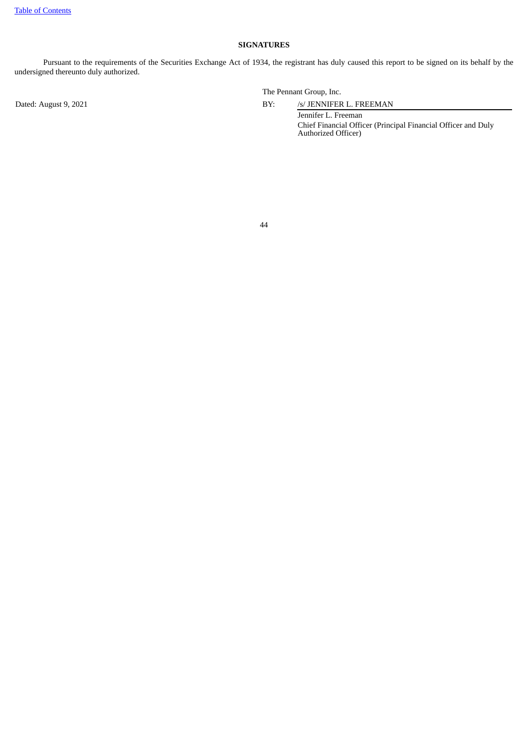**SIGNATURES**

Pursuant to the requirements of the Securities Exchange Act of 1934, the registrant has duly caused this report to be signed on its behalf by the undersigned thereunto duly authorized.

| | | |
|---|---|---|
| | The Pennant Group, Inc. | |
| Dated: August 9, 2021 | BY: | /s/ JENNIFER L. FREEMAN |
| | | Jennifer L. Freeman |
| | | Chief Financial Officer (Principal Financial Officer and Duly Authorized Officer) |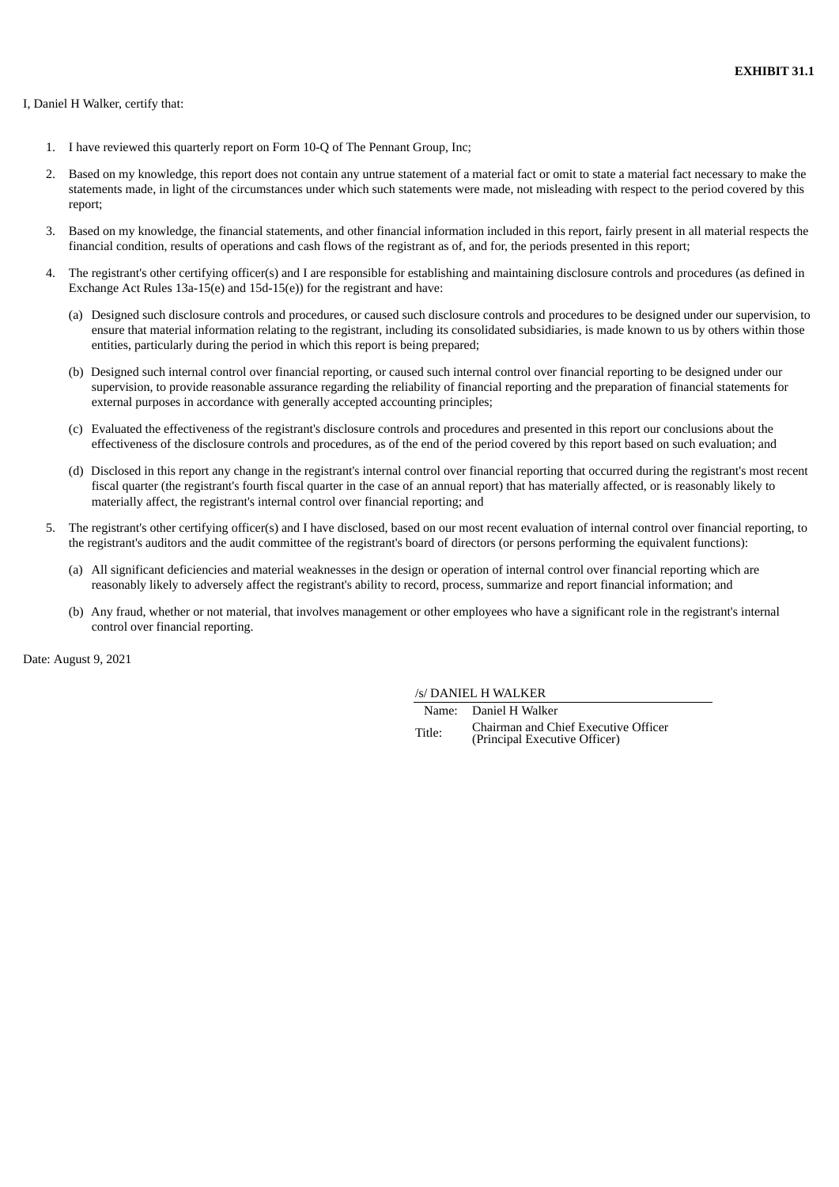**EXHIBIT 31.1**

I, Daniel H Walker, certify that:

1. I have reviewed this quarterly report on Form 10-Q of The Pennant Group, Inc;
2. Based on my knowledge, this report does not contain any untrue statement of a material fact or omit to state a material fact necessary to make the statements made, in light of the circumstances under which such statements were made, not misleading with respect to the period covered by this report;
3. Based on my knowledge, the financial statements, and other financial information included in this report, fairly present in all material respects the financial condition, results of operations and cash flows of the registrant as of, and for, the periods presented in this report;
4. The registrant's other certifying officer(s) and I are responsible for establishing and maintaining disclosure controls and procedures (as defined in Exchange Act Rules 13a-15(e) and 15d-15(e)) for the registrant and have:

   (a) Designed such disclosure controls and procedures, or caused such disclosure controls and procedures to be designed under our supervision, to ensure that material information relating to the registrant, including its consolidated subsidiaries, is made known to us by others within those entities, particularly during the period in which this report is being prepared;

   (b) Designed such internal control over financial reporting, or caused such internal control over financial reporting to be designed under our supervision, to provide reasonable assurance regarding the reliability of financial reporting and the preparation of financial statements for external purposes in accordance with generally accepted accounting principles;

   (c) Evaluated the effectiveness of the registrant's disclosure controls and procedures and presented in this report our conclusions about the effectiveness of the disclosure controls and procedures, as of the end of the period covered by this report based on such evaluation; and

   (d) Disclosed in this report any change in the registrant's internal control over financial reporting that occurred during the registrant's most recent fiscal quarter (the registrant's fourth fiscal quarter in the case of an annual report) that has materially affected, or is reasonably likely to materially affect, the registrant's internal control over financial reporting; and

5. The registrant's other certifying officer(s) and I have disclosed, based on our most recent evaluation of internal control over financial reporting, to the registrant's auditors and the audit committee of the registrant's board of directors (or persons performing the equivalent functions):

   (a) All significant deficiencies and material weaknesses in the design or operation of internal control over financial reporting which are reasonably likely to adversely affect the registrant's ability to record, process, summarize and report financial information; and

   (b) Any fraud, whether or not material, that involves management or other employees who have a significant role in the registrant's internal control over financial reporting.

Date: August 9, 2021

/s/ DANIEL H WALKER

| | |
|---|---|
| Name: | Daniel H Walker |
| Title: | Chairman and Chief Executive Officer (Principal Executive Officer) |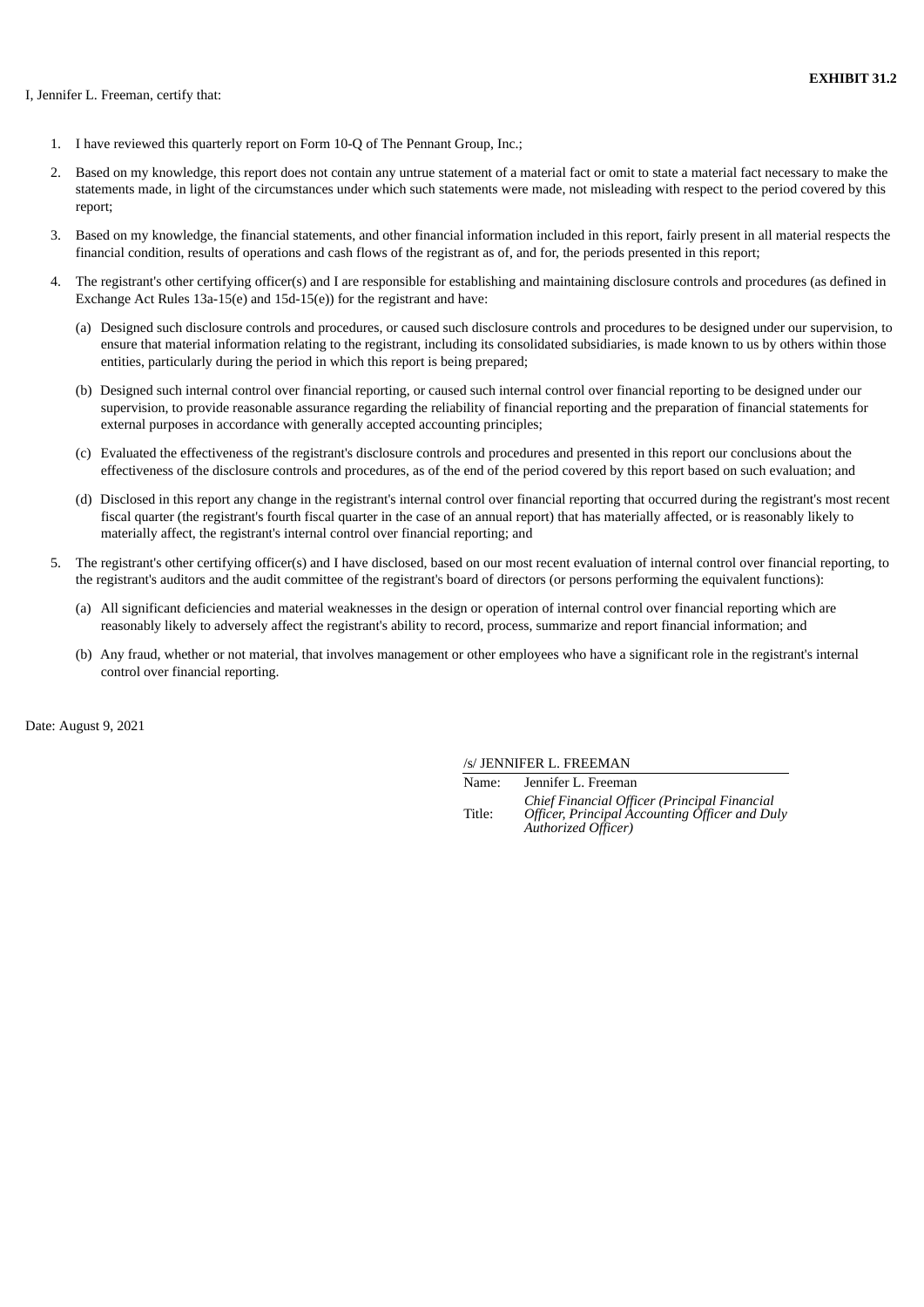**EXHIBIT 31.2**

I, Jennifer L. Freeman, certify that:

1. I have reviewed this quarterly report on Form 10-Q of The Pennant Group, Inc.;
2. Based on my knowledge, this report does not contain any untrue statement of a material fact or omit to state a material fact necessary to make the statements made, in light of the circumstances under which such statements were made, not misleading with respect to the period covered by this report;
3. Based on my knowledge, the financial statements, and other financial information included in this report, fairly present in all material respects the financial condition, results of operations and cash flows of the registrant as of, and for, the periods presented in this report;
4. The registrant's other certifying officer(s) and I are responsible for establishing and maintaining disclosure controls and procedures (as defined in Exchange Act Rules 13a-15(e) and 15d-15(e)) for the registrant and have:
   (a) Designed such disclosure controls and procedures, or caused such disclosure controls and procedures to be designed under our supervision, to ensure that material information relating to the registrant, including its consolidated subsidiaries, is made known to us by others within those entities, particularly during the period in which this report is being prepared;

   (b) Designed such internal control over financial reporting, or caused such internal control over financial reporting to be designed under our supervision, to provide reasonable assurance regarding the reliability of financial reporting and the preparation of financial statements for external purposes in accordance with generally accepted accounting principles;

   (c) Evaluated the effectiveness of the registrant's disclosure controls and procedures and presented in this report our conclusions about the effectiveness of the disclosure controls and procedures, as of the end of the period covered by this report based on such evaluation; and

   (d) Disclosed in this report any change in the registrant's internal control over financial reporting that occurred during the registrant's most recent fiscal quarter (the registrant's fourth fiscal quarter in the case of an annual report) that has materially affected, or is reasonably likely to materially affect, the registrant's internal control over financial reporting; and
5. The registrant's other certifying officer(s) and I have disclosed, based on our most recent evaluation of internal control over financial reporting, to the registrant's auditors and the audit committee of the registrant's board of directors (or persons performing the equivalent functions):
   (a) All significant deficiencies and material weaknesses in the design or operation of internal control over financial reporting which are reasonably likely to adversely affect the registrant's ability to record, process, summarize and report financial information; and

   (b) Any fraud, whether or not material, that involves management or other employees who have a significant role in the registrant's internal control over financial reporting.

Date: August 9, 2021

/s/ JENNIFER L. FREEMAN

| | |
|---|---|
| Name: | Jennifer L. Freeman |
| Title: | *Chief Financial Officer (Principal Financial Officer, Principal Accounting Officer and Duly Authorized Officer)* |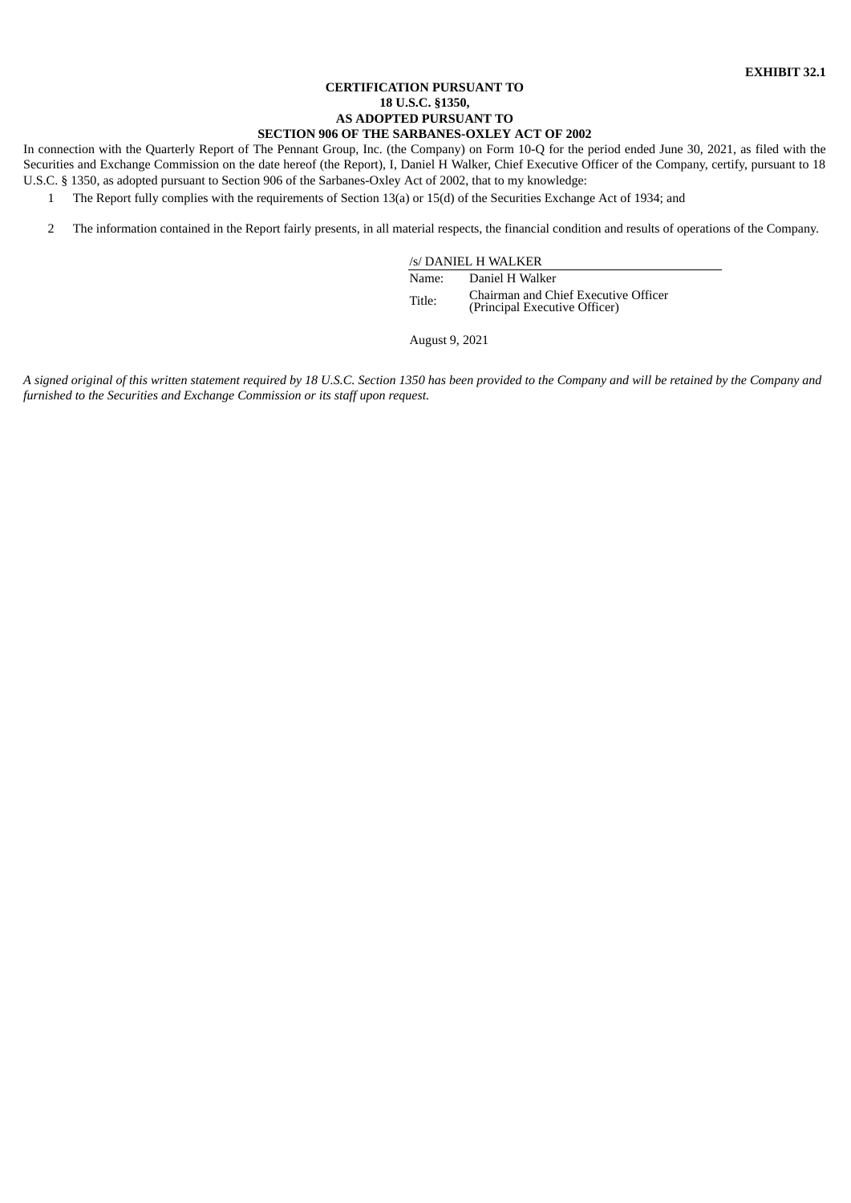**EXHIBIT 32.1**

**CERTIFICATION PURSUANT TO**
**18 U.S.C. §1350,**
**AS ADOPTED PURSUANT TO**
**SECTION 906 OF THE SARBANES-OXLEY ACT OF 2002**

In connection with the Quarterly Report of The Pennant Group, Inc. (the Company) on Form 10-Q for the period ended June 30, 2021, as filed with the Securities and Exchange Commission on the date hereof (the Report), I, Daniel H Walker, Chief Executive Officer of the Company, certify, pursuant to 18 U.S.C. § 1350, as adopted pursuant to Section 906 of the Sarbanes-Oxley Act of 2002, that to my knowledge:

1 The Report fully complies with the requirements of Section 13(a) or 15(d) of the Securities Exchange Act of 1934; and

2 The information contained in the Report fairly presents, in all material respects, the financial condition and results of operations of the Company.

/s/ DANIEL H WALKER

| | |
|---|---|
| Name: | Daniel H Walker |
| Title: | Chairman and Chief Executive Officer (Principal Executive Officer) |

August 9, 2021

*A signed original of this written statement required by 18 U.S.C. Section 1350 has been provided to the Company and will be retained by the Company and furnished to the Securities and Exchange Commission or its staff upon request.*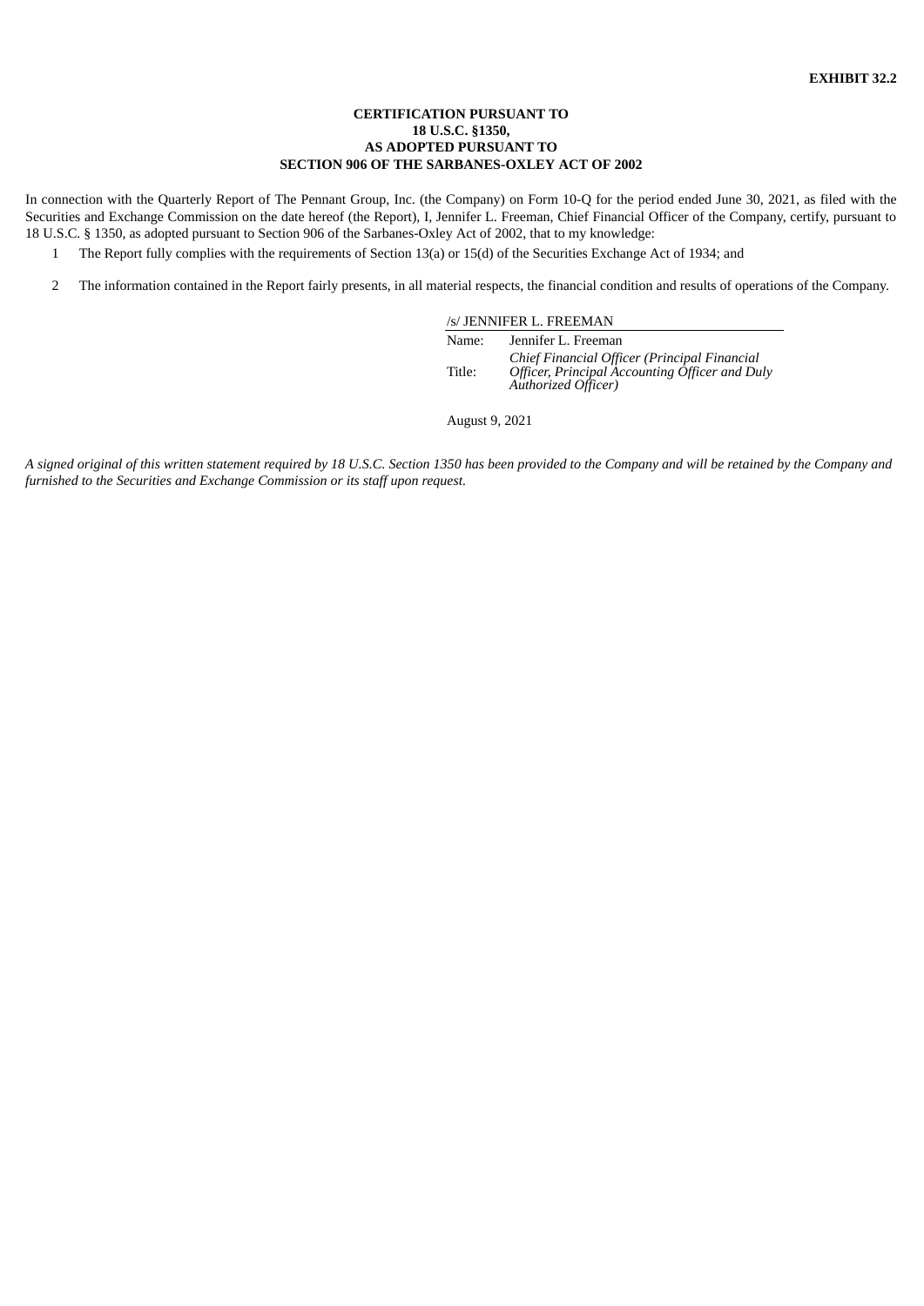**EXHIBIT 32.2**

**CERTIFICATION PURSUANT TO**
**18 U.S.C. §1350,**
**AS ADOPTED PURSUANT TO**
**SECTION 906 OF THE SARBANES-OXLEY ACT OF 2002**

In connection with the Quarterly Report of The Pennant Group, Inc. (the Company) on Form 10-Q for the period ended June 30, 2021, as filed with the Securities and Exchange Commission on the date hereof (the Report), I, Jennifer L. Freeman, Chief Financial Officer of the Company, certify, pursuant to 18 U.S.C. § 1350, as adopted pursuant to Section 906 of the Sarbanes-Oxley Act of 2002, that to my knowledge:

1 The Report fully complies with the requirements of Section 13(a) or 15(d) of the Securities Exchange Act of 1934; and

2 The information contained in the Report fairly presents, in all material respects, the financial condition and results of operations of the Company.

/s/ JENNIFER L. FREEMAN

| | |
|---|---|
| Name: | Jennifer L. Freeman |
| Title: | *Chief Financial Officer (Principal Financial Officer, Principal Accounting Officer and Duly Authorized Officer)* |

August 9, 2021

*A signed original of this written statement required by 18 U.S.C. Section 1350 has been provided to the Company and will be retained by the Company and furnished to the Securities and Exchange Commission or its staff upon request.*